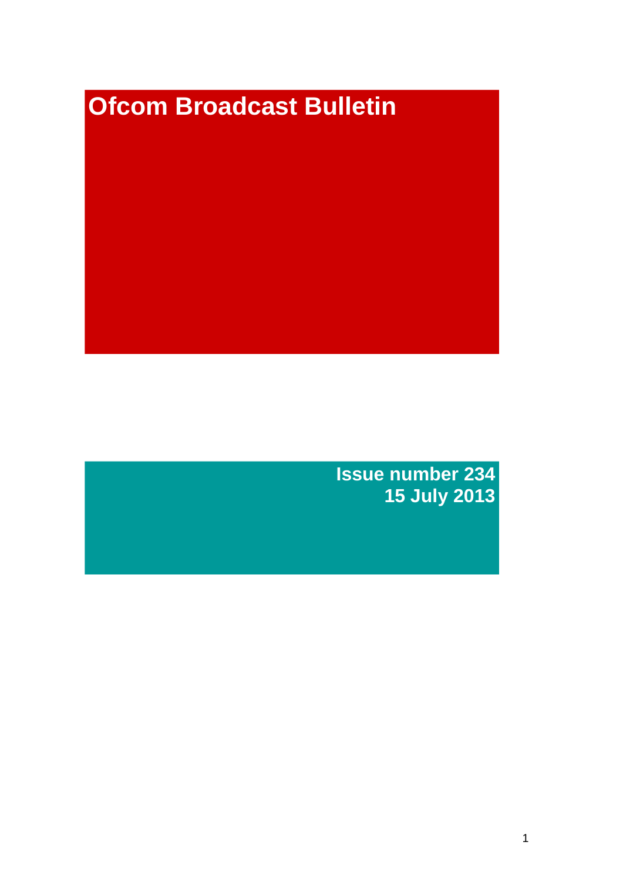# Ofcom Broadcast Bulletin

**Issue number 234**
**15 July 2013**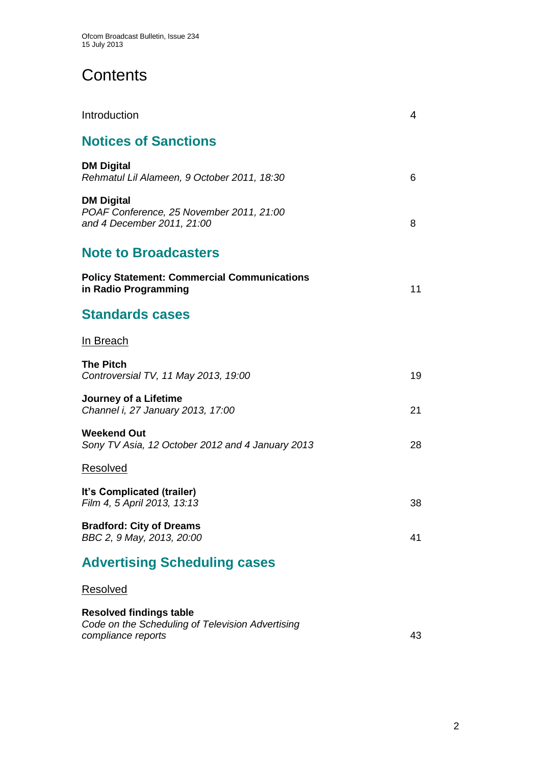# Contents

| | |
|---|---|
| Introduction | 4 |

## Notices of Sanctions

| | |
|---|---|
| **DM Digital** *Rehmatul Lil Alameen, 9 October 2011, 18:30* | 6 |
| **DM Digital** *POAF Conference, 25 November 2011, 21:00 and 4 December 2011, 21:00* | 8 |

## Note to Broadcasters

| | |
|---|---|
| **Policy Statement: Commercial Communications in Radio Programming** | 11 |

## Standards cases

In Breach

| | |
|---|---|
| **The Pitch** *Controversial TV, 11 May 2013, 19:00* | 19 |
| **Journey of a Lifetime** *Channel i, 27 January 2013, 17:00* | 21 |
| **Weekend Out** *Sony TV Asia, 12 October 2012 and 4 January 2013* | 28 |

Resolved

| | |
|---|---|
| **It's Complicated (trailer)** *Film 4, 5 April 2013, 13:13* | 38 |
| **Bradford: City of Dreams** *BBC 2, 9 May, 2013, 20:00* | 41 |

## Advertising Scheduling cases

Resolved

| | |
|---|---|
| **Resolved findings table** *Code on the Scheduling of Television Advertising compliance reports* | 43 |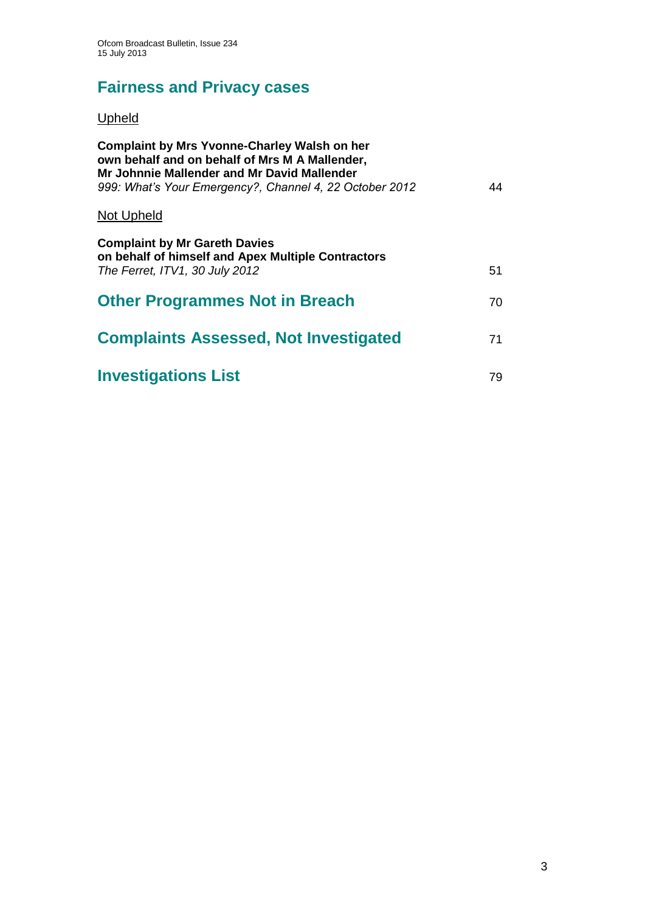## Fairness and Privacy cases

Upheld

**Complaint by Mrs Yvonne-Charley Walsh on her own behalf and on behalf of Mrs M A Mallender, Mr Johnnie Mallender and Mr David Mallender**
*999: What's Your Emergency?, Channel 4, 22 October 2012* 44

Not Upheld

**Complaint by Mr Gareth Davies on behalf of himself and Apex Multiple Contractors**
*The Ferret, ITV1, 30 July 2012* 51

## Other Programmes Not in Breach 70

## Complaints Assessed, Not Investigated 71

## Investigations List 79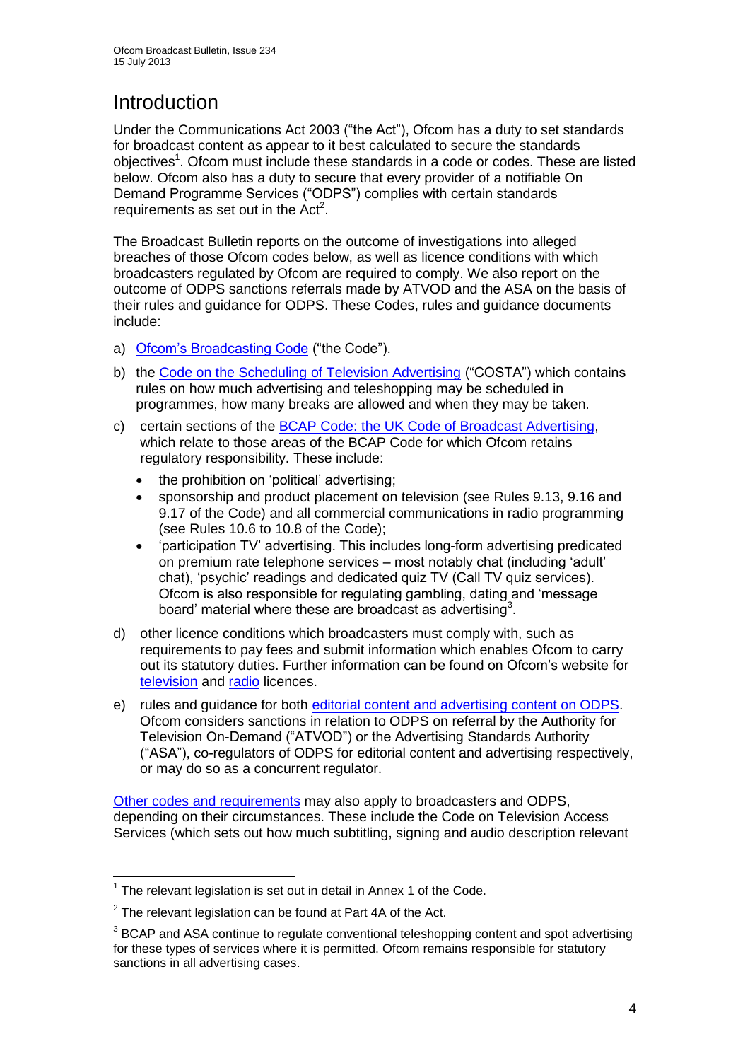# Introduction

Under the Communications Act 2003 ("the Act"), Ofcom has a duty to set standards for broadcast content as appear to it best calculated to secure the standards objectives[1]. Ofcom must include these standards in a code or codes. These are listed below. Ofcom also has a duty to secure that every provider of a notifiable On Demand Programme Services ("ODPS") complies with certain standards requirements as set out in the Act[2].

The Broadcast Bulletin reports on the outcome of investigations into alleged breaches of those Ofcom codes below, as well as licence conditions with which broadcasters regulated by Ofcom are required to comply. We also report on the outcome of ODPS sanctions referrals made by ATVOD and the ASA on the basis of their rules and guidance for ODPS. These Codes, rules and guidance documents include:

a) Ofcom's Broadcasting Code ("the Code").

b) the Code on the Scheduling of Television Advertising ("COSTA") which contains rules on how much advertising and teleshopping may be scheduled in programmes, how many breaks are allowed and when they may be taken.

c) certain sections of the BCAP Code: the UK Code of Broadcast Advertising, which relate to those areas of the BCAP Code for which Ofcom retains regulatory responsibility. These include:
   - the prohibition on 'political' advertising;
   - sponsorship and product placement on television (see Rules 9.13, 9.16 and 9.17 of the Code) and all commercial communications in radio programming (see Rules 10.6 to 10.8 of the Code);
   - 'participation TV' advertising. This includes long-form advertising predicated on premium rate telephone services – most notably chat (including 'adult' chat), 'psychic' readings and dedicated quiz TV (Call TV quiz services). Ofcom is also responsible for regulating gambling, dating and 'message board' material where these are broadcast as advertising[3].

d) other licence conditions which broadcasters must comply with, such as requirements to pay fees and submit information which enables Ofcom to carry out its statutory duties. Further information can be found on Ofcom's website for television and radio licences.

e) rules and guidance for both editorial content and advertising content on ODPS. Ofcom considers sanctions in relation to ODPS on referral by the Authority for Television On-Demand ("ATVOD") or the Advertising Standards Authority ("ASA"), co-regulators of ODPS for editorial content and advertising respectively, or may do so as a concurrent regulator.

Other codes and requirements may also apply to broadcasters and ODPS, depending on their circumstances. These include the Code on Television Access Services (which sets out how much subtitling, signing and audio description relevant

[1] The relevant legislation is set out in detail in Annex 1 of the Code.

[2] The relevant legislation can be found at Part 4A of the Act.

[3] BCAP and ASA continue to regulate conventional teleshopping content and spot advertising for these types of services where it is permitted. Ofcom remains responsible for statutory sanctions in all advertising cases.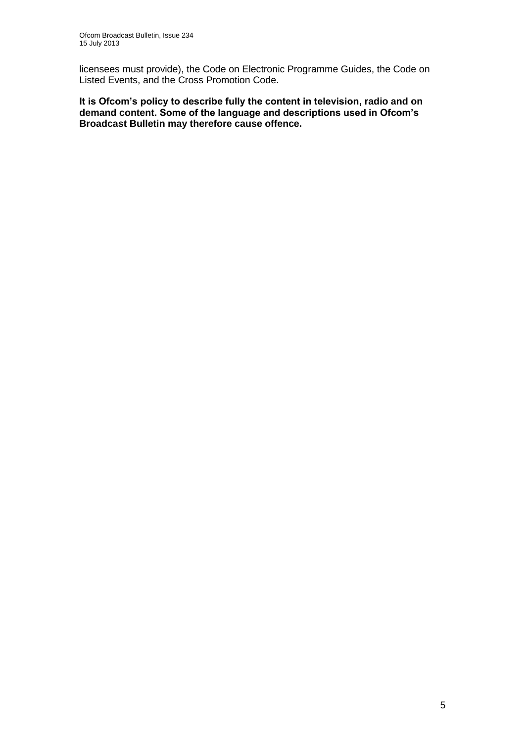licensees must provide), the Code on Electronic Programme Guides, the Code on Listed Events, and the Cross Promotion Code.

**It is Ofcom's policy to describe fully the content in television, radio and on demand content. Some of the language and descriptions used in Ofcom's Broadcast Bulletin may therefore cause offence.**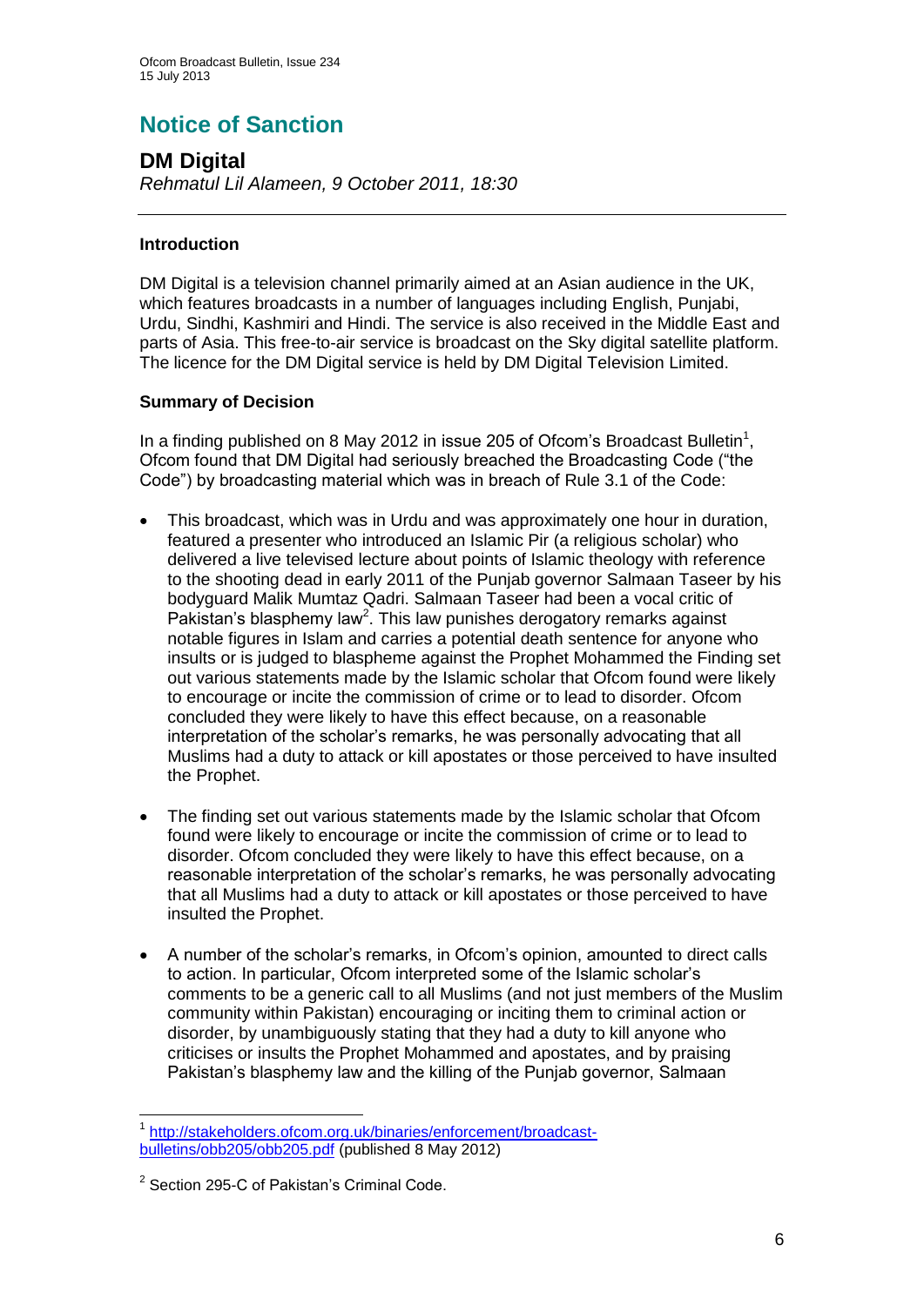# Notice of Sanction

## DM Digital

*Rehmatul Lil Alameen, 9 October 2011, 18:30*

### Introduction

DM Digital is a television channel primarily aimed at an Asian audience in the UK, which features broadcasts in a number of languages including English, Punjabi, Urdu, Sindhi, Kashmiri and Hindi. The service is also received in the Middle East and parts of Asia. This free-to-air service is broadcast on the Sky digital satellite platform. The licence for the DM Digital service is held by DM Digital Television Limited.

### Summary of Decision

In a finding published on 8 May 2012 in issue 205 of Ofcom's Broadcast Bulletin[1], Ofcom found that DM Digital had seriously breached the Broadcasting Code ("the Code") by broadcasting material which was in breach of Rule 3.1 of the Code:

- This broadcast, which was in Urdu and was approximately one hour in duration, featured a presenter who introduced an Islamic Pir (a religious scholar) who delivered a live televised lecture about points of Islamic theology with reference to the shooting dead in early 2011 of the Punjab governor Salmaan Taseer by his bodyguard Malik Mumtaz Qadri. Salmaan Taseer had been a vocal critic of Pakistan's blasphemy law[2]. This law punishes derogatory remarks against notable figures in Islam and carries a potential death sentence for anyone who insults or is judged to blaspheme against the Prophet Mohammed the Finding set out various statements made by the Islamic scholar that Ofcom found were likely to encourage or incite the commission of crime or to lead to disorder. Ofcom concluded they were likely to have this effect because, on a reasonable interpretation of the scholar's remarks, he was personally advocating that all Muslims had a duty to attack or kill apostates or those perceived to have insulted the Prophet.

- The finding set out various statements made by the Islamic scholar that Ofcom found were likely to encourage or incite the commission of crime or to lead to disorder. Ofcom concluded they were likely to have this effect because, on a reasonable interpretation of the scholar's remarks, he was personally advocating that all Muslims had a duty to attack or kill apostates or those perceived to have insulted the Prophet.

- A number of the scholar's remarks, in Ofcom's opinion, amounted to direct calls to action. In particular, Ofcom interpreted some of the Islamic scholar's comments to be a generic call to all Muslims (and not just members of the Muslim community within Pakistan) encouraging or inciting them to criminal action or disorder, by unambiguously stating that they had a duty to kill anyone who criticises or insults the Prophet Mohammed and apostates, and by praising Pakistan's blasphemy law and the killing of the Punjab governor, Salmaan

---

[1] http://stakeholders.ofcom.org.uk/binaries/enforcement/broadcast-bulletins/obb205/obb205.pdf (published 8 May 2012)

[2] Section 295-C of Pakistan's Criminal Code.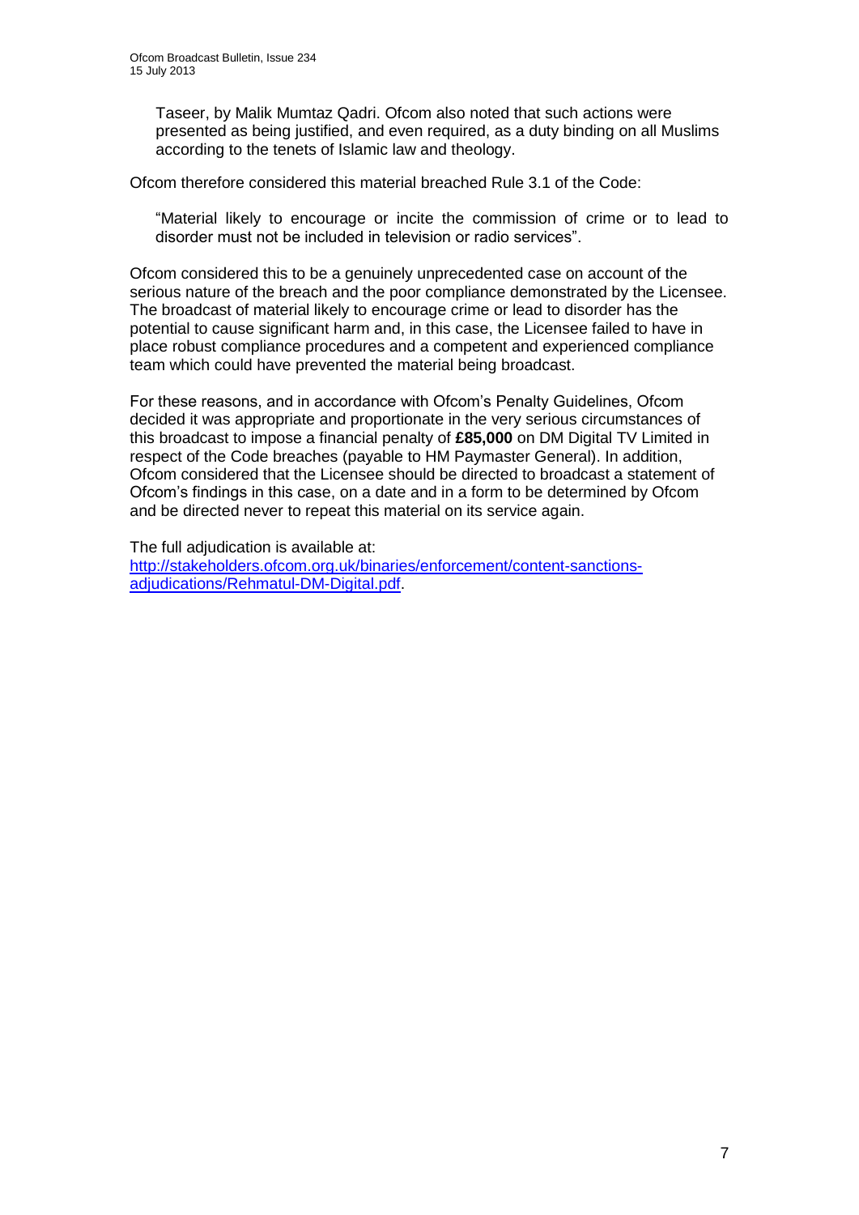Taseer, by Malik Mumtaz Qadri. Ofcom also noted that such actions were presented as being justified, and even required, as a duty binding on all Muslims according to the tenets of Islamic law and theology.

Ofcom therefore considered this material breached Rule 3.1 of the Code:

> "Material likely to encourage or incite the commission of crime or to lead to disorder must not be included in television or radio services".

Ofcom considered this to be a genuinely unprecedented case on account of the serious nature of the breach and the poor compliance demonstrated by the Licensee. The broadcast of material likely to encourage crime or lead to disorder has the potential to cause significant harm and, in this case, the Licensee failed to have in place robust compliance procedures and a competent and experienced compliance team which could have prevented the material being broadcast.

For these reasons, and in accordance with Ofcom's Penalty Guidelines, Ofcom decided it was appropriate and proportionate in the very serious circumstances of this broadcast to impose a financial penalty of **£85,000** on DM Digital TV Limited in respect of the Code breaches (payable to HM Paymaster General). In addition, Ofcom considered that the Licensee should be directed to broadcast a statement of Ofcom's findings in this case, on a date and in a form to be determined by Ofcom and be directed never to repeat this material on its service again.

The full adjudication is available at:
[http://stakeholders.ofcom.org.uk/binaries/enforcement/content-sanctions-adjudications/Rehmatul-DM-Digital.pdf](http://stakeholders.ofcom.org.uk/binaries/enforcement/content-sanctions-adjudications/Rehmatul-DM-Digital.pdf).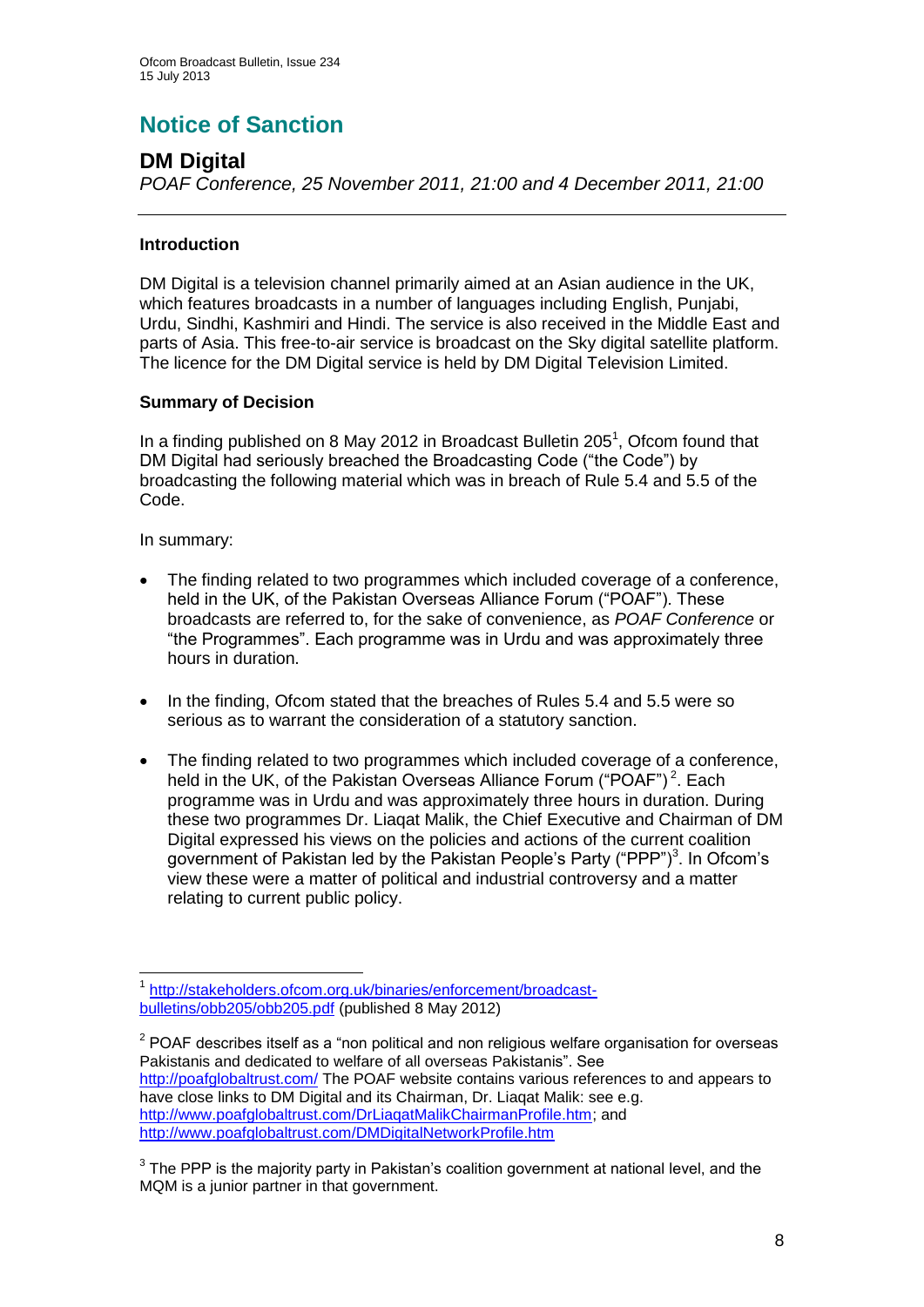# Notice of Sanction

## DM Digital

*POAF Conference, 25 November 2011, 21:00 and 4 December 2011, 21:00*

---

### Introduction

DM Digital is a television channel primarily aimed at an Asian audience in the UK, which features broadcasts in a number of languages including English, Punjabi, Urdu, Sindhi, Kashmiri and Hindi. The service is also received in the Middle East and parts of Asia. This free-to-air service is broadcast on the Sky digital satellite platform. The licence for the DM Digital service is held by DM Digital Television Limited.

### Summary of Decision

In a finding published on 8 May 2012 in Broadcast Bulletin 205[1], Ofcom found that DM Digital had seriously breached the Broadcasting Code ("the Code") by broadcasting the following material which was in breach of Rule 5.4 and 5.5 of the Code.

In summary:

- The finding related to two programmes which included coverage of a conference, held in the UK, of the Pakistan Overseas Alliance Forum ("POAF"). These broadcasts are referred to, for the sake of convenience, as *POAF Conference* or "the Programmes". Each programme was in Urdu and was approximately three hours in duration.

- In the finding, Ofcom stated that the breaches of Rules 5.4 and 5.5 were so serious as to warrant the consideration of a statutory sanction.

- The finding related to two programmes which included coverage of a conference, held in the UK, of the Pakistan Overseas Alliance Forum ("POAF")[2]. Each programme was in Urdu and was approximately three hours in duration. During these two programmes Dr. Liaqat Malik, the Chief Executive and Chairman of DM Digital expressed his views on the policies and actions of the current coalition government of Pakistan led by the Pakistan People's Party ("PPP")[3]. In Ofcom's view these were a matter of political and industrial controversy and a matter relating to current public policy.

---

[1] http://stakeholders.ofcom.org.uk/binaries/enforcement/broadcast-bulletins/obb205/obb205.pdf (published 8 May 2012)

[2] POAF describes itself as a "non political and non religious welfare organisation for overseas Pakistanis and dedicated to welfare of all overseas Pakistanis". See http://poafglobaltrust.com/ The POAF website contains various references to and appears to have close links to DM Digital and its Chairman, Dr. Liaqat Malik: see e.g. http://www.poafglobaltrust.com/DrLiaqatMalikChairmanProfile.htm; and http://www.poafglobaltrust.com/DMDigitalNetworkProfile.htm

[3] The PPP is the majority party in Pakistan's coalition government at national level, and the MQM is a junior partner in that government.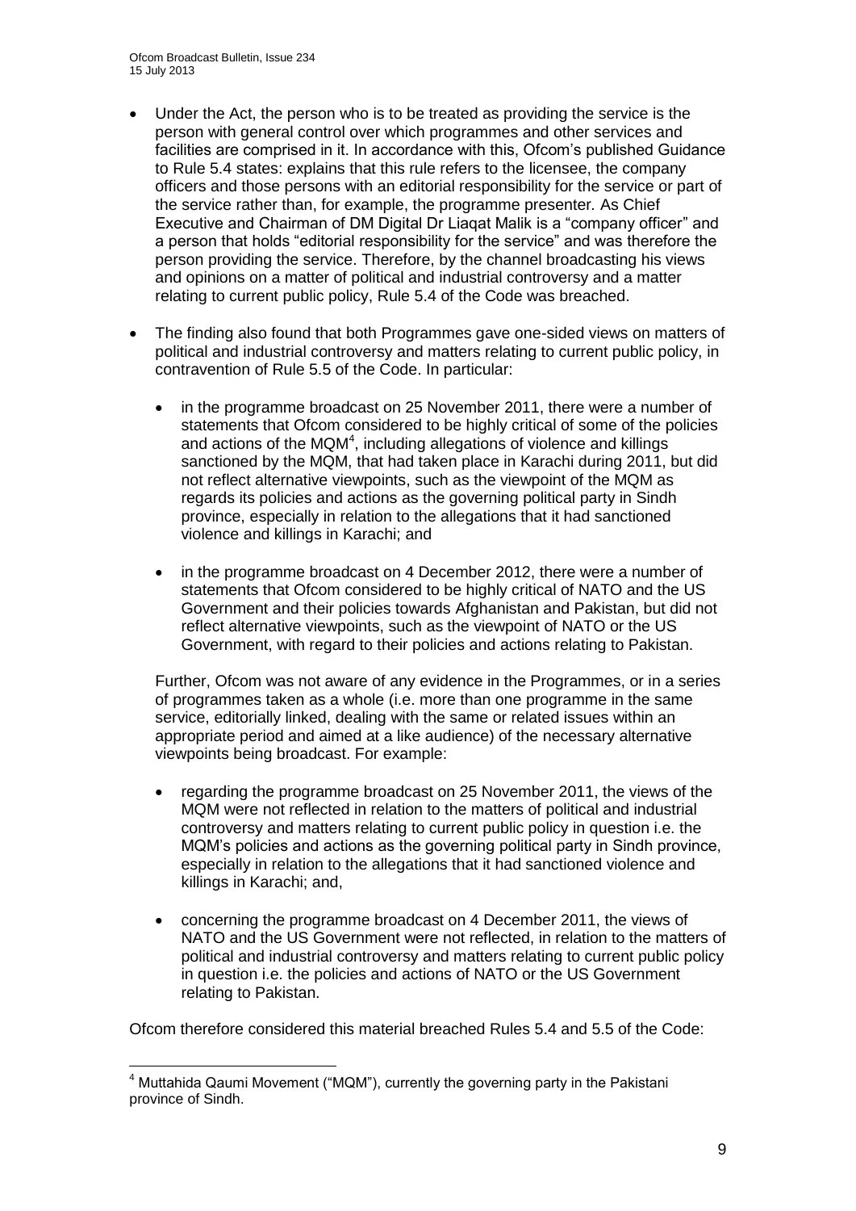- Under the Act, the person who is to be treated as providing the service is the person with general control over which programmes and other services and facilities are comprised in it. In accordance with this, Ofcom's published Guidance to Rule 5.4 states: explains that this rule refers to the licensee, the company officers and those persons with an editorial responsibility for the service or part of the service rather than, for example, the programme presenter*.* As Chief Executive and Chairman of DM Digital Dr Liaqat Malik is a "company officer" and a person that holds "editorial responsibility for the service" and was therefore the person providing the service. Therefore, by the channel broadcasting his views and opinions on a matter of political and industrial controversy and a matter relating to current public policy, Rule 5.4 of the Code was breached.

- The finding also found that both Programmes gave one-sided views on matters of political and industrial controversy and matters relating to current public policy, in contravention of Rule 5.5 of the Code. In particular:

  - in the programme broadcast on 25 November 2011, there were a number of statements that Ofcom considered to be highly critical of some of the policies and actions of the MQM[4], including allegations of violence and killings sanctioned by the MQM, that had taken place in Karachi during 2011, but did not reflect alternative viewpoints, such as the viewpoint of the MQM as regards its policies and actions as the governing political party in Sindh province, especially in relation to the allegations that it had sanctioned violence and killings in Karachi; and

  - in the programme broadcast on 4 December 2012, there were a number of statements that Ofcom considered to be highly critical of NATO and the US Government and their policies towards Afghanistan and Pakistan, but did not reflect alternative viewpoints, such as the viewpoint of NATO or the US Government, with regard to their policies and actions relating to Pakistan.

  Further, Ofcom was not aware of any evidence in the Programmes, or in a series of programmes taken as a whole (i.e. more than one programme in the same service, editorially linked, dealing with the same or related issues within an appropriate period and aimed at a like audience) of the necessary alternative viewpoints being broadcast. For example:

  - regarding the programme broadcast on 25 November 2011, the views of the MQM were not reflected in relation to the matters of political and industrial controversy and matters relating to current public policy in question i.e. the MQM's policies and actions as the governing political party in Sindh province, especially in relation to the allegations that it had sanctioned violence and killings in Karachi; and,

  - concerning the programme broadcast on 4 December 2011, the views of NATO and the US Government were not reflected, in relation to the matters of political and industrial controversy and matters relating to current public policy in question i.e. the policies and actions of NATO or the US Government relating to Pakistan.

Ofcom therefore considered this material breached Rules 5.4 and 5.5 of the Code:

---

[4] Muttahida Qaumi Movement ("MQM"), currently the governing party in the Pakistani province of Sindh.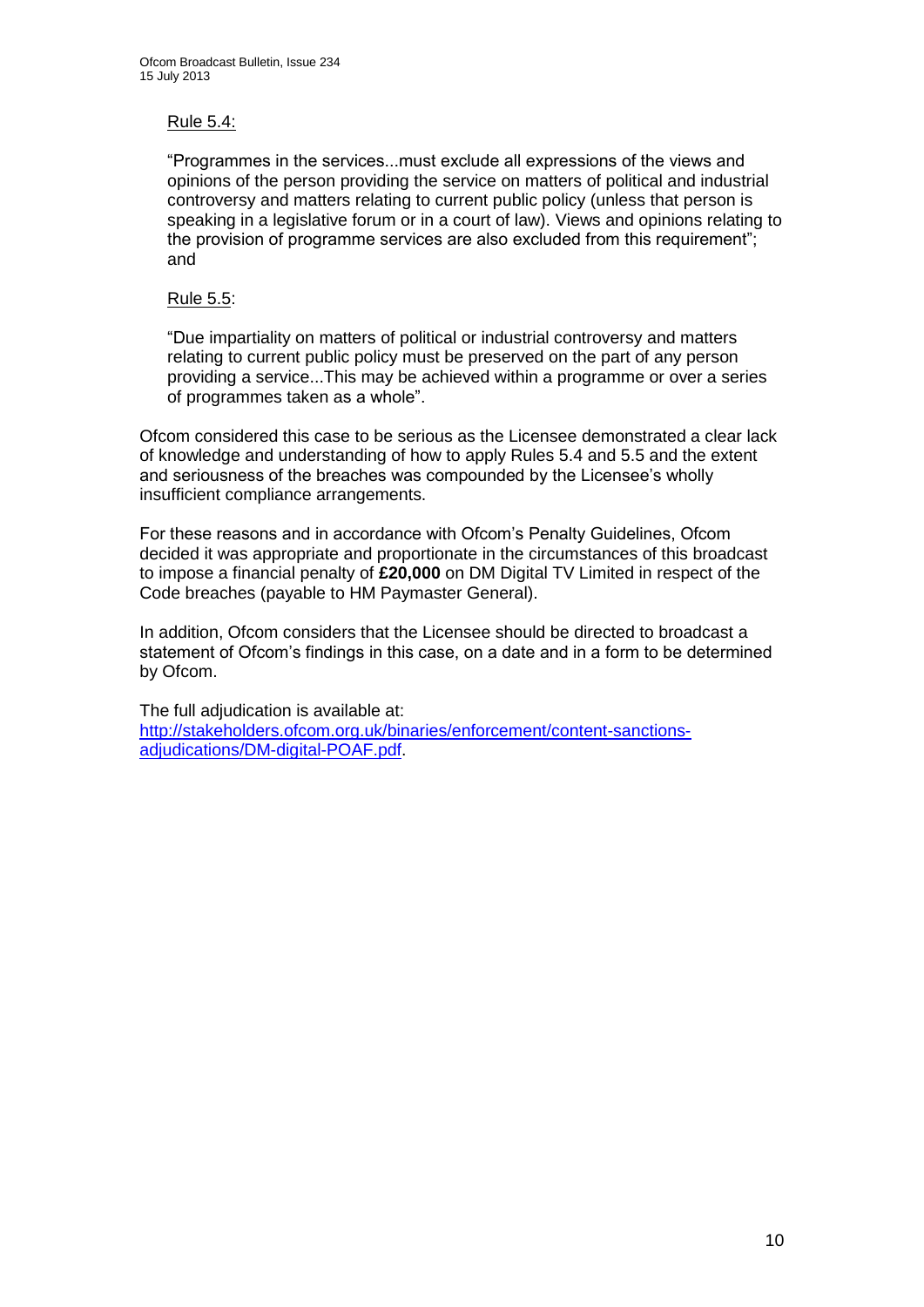Rule 5.4:

> "Programmes in the services...must exclude all expressions of the views and opinions of the person providing the service on matters of political and industrial controversy and matters relating to current public policy (unless that person is speaking in a legislative forum or in a court of law). Views and opinions relating to the provision of programme services are also excluded from this requirement"; and

Rule 5.5:

> "Due impartiality on matters of political or industrial controversy and matters relating to current public policy must be preserved on the part of any person providing a service...This may be achieved within a programme or over a series of programmes taken as a whole".

Ofcom considered this case to be serious as the Licensee demonstrated a clear lack of knowledge and understanding of how to apply Rules 5.4 and 5.5 and the extent and seriousness of the breaches was compounded by the Licensee's wholly insufficient compliance arrangements.

For these reasons and in accordance with Ofcom's Penalty Guidelines, Ofcom decided it was appropriate and proportionate in the circumstances of this broadcast to impose a financial penalty of **£20,000** on DM Digital TV Limited in respect of the Code breaches (payable to HM Paymaster General).

In addition, Ofcom considers that the Licensee should be directed to broadcast a statement of Ofcom's findings in this case, on a date and in a form to be determined by Ofcom.

The full adjudication is available at:
http://stakeholders.ofcom.org.uk/binaries/enforcement/content-sanctions-adjudications/DM-digital-POAF.pdf.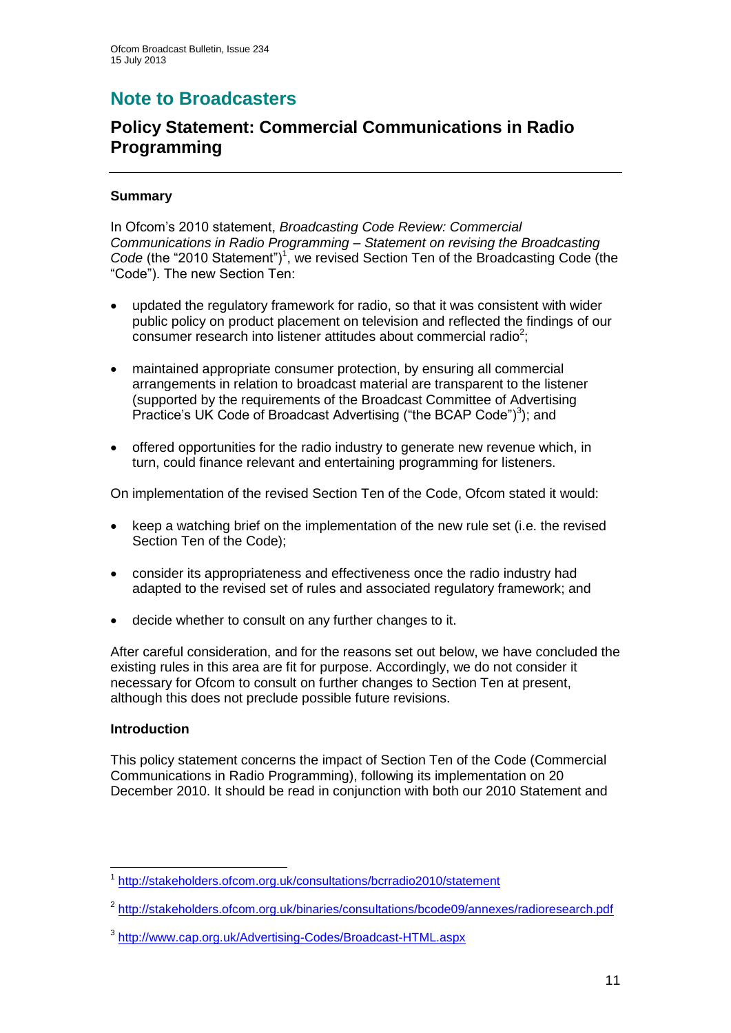# Note to Broadcasters

## Policy Statement: Commercial Communications in Radio Programming

### Summary

In Ofcom's 2010 statement, *Broadcasting Code Review: Commercial Communications in Radio Programming – Statement on revising the Broadcasting Code* (the "2010 Statement")[1], we revised Section Ten of the Broadcasting Code (the "Code"). The new Section Ten:

- updated the regulatory framework for radio, so that it was consistent with wider public policy on product placement on television and reflected the findings of our consumer research into listener attitudes about commercial radio[2];
- maintained appropriate consumer protection, by ensuring all commercial arrangements in relation to broadcast material are transparent to the listener (supported by the requirements of the Broadcast Committee of Advertising Practice's UK Code of Broadcast Advertising ("the BCAP Code")[3]); and
- offered opportunities for the radio industry to generate new revenue which, in turn, could finance relevant and entertaining programming for listeners.

On implementation of the revised Section Ten of the Code, Ofcom stated it would:

- keep a watching brief on the implementation of the new rule set (i.e. the revised Section Ten of the Code);
- consider its appropriateness and effectiveness once the radio industry had adapted to the revised set of rules and associated regulatory framework; and
- decide whether to consult on any further changes to it.

After careful consideration, and for the reasons set out below, we have concluded the existing rules in this area are fit for purpose. Accordingly, we do not consider it necessary for Ofcom to consult on further changes to Section Ten at present, although this does not preclude possible future revisions.

### Introduction

This policy statement concerns the impact of Section Ten of the Code (Commercial Communications in Radio Programming), following its implementation on 20 December 2010. It should be read in conjunction with both our 2010 Statement and

---

[1] http://stakeholders.ofcom.org.uk/consultations/bcrradio2010/statement

[2] http://stakeholders.ofcom.org.uk/binaries/consultations/bcode09/annexes/radioresearch.pdf

[3] http://www.cap.org.uk/Advertising-Codes/Broadcast-HTML.aspx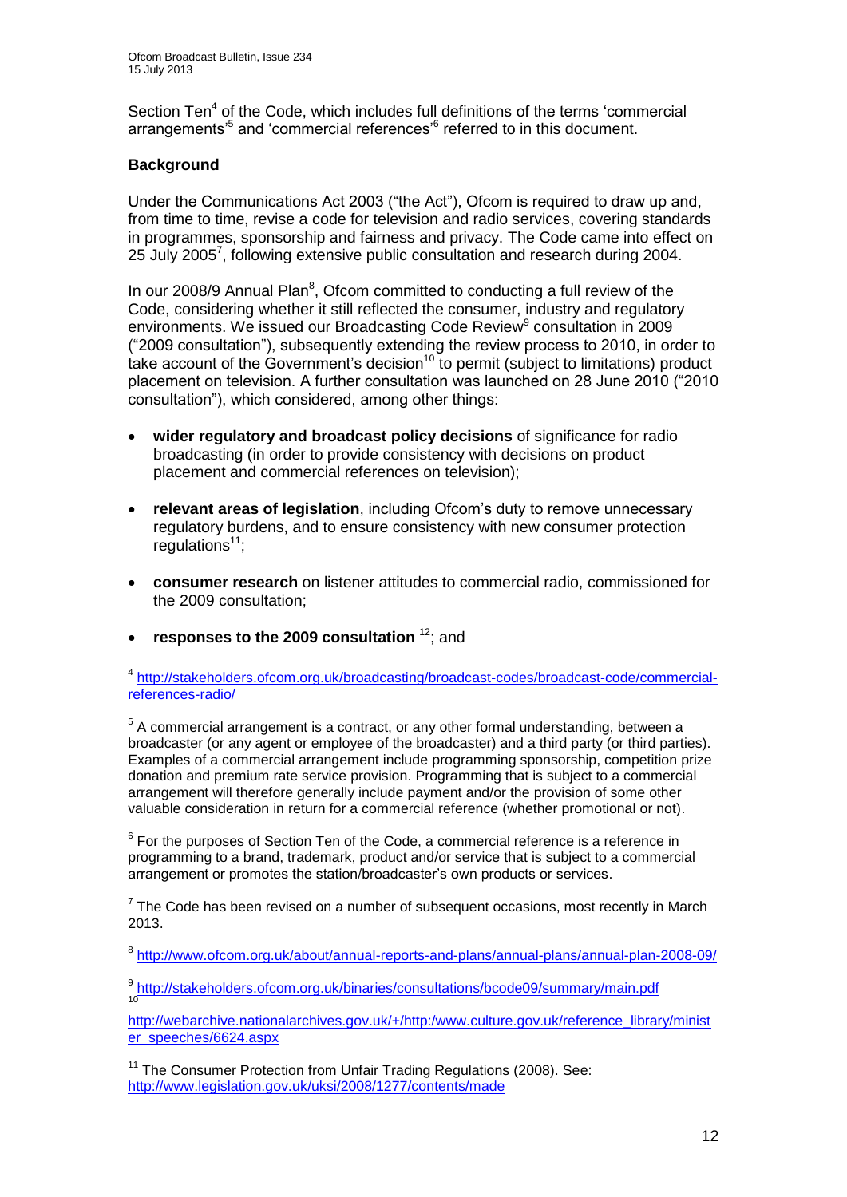Section Ten[4] of the Code, which includes full definitions of the terms 'commercial arrangements'[5] and 'commercial references'[6] referred to in this document.

**Background**

Under the Communications Act 2003 ("the Act"), Ofcom is required to draw up and, from time to time, revise a code for television and radio services, covering standards in programmes, sponsorship and fairness and privacy. The Code came into effect on 25 July 2005[7], following extensive public consultation and research during 2004.

In our 2008/9 Annual Plan[8], Ofcom committed to conducting a full review of the Code, considering whether it still reflected the consumer, industry and regulatory environments. We issued our Broadcasting Code Review[9] consultation in 2009 ("2009 consultation"), subsequently extending the review process to 2010, in order to take account of the Government's decision[10] to permit (subject to limitations) product placement on television. A further consultation was launched on 28 June 2010 ("2010 consultation"), which considered, among other things:

- **wider regulatory and broadcast policy decisions** of significance for radio broadcasting (in order to provide consistency with decisions on product placement and commercial references on television);
- **relevant areas of legislation**, including Ofcom's duty to remove unnecessary regulatory burdens, and to ensure consistency with new consumer protection regulations[11];
- **consumer research** on listener attitudes to commercial radio, commissioned for the 2009 consultation;
- **responses to the 2009 consultation** [12]; and

---

[4] http://stakeholders.ofcom.org.uk/broadcasting/broadcast-codes/broadcast-code/commercial-references-radio/

[5] A commercial arrangement is a contract, or any other formal understanding, between a broadcaster (or any agent or employee of the broadcaster) and a third party (or third parties). Examples of a commercial arrangement include programming sponsorship, competition prize donation and premium rate service provision. Programming that is subject to a commercial arrangement will therefore generally include payment and/or the provision of some other valuable consideration in return for a commercial reference (whether promotional or not).

[6] For the purposes of Section Ten of the Code, a commercial reference is a reference in programming to a brand, trademark, product and/or service that is subject to a commercial arrangement or promotes the station/broadcaster's own products or services.

[7] The Code has been revised on a number of subsequent occasions, most recently in March 2013.

[8] http://www.ofcom.org.uk/about/annual-reports-and-plans/annual-plans/annual-plan-2008-09/

[9] http://stakeholders.ofcom.org.uk/binaries/consultations/bcode09/summary/main.pdf

[10] http://webarchive.nationalarchives.gov.uk/+/http:/www.culture.gov.uk/reference_library/minister_speeches/6624.aspx

[11] The Consumer Protection from Unfair Trading Regulations (2008). See: http://www.legislation.gov.uk/uksi/2008/1277/contents/made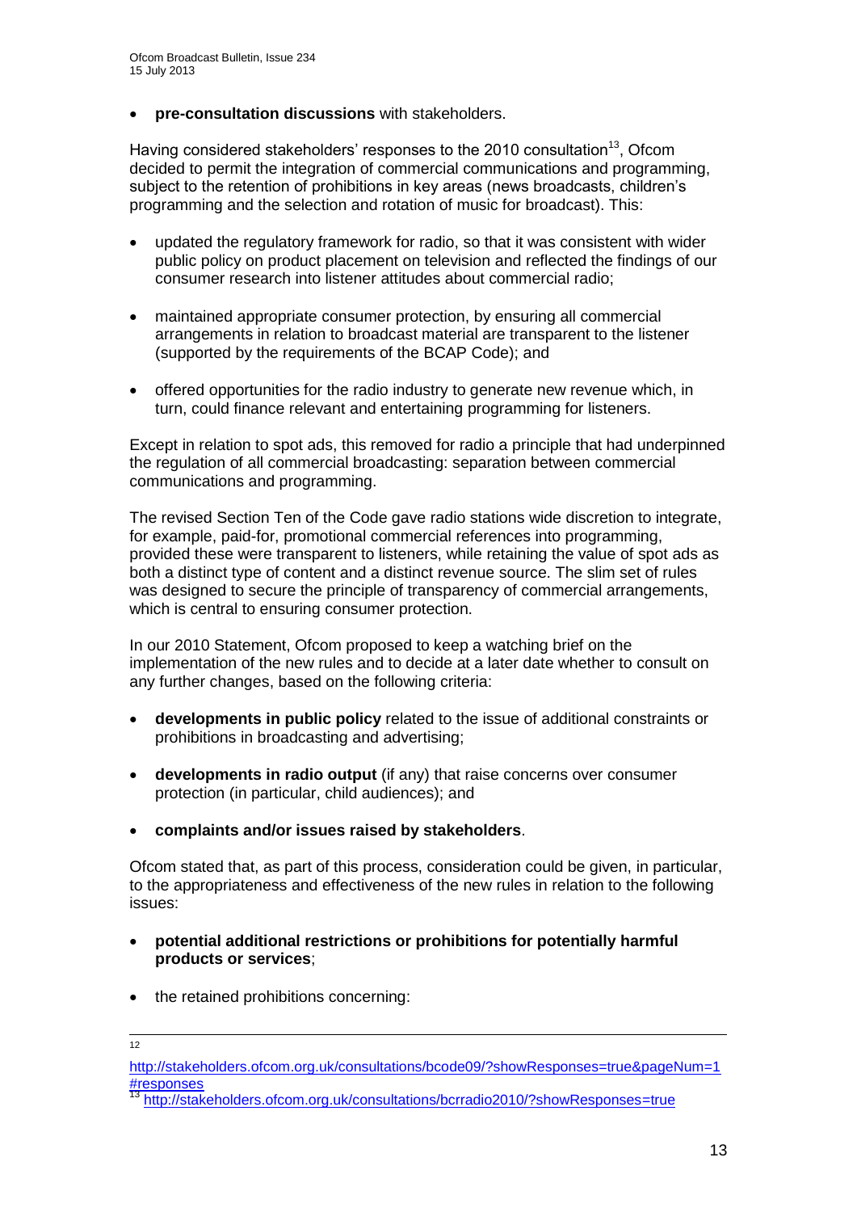- **pre-consultation discussions** with stakeholders.

Having considered stakeholders' responses to the 2010 consultation[13], Ofcom decided to permit the integration of commercial communications and programming, subject to the retention of prohibitions in key areas (news broadcasts, children's programming and the selection and rotation of music for broadcast). This:

- updated the regulatory framework for radio, so that it was consistent with wider public policy on product placement on television and reflected the findings of our consumer research into listener attitudes about commercial radio;
- maintained appropriate consumer protection, by ensuring all commercial arrangements in relation to broadcast material are transparent to the listener (supported by the requirements of the BCAP Code); and
- offered opportunities for the radio industry to generate new revenue which, in turn, could finance relevant and entertaining programming for listeners.

Except in relation to spot ads, this removed for radio a principle that had underpinned the regulation of all commercial broadcasting: separation between commercial communications and programming.

The revised Section Ten of the Code gave radio stations wide discretion to integrate, for example, paid-for, promotional commercial references into programming, provided these were transparent to listeners, while retaining the value of spot ads as both a distinct type of content and a distinct revenue source. The slim set of rules was designed to secure the principle of transparency of commercial arrangements, which is central to ensuring consumer protection.

In our 2010 Statement, Ofcom proposed to keep a watching brief on the implementation of the new rules and to decide at a later date whether to consult on any further changes, based on the following criteria:

- **developments in public policy** related to the issue of additional constraints or prohibitions in broadcasting and advertising;
- **developments in radio output** (if any) that raise concerns over consumer protection (in particular, child audiences); and
- **complaints and/or issues raised by stakeholders**.

Ofcom stated that, as part of this process, consideration could be given, in particular, to the appropriateness and effectiveness of the new rules in relation to the following issues:

- **potential additional restrictions or prohibitions for potentially harmful products or services**;
- the retained prohibitions concerning:

---

[12] http://stakeholders.ofcom.org.uk/consultations/bcode09/?showResponses=true&pageNum=1#responses

[13] http://stakeholders.ofcom.org.uk/consultations/bcrradio2010/?showResponses=true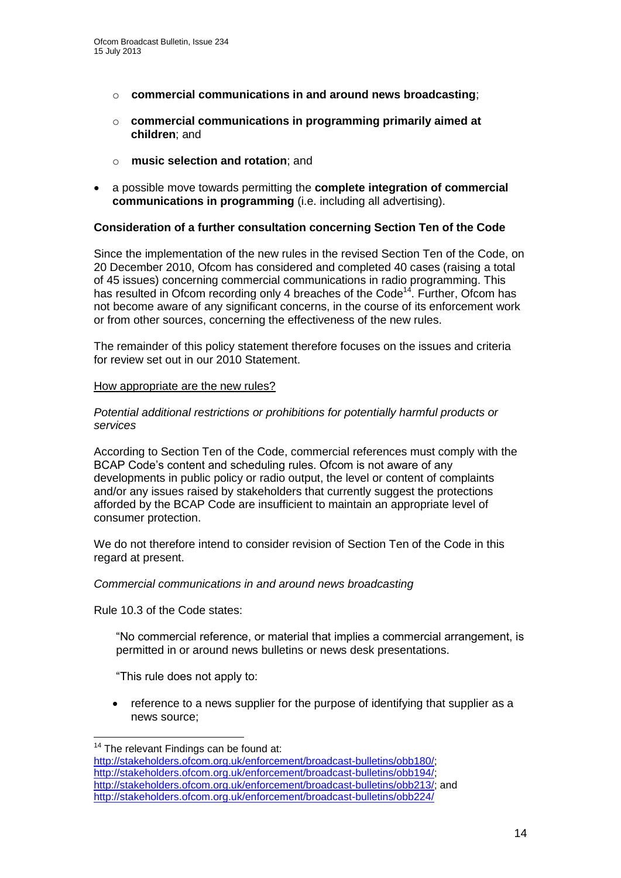- **commercial communications in and around news broadcasting**;
- **commercial communications in programming primarily aimed at children**; and
- **music selection and rotation**; and

- a possible move towards permitting the **complete integration of commercial communications in programming** (i.e. including all advertising).

**Consideration of a further consultation concerning Section Ten of the Code**

Since the implementation of the new rules in the revised Section Ten of the Code, on 20 December 2010, Ofcom has considered and completed 40 cases (raising a total of 45 issues) concerning commercial communications in radio programming. This has resulted in Ofcom recording only 4 breaches of the Code[14]. Further, Ofcom has not become aware of any significant concerns, in the course of its enforcement work or from other sources, concerning the effectiveness of the new rules.

The remainder of this policy statement therefore focuses on the issues and criteria for review set out in our 2010 Statement.

How appropriate are the new rules?

*Potential additional restrictions or prohibitions for potentially harmful products or services*

According to Section Ten of the Code, commercial references must comply with the BCAP Code's content and scheduling rules. Ofcom is not aware of any developments in public policy or radio output, the level or content of complaints and/or any issues raised by stakeholders that currently suggest the protections afforded by the BCAP Code are insufficient to maintain an appropriate level of consumer protection.

We do not therefore intend to consider revision of Section Ten of the Code in this regard at present.

*Commercial communications in and around news broadcasting*

Rule 10.3 of the Code states:

> "No commercial reference, or material that implies a commercial arrangement, is permitted in or around news bulletins or news desk presentations.
>
> "This rule does not apply to:
>
> - reference to a news supplier for the purpose of identifying that supplier as a news source;

[14] The relevant Findings can be found at: http://stakeholders.ofcom.org.uk/enforcement/broadcast-bulletins/obb180/; http://stakeholders.ofcom.org.uk/enforcement/broadcast-bulletins/obb194/; http://stakeholders.ofcom.org.uk/enforcement/broadcast-bulletins/obb213/; and http://stakeholders.ofcom.org.uk/enforcement/broadcast-bulletins/obb224/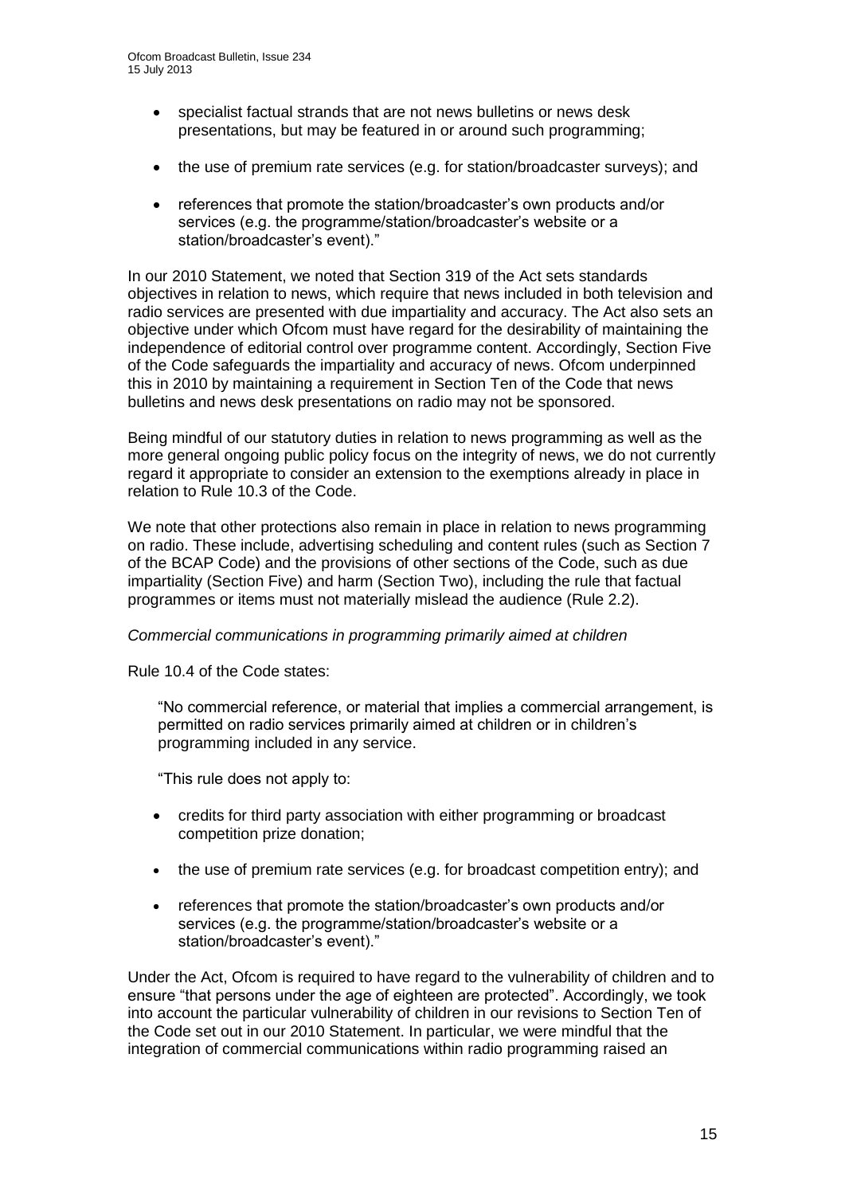- specialist factual strands that are not news bulletins or news desk presentations, but may be featured in or around such programming;
- the use of premium rate services (e.g. for station/broadcaster surveys); and
- references that promote the station/broadcaster's own products and/or services (e.g. the programme/station/broadcaster's website or a station/broadcaster's event)."

In our 2010 Statement, we noted that Section 319 of the Act sets standards objectives in relation to news, which require that news included in both television and radio services are presented with due impartiality and accuracy. The Act also sets an objective under which Ofcom must have regard for the desirability of maintaining the independence of editorial control over programme content. Accordingly, Section Five of the Code safeguards the impartiality and accuracy of news. Ofcom underpinned this in 2010 by maintaining a requirement in Section Ten of the Code that news bulletins and news desk presentations on radio may not be sponsored.

Being mindful of our statutory duties in relation to news programming as well as the more general ongoing public policy focus on the integrity of news, we do not currently regard it appropriate to consider an extension to the exemptions already in place in relation to Rule 10.3 of the Code.

We note that other protections also remain in place in relation to news programming on radio. These include, advertising scheduling and content rules (such as Section 7 of the BCAP Code) and the provisions of other sections of the Code, such as due impartiality (Section Five) and harm (Section Two), including the rule that factual programmes or items must not materially mislead the audience (Rule 2.2).

*Commercial communications in programming primarily aimed at children*

Rule 10.4 of the Code states:

> "No commercial reference, or material that implies a commercial arrangement, is permitted on radio services primarily aimed at children or in children's programming included in any service.
>
> "This rule does not apply to:
>
> - credits for third party association with either programming or broadcast competition prize donation;
> - the use of premium rate services (e.g. for broadcast competition entry); and
> - references that promote the station/broadcaster's own products and/or services (e.g. the programme/station/broadcaster's website or a station/broadcaster's event)."

Under the Act, Ofcom is required to have regard to the vulnerability of children and to ensure "that persons under the age of eighteen are protected". Accordingly, we took into account the particular vulnerability of children in our revisions to Section Ten of the Code set out in our 2010 Statement. In particular, we were mindful that the integration of commercial communications within radio programming raised an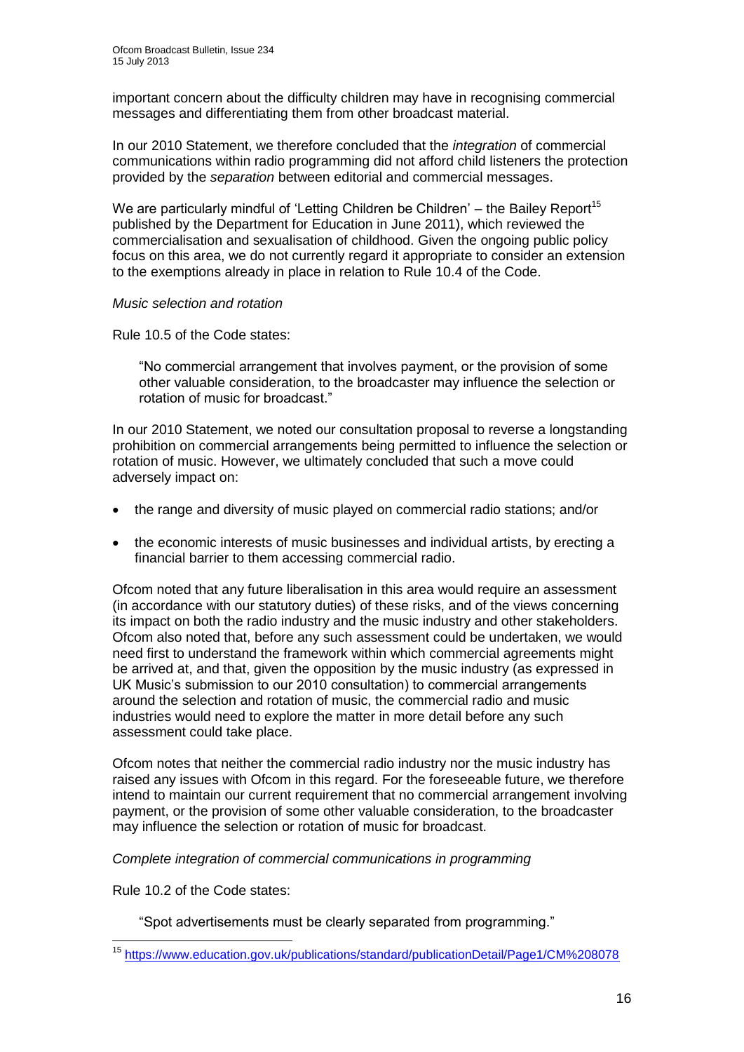important concern about the difficulty children may have in recognising commercial messages and differentiating them from other broadcast material.

In our 2010 Statement, we therefore concluded that the *integration* of commercial communications within radio programming did not afford child listeners the protection provided by the *separation* between editorial and commercial messages.

We are particularly mindful of 'Letting Children be Children' – the Bailey Report[15] published by the Department for Education in June 2011), which reviewed the commercialisation and sexualisation of childhood. Given the ongoing public policy focus on this area, we do not currently regard it appropriate to consider an extension to the exemptions already in place in relation to Rule 10.4 of the Code.

*Music selection and rotation*

Rule 10.5 of the Code states:

> "No commercial arrangement that involves payment, or the provision of some other valuable consideration, to the broadcaster may influence the selection or rotation of music for broadcast."

In our 2010 Statement, we noted our consultation proposal to reverse a longstanding prohibition on commercial arrangements being permitted to influence the selection or rotation of music. However, we ultimately concluded that such a move could adversely impact on:

- the range and diversity of music played on commercial radio stations; and/or
- the economic interests of music businesses and individual artists, by erecting a financial barrier to them accessing commercial radio.

Ofcom noted that any future liberalisation in this area would require an assessment (in accordance with our statutory duties) of these risks, and of the views concerning its impact on both the radio industry and the music industry and other stakeholders. Ofcom also noted that, before any such assessment could be undertaken, we would need first to understand the framework within which commercial agreements might be arrived at, and that, given the opposition by the music industry (as expressed in UK Music's submission to our 2010 consultation) to commercial arrangements around the selection and rotation of music, the commercial radio and music industries would need to explore the matter in more detail before any such assessment could take place.

Ofcom notes that neither the commercial radio industry nor the music industry has raised any issues with Ofcom in this regard. For the foreseeable future, we therefore intend to maintain our current requirement that no commercial arrangement involving payment, or the provision of some other valuable consideration, to the broadcaster may influence the selection or rotation of music for broadcast.

*Complete integration of commercial communications in programming*

Rule 10.2 of the Code states:

> "Spot advertisements must be clearly separated from programming."

---

[15] https://www.education.gov.uk/publications/standard/publicationDetail/Page1/CM%208078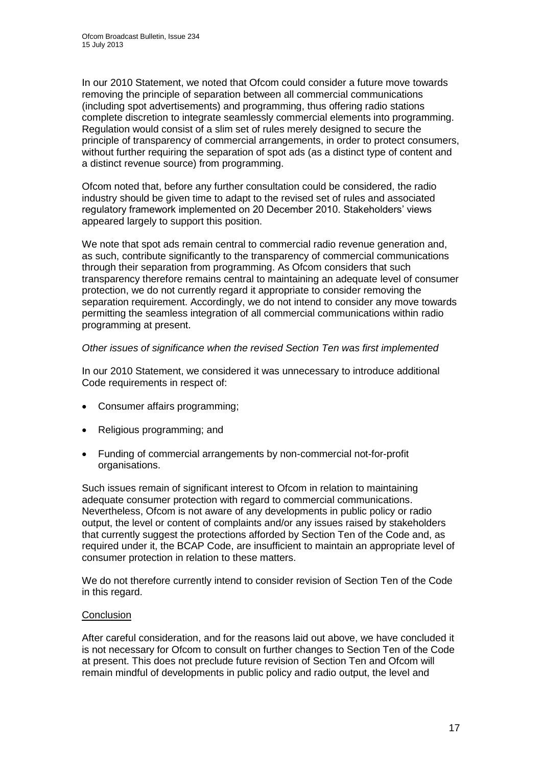In our 2010 Statement, we noted that Ofcom could consider a future move towards removing the principle of separation between all commercial communications (including spot advertisements) and programming, thus offering radio stations complete discretion to integrate seamlessly commercial elements into programming. Regulation would consist of a slim set of rules merely designed to secure the principle of transparency of commercial arrangements, in order to protect consumers, without further requiring the separation of spot ads (as a distinct type of content and a distinct revenue source) from programming.

Ofcom noted that, before any further consultation could be considered, the radio industry should be given time to adapt to the revised set of rules and associated regulatory framework implemented on 20 December 2010. Stakeholders' views appeared largely to support this position.

We note that spot ads remain central to commercial radio revenue generation and, as such, contribute significantly to the transparency of commercial communications through their separation from programming. As Ofcom considers that such transparency therefore remains central to maintaining an adequate level of consumer protection, we do not currently regard it appropriate to consider removing the separation requirement. Accordingly, we do not intend to consider any move towards permitting the seamless integration of all commercial communications within radio programming at present.

*Other issues of significance when the revised Section Ten was first implemented*

In our 2010 Statement, we considered it was unnecessary to introduce additional Code requirements in respect of:

- Consumer affairs programming;
- Religious programming; and
- Funding of commercial arrangements by non-commercial not-for-profit organisations.

Such issues remain of significant interest to Ofcom in relation to maintaining adequate consumer protection with regard to commercial communications. Nevertheless, Ofcom is not aware of any developments in public policy or radio output, the level or content of complaints and/or any issues raised by stakeholders that currently suggest the protections afforded by Section Ten of the Code and, as required under it, the BCAP Code, are insufficient to maintain an appropriate level of consumer protection in relation to these matters.

We do not therefore currently intend to consider revision of Section Ten of the Code in this regard.

Conclusion

After careful consideration, and for the reasons laid out above, we have concluded it is not necessary for Ofcom to consult on further changes to Section Ten of the Code at present. This does not preclude future revision of Section Ten and Ofcom will remain mindful of developments in public policy and radio output, the level and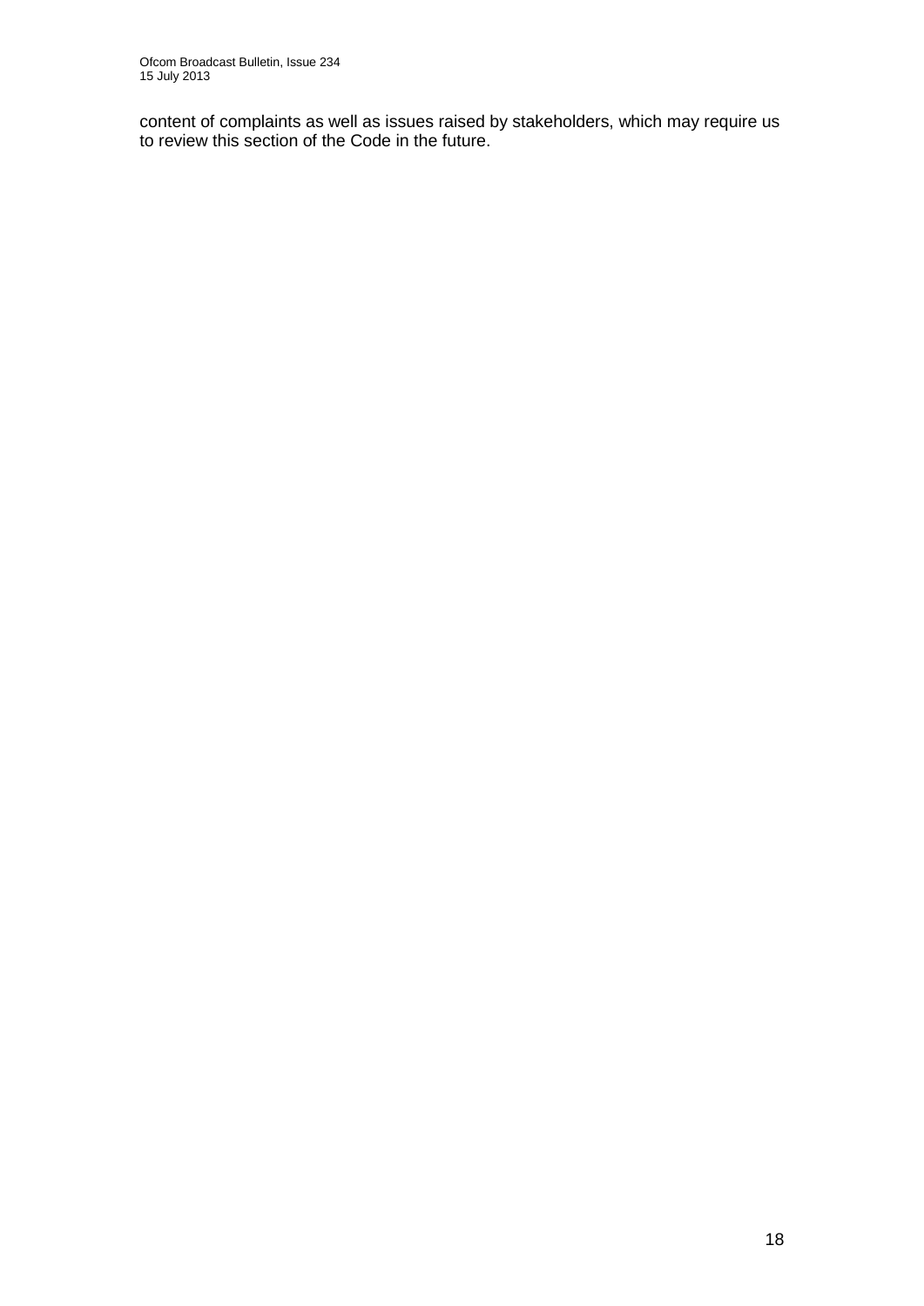content of complaints as well as issues raised by stakeholders, which may require us to review this section of the Code in the future.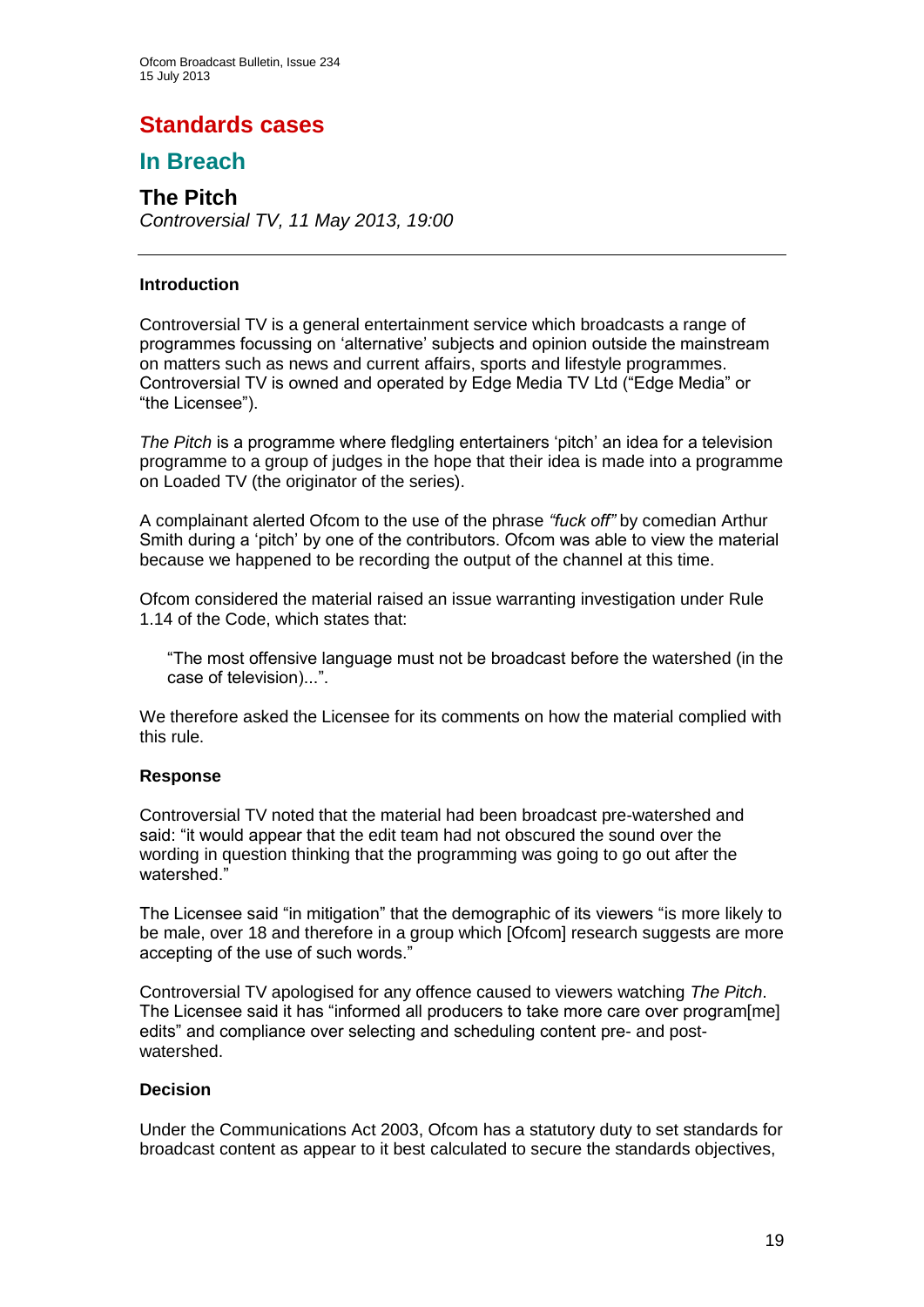# Standards cases

## In Breach

### The Pitch

*Controversial TV, 11 May 2013, 19:00*

---

**Introduction**

Controversial TV is a general entertainment service which broadcasts a range of programmes focussing on 'alternative' subjects and opinion outside the mainstream on matters such as news and current affairs, sports and lifestyle programmes. Controversial TV is owned and operated by Edge Media TV Ltd ("Edge Media" or "the Licensee").

*The Pitch* is a programme where fledgling entertainers 'pitch' an idea for a television programme to a group of judges in the hope that their idea is made into a programme on Loaded TV (the originator of the series).

A complainant alerted Ofcom to the use of the phrase *"fuck off"* by comedian Arthur Smith during a 'pitch' by one of the contributors. Ofcom was able to view the material because we happened to be recording the output of the channel at this time.

Ofcom considered the material raised an issue warranting investigation under Rule 1.14 of the Code, which states that:

> "The most offensive language must not be broadcast before the watershed (in the case of television)...".

We therefore asked the Licensee for its comments on how the material complied with this rule.

**Response**

Controversial TV noted that the material had been broadcast pre-watershed and said: "it would appear that the edit team had not obscured the sound over the wording in question thinking that the programming was going to go out after the watershed."

The Licensee said "in mitigation" that the demographic of its viewers "is more likely to be male, over 18 and therefore in a group which [Ofcom] research suggests are more accepting of the use of such words."

Controversial TV apologised for any offence caused to viewers watching *The Pitch*. The Licensee said it has "informed all producers to take more care over program[me] edits" and compliance over selecting and scheduling content pre- and post-watershed.

**Decision**

Under the Communications Act 2003, Ofcom has a statutory duty to set standards for broadcast content as appear to it best calculated to secure the standards objectives,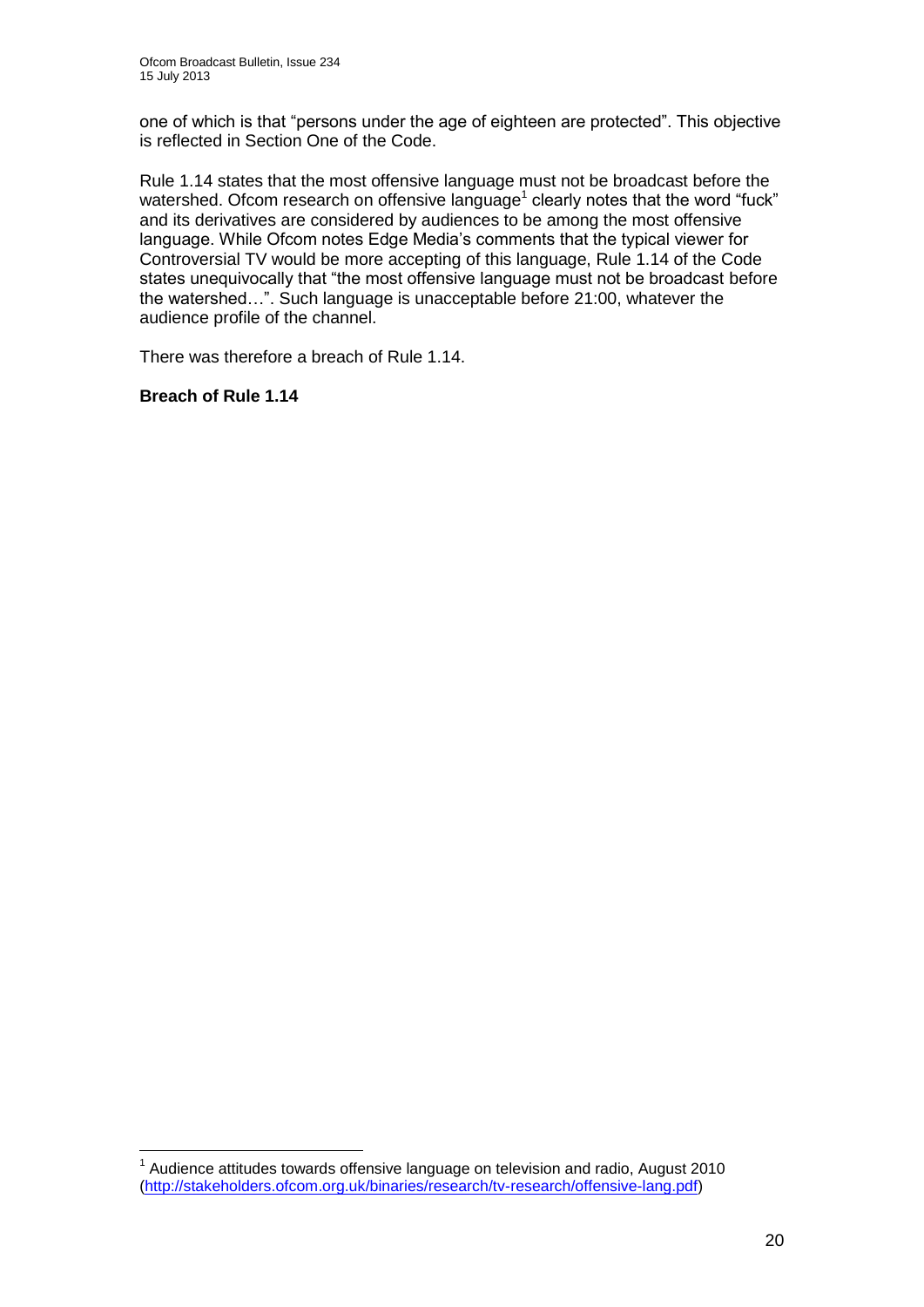one of which is that "persons under the age of eighteen are protected". This objective is reflected in Section One of the Code.

Rule 1.14 states that the most offensive language must not be broadcast before the watershed. Ofcom research on offensive language[1] clearly notes that the word "fuck" and its derivatives are considered by audiences to be among the most offensive language. While Ofcom notes Edge Media's comments that the typical viewer for Controversial TV would be more accepting of this language, Rule 1.14 of the Code states unequivocally that "the most offensive language must not be broadcast before the watershed…". Such language is unacceptable before 21:00, whatever the audience profile of the channel.

There was therefore a breach of Rule 1.14.

**Breach of Rule 1.14**

[1] Audience attitudes towards offensive language on television and radio, August 2010 (http://stakeholders.ofcom.org.uk/binaries/research/tv-research/offensive-lang.pdf)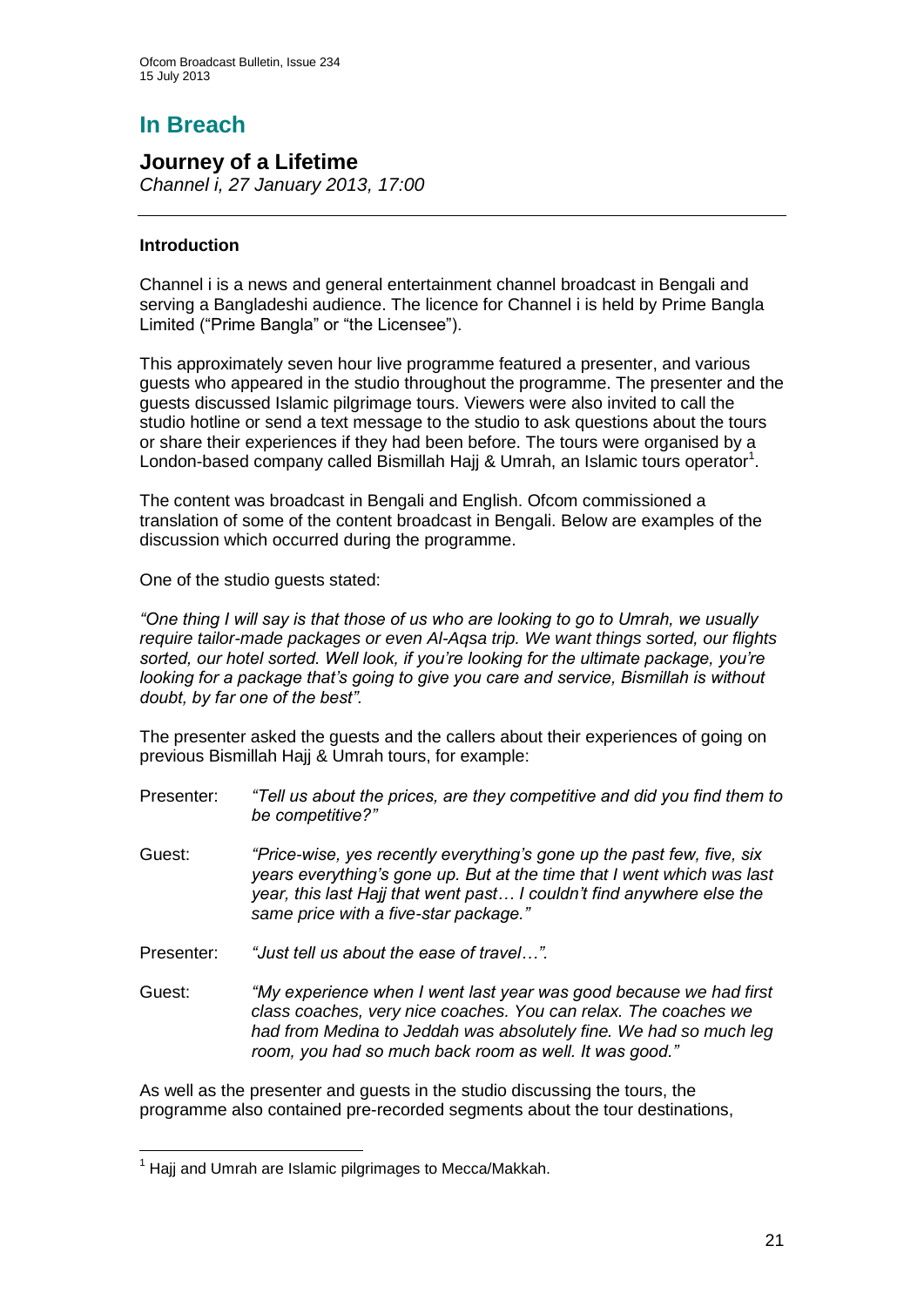# In Breach

## Journey of a Lifetime

*Channel i, 27 January 2013, 17:00*

---

### Introduction

Channel i is a news and general entertainment channel broadcast in Bengali and serving a Bangladeshi audience. The licence for Channel i is held by Prime Bangla Limited ("Prime Bangla" or "the Licensee").

This approximately seven hour live programme featured a presenter, and various guests who appeared in the studio throughout the programme. The presenter and the guests discussed Islamic pilgrimage tours. Viewers were also invited to call the studio hotline or send a text message to the studio to ask questions about the tours or share their experiences if they had been before. The tours were organised by a London-based company called Bismillah Hajj & Umrah, an Islamic tours operator[1].

The content was broadcast in Bengali and English. Ofcom commissioned a translation of some of the content broadcast in Bengali. Below are examples of the discussion which occurred during the programme.

One of the studio guests stated:

*"One thing I will say is that those of us who are looking to go to Umrah, we usually require tailor-made packages or even Al-Aqsa trip. We want things sorted, our flights sorted, our hotel sorted. Well look, if you're looking for the ultimate package, you're looking for a package that's going to give you care and service, Bismillah is without doubt, by far one of the best".*

The presenter asked the guests and the callers about their experiences of going on previous Bismillah Hajj & Umrah tours, for example:

Presenter: *"Tell us about the prices, are they competitive and did you find them to be competitive?"*

Guest: *"Price-wise, yes recently everything's gone up the past few, five, six years everything's gone up. But at the time that I went which was last year, this last Hajj that went past… I couldn't find anywhere else the same price with a five-star package."*

Presenter: *"Just tell us about the ease of travel…".*

Guest: *"My experience when I went last year was good because we had first class coaches, very nice coaches. You can relax. The coaches we had from Medina to Jeddah was absolutely fine. We had so much leg room, you had so much back room as well. It was good."*

As well as the presenter and guests in the studio discussing the tours, the programme also contained pre-recorded segments about the tour destinations,

---

[1] Hajj and Umrah are Islamic pilgrimages to Mecca/Makkah.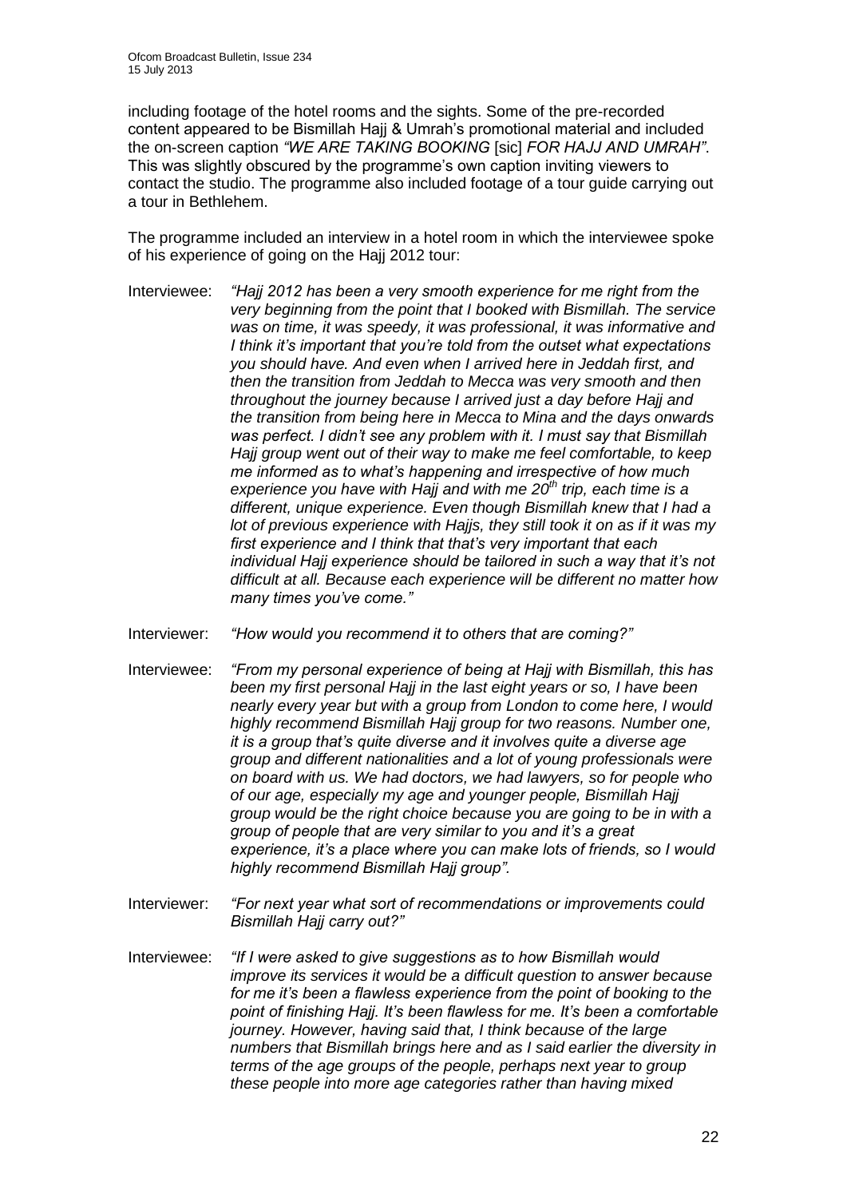including footage of the hotel rooms and the sights. Some of the pre-recorded content appeared to be Bismillah Hajj & Umrah's promotional material and included the on-screen caption *"WE ARE TAKING BOOKING* [sic] *FOR HAJJ AND UMRAH"*. This was slightly obscured by the programme's own caption inviting viewers to contact the studio. The programme also included footage of a tour guide carrying out a tour in Bethlehem.

The programme included an interview in a hotel room in which the interviewee spoke of his experience of going on the Hajj 2012 tour:

Interviewee: *"Hajj 2012 has been a very smooth experience for me right from the very beginning from the point that I booked with Bismillah. The service was on time, it was speedy, it was professional, it was informative and I think it's important that you're told from the outset what expectations you should have. And even when I arrived here in Jeddah first, and then the transition from Jeddah to Mecca was very smooth and then throughout the journey because I arrived just a day before Hajj and the transition from being here in Mecca to Mina and the days onwards was perfect. I didn't see any problem with it. I must say that Bismillah Hajj group went out of their way to make me feel comfortable, to keep me informed as to what's happening and irrespective of how much experience you have with Hajj and with me 20th trip, each time is a different, unique experience. Even though Bismillah knew that I had a lot of previous experience with Hajjs, they still took it on as if it was my first experience and I think that that's very important that each individual Hajj experience should be tailored in such a way that it's not difficult at all. Because each experience will be different no matter how many times you've come."*

Interviewer: *"How would you recommend it to others that are coming?"*

Interviewee: *"From my personal experience of being at Hajj with Bismillah, this has been my first personal Hajj in the last eight years or so, I have been nearly every year but with a group from London to come here, I would highly recommend Bismillah Hajj group for two reasons. Number one, it is a group that's quite diverse and it involves quite a diverse age group and different nationalities and a lot of young professionals were on board with us. We had doctors, we had lawyers, so for people who of our age, especially my age and younger people, Bismillah Hajj group would be the right choice because you are going to be in with a group of people that are very similar to you and it's a great experience, it's a place where you can make lots of friends, so I would highly recommend Bismillah Hajj group".*

Interviewer: *"For next year what sort of recommendations or improvements could Bismillah Hajj carry out?"*

Interviewee: *"If I were asked to give suggestions as to how Bismillah would improve its services it would be a difficult question to answer because for me it's been a flawless experience from the point of booking to the point of finishing Hajj. It's been flawless for me. It's been a comfortable journey. However, having said that, I think because of the large numbers that Bismillah brings here and as I said earlier the diversity in terms of the age groups of the people, perhaps next year to group these people into more age categories rather than having mixed*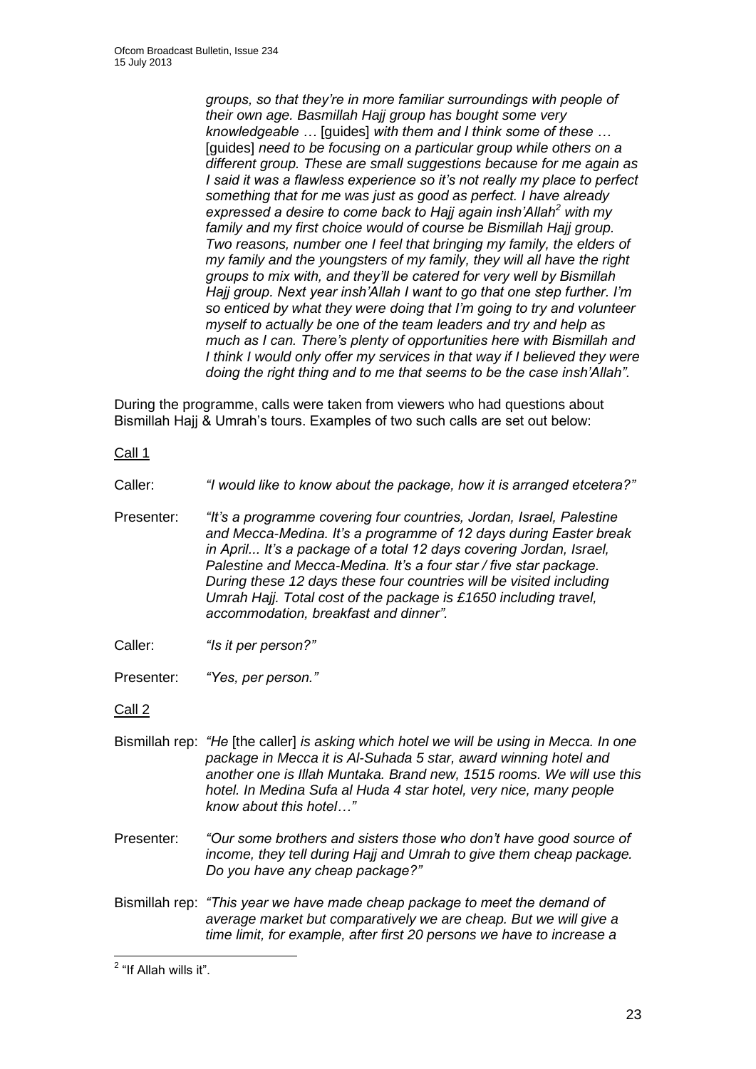> *groups, so that they're in more familiar surroundings with people of their own age. Basmillah Hajj group has bought some very knowledgeable …* [guides] *with them and I think some of these …* [guides] *need to be focusing on a particular group while others on a different group. These are small suggestions because for me again as I said it was a flawless experience so it's not really my place to perfect something that for me was just as good as perfect. I have already expressed a desire to come back to Hajj again insh'Allah*[2] *with my family and my first choice would of course be Bismillah Hajj group. Two reasons, number one I feel that bringing my family, the elders of my family and the youngsters of my family, they will all have the right groups to mix with, and they'll be catered for very well by Bismillah Hajj group. Next year insh'Allah I want to go that one step further. I'm so enticed by what they were doing that I'm going to try and volunteer myself to actually be one of the team leaders and try and help as much as I can. There's plenty of opportunities here with Bismillah and I think I would only offer my services in that way if I believed they were doing the right thing and to me that seems to be the case insh'Allah".*

During the programme, calls were taken from viewers who had questions about Bismillah Hajj & Umrah's tours. Examples of two such calls are set out below:

<u>Call 1</u>

Caller: *"I would like to know about the package, how it is arranged etcetera?"*

Presenter: *"It's a programme covering four countries, Jordan, Israel, Palestine and Mecca-Medina. It's a programme of 12 days during Easter break in April... It's a package of a total 12 days covering Jordan, Israel, Palestine and Mecca-Medina. It's a four star / five star package. During these 12 days these four countries will be visited including Umrah Hajj. Total cost of the package is £1650 including travel, accommodation, breakfast and dinner".*

Caller: *"Is it per person?"*

Presenter: *"Yes, per person."*

<u>Call 2</u>

Bismillah rep: *"He* [the caller] *is asking which hotel we will be using in Mecca. In one package in Mecca it is Al-Suhada 5 star, award winning hotel and another one is Illah Muntaka. Brand new, 1515 rooms. We will use this hotel. In Medina Sufa al Huda 4 star hotel, very nice, many people know about this hotel…"*

Presenter: *"Our some brothers and sisters those who don't have good source of income, they tell during Hajj and Umrah to give them cheap package. Do you have any cheap package?"*

Bismillah rep: *"This year we have made cheap package to meet the demand of average market but comparatively we are cheap. But we will give a time limit, for example, after first 20 persons we have to increase a*

---

[2] "If Allah wills it".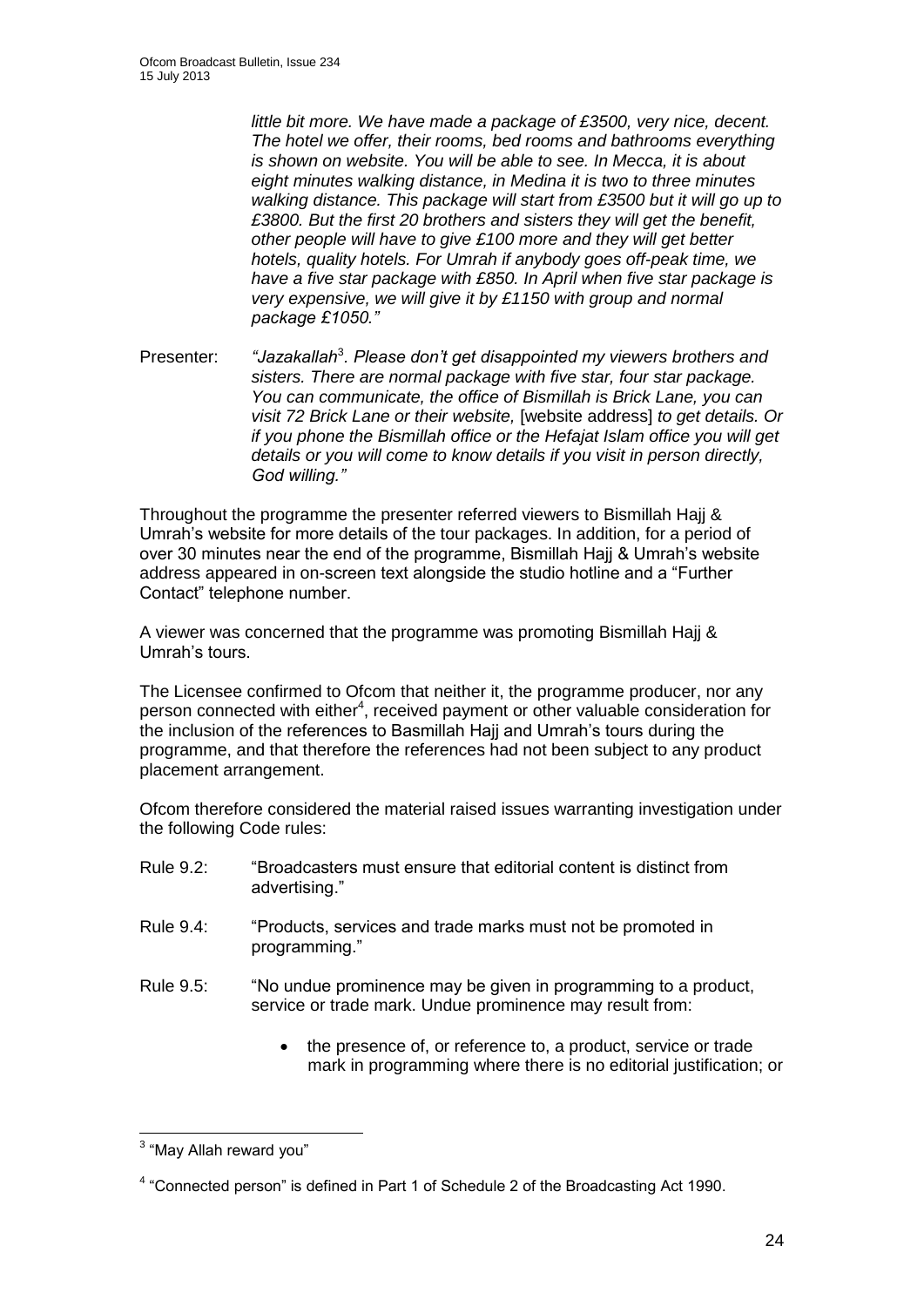*little bit more. We have made a package of £3500, very nice, decent. The hotel we offer, their rooms, bed rooms and bathrooms everything is shown on website. You will be able to see. In Mecca, it is about eight minutes walking distance, in Medina it is two to three minutes walking distance. This package will start from £3500 but it will go up to £3800. But the first 20 brothers and sisters they will get the benefit, other people will have to give £100 more and they will get better hotels, quality hotels. For Umrah if anybody goes off-peak time, we have a five star package with £850. In April when five star package is very expensive, we will give it by £1150 with group and normal package £1050."*

Presenter: *"Jazakallah*[3]*. Please don't get disappointed my viewers brothers and sisters. There are normal package with five star, four star package. You can communicate, the office of Bismillah is Brick Lane, you can visit 72 Brick Lane or their website,* [website address] *to get details. Or if you phone the Bismillah office or the Hefajat Islam office you will get details or you will come to know details if you visit in person directly, God willing."*

Throughout the programme the presenter referred viewers to Bismillah Hajj & Umrah's website for more details of the tour packages. In addition, for a period of over 30 minutes near the end of the programme, Bismillah Hajj & Umrah's website address appeared in on-screen text alongside the studio hotline and a "Further Contact" telephone number.

A viewer was concerned that the programme was promoting Bismillah Hajj & Umrah's tours.

The Licensee confirmed to Ofcom that neither it, the programme producer, nor any person connected with either[4], received payment or other valuable consideration for the inclusion of the references to Basmillah Hajj and Umrah's tours during the programme, and that therefore the references had not been subject to any product placement arrangement.

Ofcom therefore considered the material raised issues warranting investigation under the following Code rules:

Rule 9.2: "Broadcasters must ensure that editorial content is distinct from advertising."

Rule 9.4: "Products, services and trade marks must not be promoted in programming."

Rule 9.5: "No undue prominence may be given in programming to a product, service or trade mark. Undue prominence may result from:

- the presence of, or reference to, a product, service or trade mark in programming where there is no editorial justification; or

---

[3] "May Allah reward you"

[4] "Connected person" is defined in Part 1 of Schedule 2 of the Broadcasting Act 1990.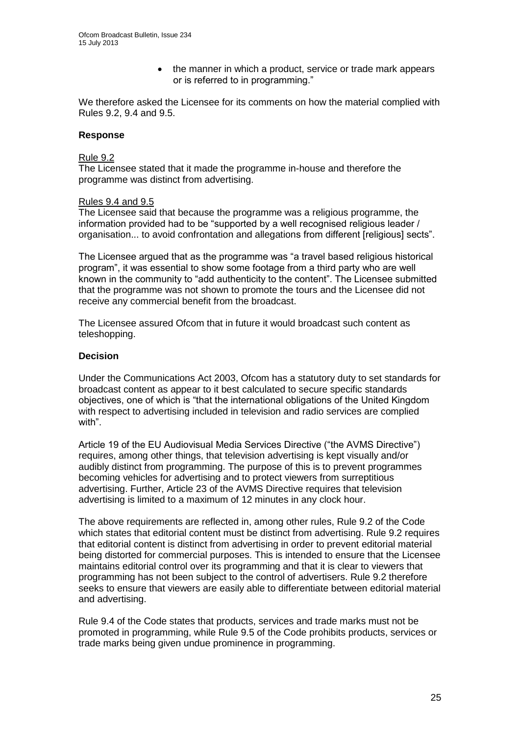- the manner in which a product, service or trade mark appears or is referred to in programming."

We therefore asked the Licensee for its comments on how the material complied with Rules 9.2, 9.4 and 9.5.

**Response**

Rule 9.2

The Licensee stated that it made the programme in-house and therefore the programme was distinct from advertising.

Rules 9.4 and 9.5

The Licensee said that because the programme was a religious programme, the information provided had to be "supported by a well recognised religious leader / organisation... to avoid confrontation and allegations from different [religious] sects".

The Licensee argued that as the programme was "a travel based religious historical program", it was essential to show some footage from a third party who are well known in the community to "add authenticity to the content". The Licensee submitted that the programme was not shown to promote the tours and the Licensee did not receive any commercial benefit from the broadcast.

The Licensee assured Ofcom that in future it would broadcast such content as teleshopping.

**Decision**

Under the Communications Act 2003, Ofcom has a statutory duty to set standards for broadcast content as appear to it best calculated to secure specific standards objectives, one of which is "that the international obligations of the United Kingdom with respect to advertising included in television and radio services are complied with".

Article 19 of the EU Audiovisual Media Services Directive ("the AVMS Directive") requires, among other things, that television advertising is kept visually and/or audibly distinct from programming. The purpose of this is to prevent programmes becoming vehicles for advertising and to protect viewers from surreptitious advertising. Further, Article 23 of the AVMS Directive requires that television advertising is limited to a maximum of 12 minutes in any clock hour.

The above requirements are reflected in, among other rules, Rule 9.2 of the Code which states that editorial content must be distinct from advertising. Rule 9.2 requires that editorial content is distinct from advertising in order to prevent editorial material being distorted for commercial purposes. This is intended to ensure that the Licensee maintains editorial control over its programming and that it is clear to viewers that programming has not been subject to the control of advertisers. Rule 9.2 therefore seeks to ensure that viewers are easily able to differentiate between editorial material and advertising.

Rule 9.4 of the Code states that products, services and trade marks must not be promoted in programming, while Rule 9.5 of the Code prohibits products, services or trade marks being given undue prominence in programming.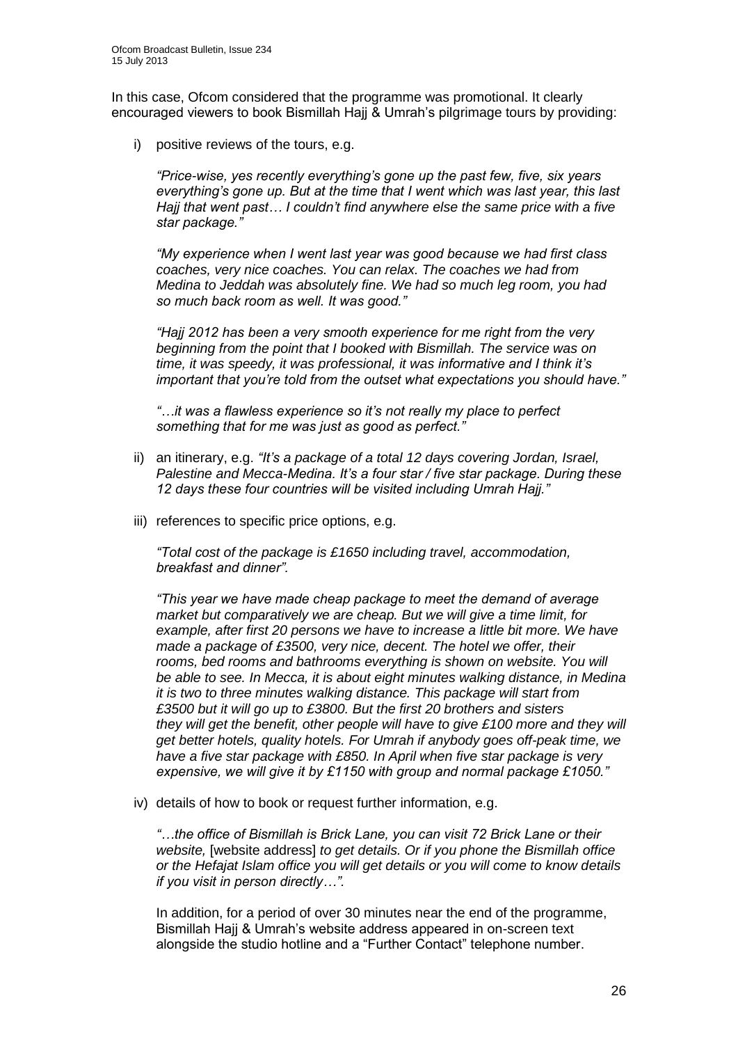In this case, Ofcom considered that the programme was promotional. It clearly encouraged viewers to book Bismillah Hajj & Umrah's pilgrimage tours by providing:

i) positive reviews of the tours, e.g.

*"Price-wise, yes recently everything's gone up the past few, five, six years everything's gone up. But at the time that I went which was last year, this last Hajj that went past… I couldn't find anywhere else the same price with a five star package."*

*"My experience when I went last year was good because we had first class coaches, very nice coaches. You can relax. The coaches we had from Medina to Jeddah was absolutely fine. We had so much leg room, you had so much back room as well. It was good."*

*"Hajj 2012 has been a very smooth experience for me right from the very beginning from the point that I booked with Bismillah. The service was on time, it was speedy, it was professional, it was informative and I think it's important that you're told from the outset what expectations you should have."*

*"…it was a flawless experience so it's not really my place to perfect something that for me was just as good as perfect."*

ii) an itinerary, e.g. *"It's a package of a total 12 days covering Jordan, Israel, Palestine and Mecca-Medina. It's a four star / five star package. During these 12 days these four countries will be visited including Umrah Hajj."*

iii) references to specific price options, e.g.

*"Total cost of the package is £1650 including travel, accommodation, breakfast and dinner".*

*"This year we have made cheap package to meet the demand of average market but comparatively we are cheap. But we will give a time limit, for example, after first 20 persons we have to increase a little bit more. We have made a package of £3500, very nice, decent. The hotel we offer, their rooms, bed rooms and bathrooms everything is shown on website. You will be able to see. In Mecca, it is about eight minutes walking distance, in Medina it is two to three minutes walking distance. This package will start from £3500 but it will go up to £3800. But the first 20 brothers and sisters they will get the benefit, other people will have to give £100 more and they will get better hotels, quality hotels. For Umrah if anybody goes off-peak time, we have a five star package with £850. In April when five star package is very expensive, we will give it by £1150 with group and normal package £1050."*

iv) details of how to book or request further information, e.g.

*"…the office of Bismillah is Brick Lane, you can visit 72 Brick Lane or their website,* [website address] *to get details. Or if you phone the Bismillah office or the Hefajat Islam office you will get details or you will come to know details if you visit in person directly…".*

In addition, for a period of over 30 minutes near the end of the programme, Bismillah Hajj & Umrah's website address appeared in on-screen text alongside the studio hotline and a "Further Contact" telephone number.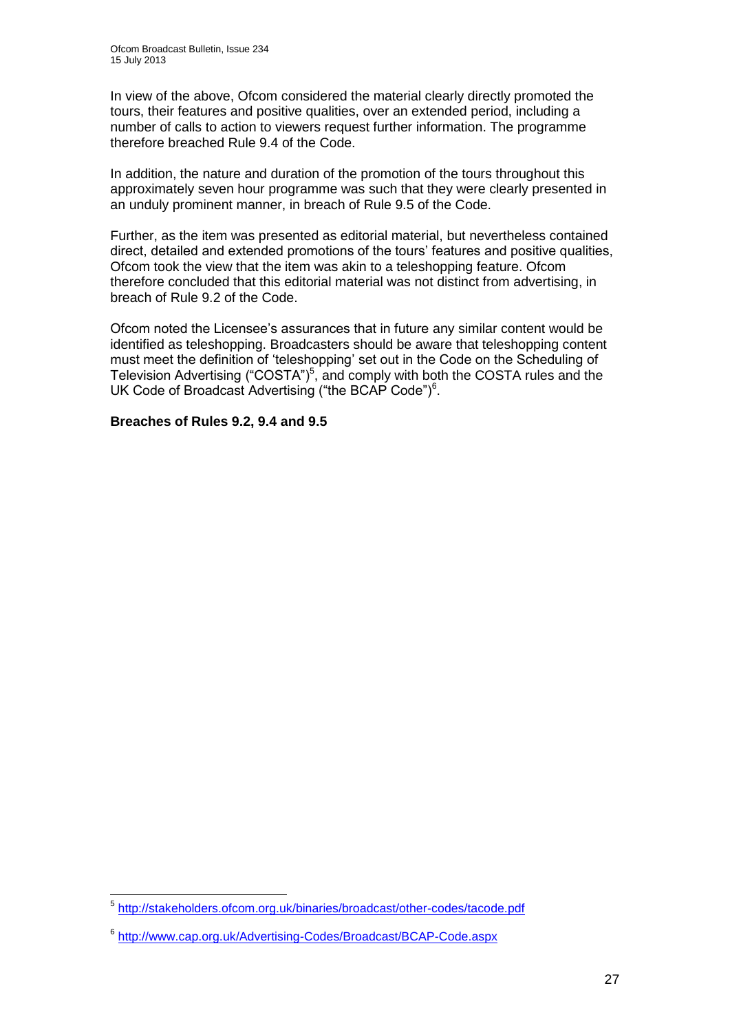In view of the above, Ofcom considered the material clearly directly promoted the tours, their features and positive qualities, over an extended period, including a number of calls to action to viewers request further information. The programme therefore breached Rule 9.4 of the Code.

In addition, the nature and duration of the promotion of the tours throughout this approximately seven hour programme was such that they were clearly presented in an unduly prominent manner, in breach of Rule 9.5 of the Code.

Further, as the item was presented as editorial material, but nevertheless contained direct, detailed and extended promotions of the tours' features and positive qualities, Ofcom took the view that the item was akin to a teleshopping feature. Ofcom therefore concluded that this editorial material was not distinct from advertising, in breach of Rule 9.2 of the Code.

Ofcom noted the Licensee's assurances that in future any similar content would be identified as teleshopping. Broadcasters should be aware that teleshopping content must meet the definition of 'teleshopping' set out in the Code on the Scheduling of Television Advertising ("COSTA")[5], and comply with both the COSTA rules and the UK Code of Broadcast Advertising ("the BCAP Code")[6].

**Breaches of Rules 9.2, 9.4 and 9.5**

[5] http://stakeholders.ofcom.org.uk/binaries/broadcast/other-codes/tacode.pdf

[6] http://www.cap.org.uk/Advertising-Codes/Broadcast/BCAP-Code.aspx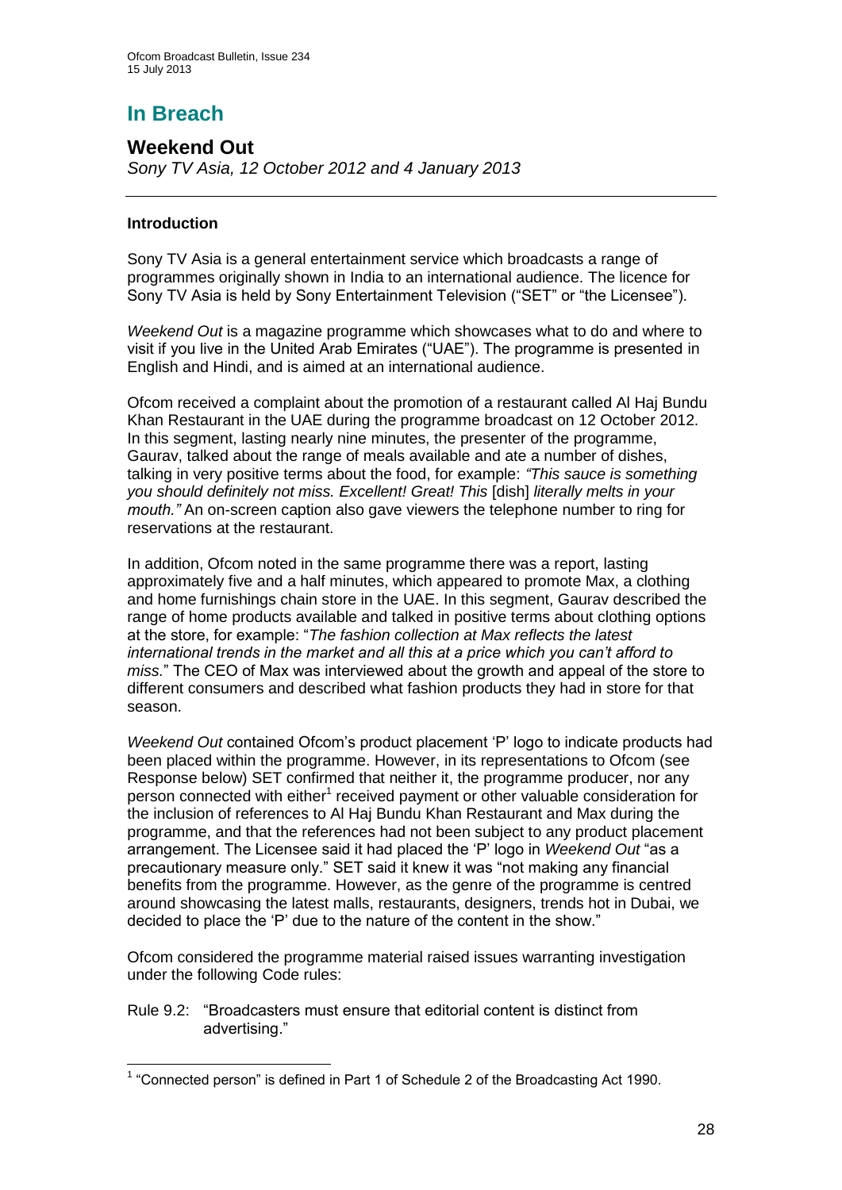# In Breach

## Weekend Out

*Sony TV Asia, 12 October 2012 and 4 January 2013*

---

### Introduction

Sony TV Asia is a general entertainment service which broadcasts a range of programmes originally shown in India to an international audience. The licence for Sony TV Asia is held by Sony Entertainment Television ("SET" or "the Licensee").

*Weekend Out* is a magazine programme which showcases what to do and where to visit if you live in the United Arab Emirates ("UAE"). The programme is presented in English and Hindi, and is aimed at an international audience.

Ofcom received a complaint about the promotion of a restaurant called Al Haj Bundu Khan Restaurant in the UAE during the programme broadcast on 12 October 2012. In this segment, lasting nearly nine minutes, the presenter of the programme, Gaurav, talked about the range of meals available and ate a number of dishes, talking in very positive terms about the food, for example: *"This sauce is something you should definitely not miss. Excellent! Great! This* [dish] *literally melts in your mouth."* An on-screen caption also gave viewers the telephone number to ring for reservations at the restaurant.

In addition, Ofcom noted in the same programme there was a report, lasting approximately five and a half minutes, which appeared to promote Max, a clothing and home furnishings chain store in the UAE. In this segment, Gaurav described the range of home products available and talked in positive terms about clothing options at the store, for example: "*The fashion collection at Max reflects the latest international trends in the market and all this at a price which you can't afford to miss.*" The CEO of Max was interviewed about the growth and appeal of the store to different consumers and described what fashion products they had in store for that season.

*Weekend Out* contained Ofcom's product placement 'P' logo to indicate products had been placed within the programme. However, in its representations to Ofcom (see Response below) SET confirmed that neither it, the programme producer, nor any person connected with either[1] received payment or other valuable consideration for the inclusion of references to Al Haj Bundu Khan Restaurant and Max during the programme, and that the references had not been subject to any product placement arrangement. The Licensee said it had placed the 'P' logo in *Weekend Out* "as a precautionary measure only." SET said it knew it was "not making any financial benefits from the programme. However, as the genre of the programme is centred around showcasing the latest malls, restaurants, designers, trends hot in Dubai, we decided to place the 'P' due to the nature of the content in the show."

Ofcom considered the programme material raised issues warranting investigation under the following Code rules:

Rule 9.2: "Broadcasters must ensure that editorial content is distinct from advertising."

---

[1] "Connected person" is defined in Part 1 of Schedule 2 of the Broadcasting Act 1990.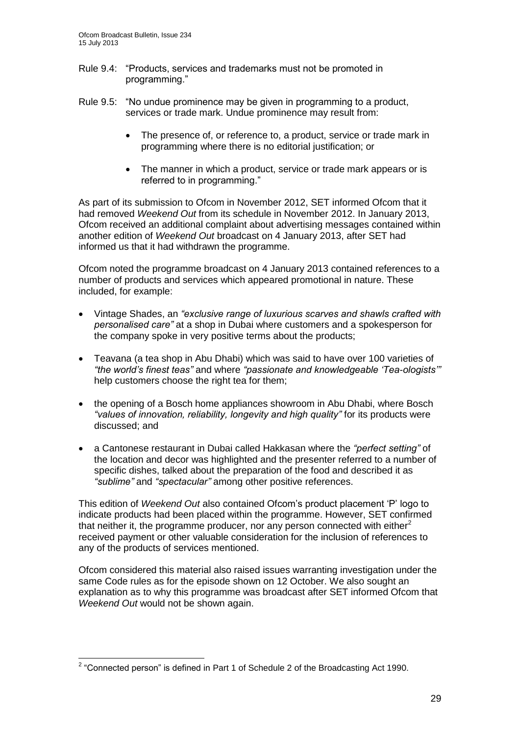Rule 9.4: "Products, services and trademarks must not be promoted in programming."

Rule 9.5: "No undue prominence may be given in programming to a product, services or trade mark. Undue prominence may result from:

- The presence of, or reference to, a product, service or trade mark in programming where there is no editorial justification; or
- The manner in which a product, service or trade mark appears or is referred to in programming."

As part of its submission to Ofcom in November 2012, SET informed Ofcom that it had removed *Weekend Out* from its schedule in November 2012. In January 2013, Ofcom received an additional complaint about advertising messages contained within another edition of *Weekend Out* broadcast on 4 January 2013, after SET had informed us that it had withdrawn the programme.

Ofcom noted the programme broadcast on 4 January 2013 contained references to a number of products and services which appeared promotional in nature. These included, for example:

- Vintage Shades, an *"exclusive range of luxurious scarves and shawls crafted with personalised care"* at a shop in Dubai where customers and a spokesperson for the company spoke in very positive terms about the products;
- Teavana (a tea shop in Abu Dhabi) which was said to have over 100 varieties of *"the world's finest teas"* and where *"passionate and knowledgeable 'Tea-ologists'"* help customers choose the right tea for them;
- the opening of a Bosch home appliances showroom in Abu Dhabi, where Bosch *"values of innovation, reliability, longevity and high quality"* for its products were discussed; and
- a Cantonese restaurant in Dubai called Hakkasan where the *"perfect setting"* of the location and decor was highlighted and the presenter referred to a number of specific dishes, talked about the preparation of the food and described it as *"sublime"* and *"spectacular"* among other positive references.

This edition of *Weekend Out* also contained Ofcom's product placement 'P' logo to indicate products had been placed within the programme. However, SET confirmed that neither it, the programme producer, nor any person connected with either[2] received payment or other valuable consideration for the inclusion of references to any of the products of services mentioned.

Ofcom considered this material also raised issues warranting investigation under the same Code rules as for the episode shown on 12 October. We also sought an explanation as to why this programme was broadcast after SET informed Ofcom that *Weekend Out* would not be shown again.

[2] "Connected person" is defined in Part 1 of Schedule 2 of the Broadcasting Act 1990.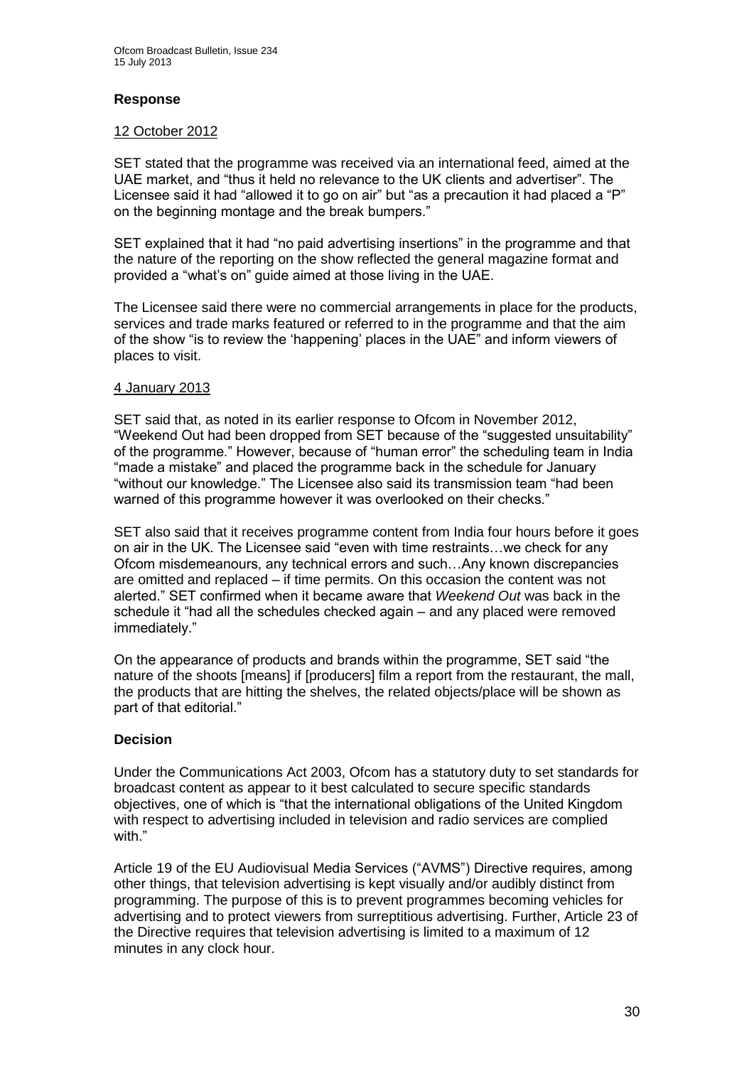## Response

12 October 2012

SET stated that the programme was received via an international feed, aimed at the UAE market, and "thus it held no relevance to the UK clients and advertiser". The Licensee said it had "allowed it to go on air" but "as a precaution it had placed a "P" on the beginning montage and the break bumpers."

SET explained that it had "no paid advertising insertions" in the programme and that the nature of the reporting on the show reflected the general magazine format and provided a "what's on" guide aimed at those living in the UAE.

The Licensee said there were no commercial arrangements in place for the products, services and trade marks featured or referred to in the programme and that the aim of the show "is to review the 'happening' places in the UAE" and inform viewers of places to visit.

4 January 2013

SET said that, as noted in its earlier response to Ofcom in November 2012, "Weekend Out had been dropped from SET because of the "suggested unsuitability" of the programme." However, because of "human error" the scheduling team in India "made a mistake" and placed the programme back in the schedule for January "without our knowledge." The Licensee also said its transmission team "had been warned of this programme however it was overlooked on their checks."

SET also said that it receives programme content from India four hours before it goes on air in the UK. The Licensee said "even with time restraints…we check for any Ofcom misdemeanours, any technical errors and such…Any known discrepancies are omitted and replaced – if time permits. On this occasion the content was not alerted." SET confirmed when it became aware that *Weekend Out* was back in the schedule it "had all the schedules checked again – and any placed were removed immediately."

On the appearance of products and brands within the programme, SET said "the nature of the shoots [means] if [producers] film a report from the restaurant, the mall, the products that are hitting the shelves, the related objects/place will be shown as part of that editorial."

## Decision

Under the Communications Act 2003, Ofcom has a statutory duty to set standards for broadcast content as appear to it best calculated to secure specific standards objectives, one of which is "that the international obligations of the United Kingdom with respect to advertising included in television and radio services are complied with."

Article 19 of the EU Audiovisual Media Services ("AVMS") Directive requires, among other things, that television advertising is kept visually and/or audibly distinct from programming. The purpose of this is to prevent programmes becoming vehicles for advertising and to protect viewers from surreptitious advertising. Further, Article 23 of the Directive requires that television advertising is limited to a maximum of 12 minutes in any clock hour.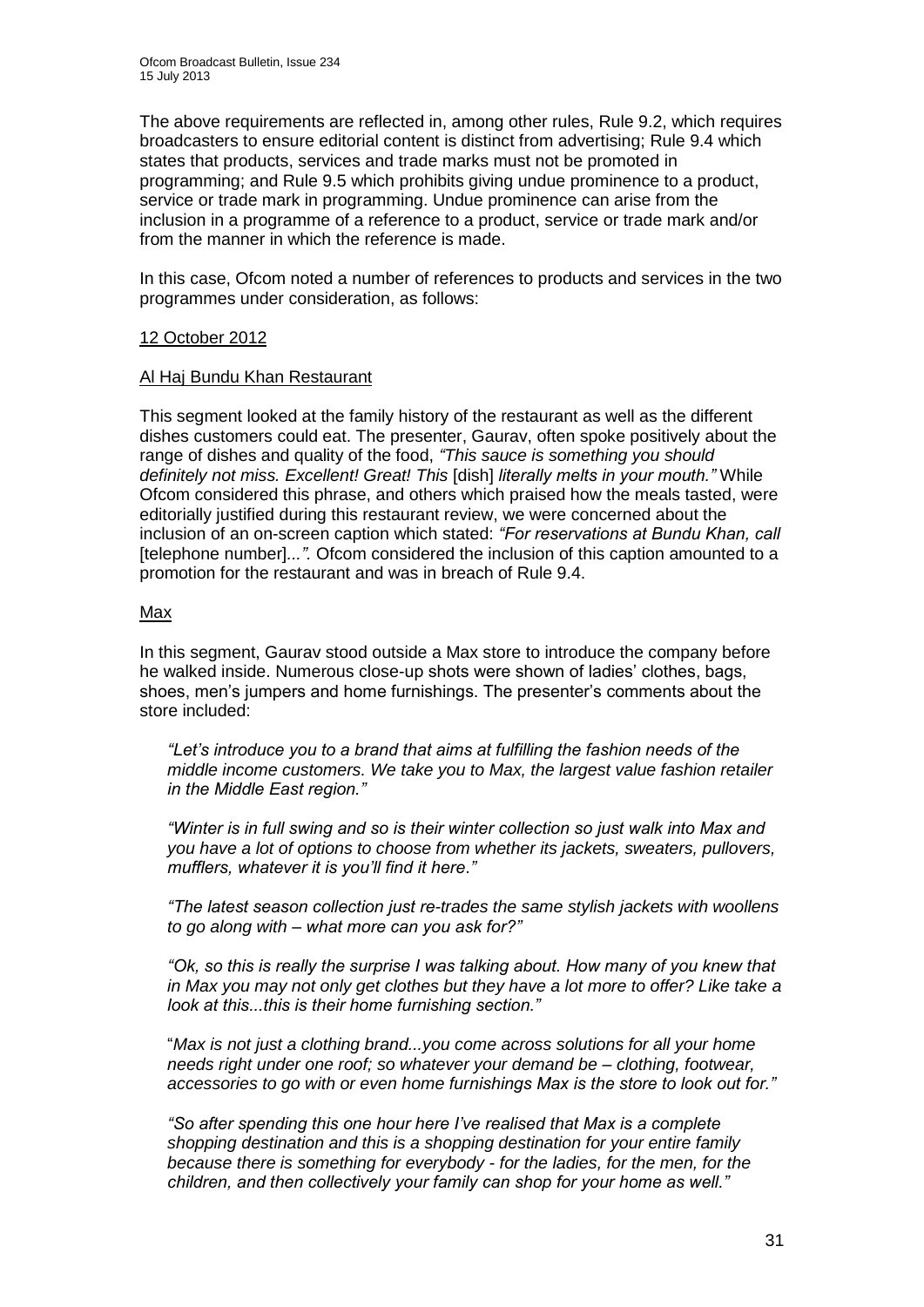The above requirements are reflected in, among other rules, Rule 9.2, which requires broadcasters to ensure editorial content is distinct from advertising; Rule 9.4 which states that products, services and trade marks must not be promoted in programming; and Rule 9.5 which prohibits giving undue prominence to a product, service or trade mark in programming. Undue prominence can arise from the inclusion in a programme of a reference to a product, service or trade mark and/or from the manner in which the reference is made.

In this case, Ofcom noted a number of references to products and services in the two programmes under consideration, as follows:

12 October 2012

Al Haj Bundu Khan Restaurant

This segment looked at the family history of the restaurant as well as the different dishes customers could eat. The presenter, Gaurav, often spoke positively about the range of dishes and quality of the food, *"This sauce is something you should definitely not miss. Excellent! Great! This* [dish] *literally melts in your mouth."* While Ofcom considered this phrase, and others which praised how the meals tasted, were editorially justified during this restaurant review, we were concerned about the inclusion of an on-screen caption which stated: *"For reservations at Bundu Khan, call* [telephone number]*...".* Ofcom considered the inclusion of this caption amounted to a promotion for the restaurant and was in breach of Rule 9.4.

Max

In this segment, Gaurav stood outside a Max store to introduce the company before he walked inside. Numerous close-up shots were shown of ladies' clothes, bags, shoes, men's jumpers and home furnishings. The presenter's comments about the store included:

> *"Let's introduce you to a brand that aims at fulfilling the fashion needs of the middle income customers. We take you to Max, the largest value fashion retailer in the Middle East region."*
>
> *"Winter is in full swing and so is their winter collection so just walk into Max and you have a lot of options to choose from whether its jackets, sweaters, pullovers, mufflers, whatever it is you'll find it here."*
>
> *"The latest season collection just re-trades the same stylish jackets with woollens to go along with – what more can you ask for?"*
>
> *"Ok, so this is really the surprise I was talking about. How many of you knew that in Max you may not only get clothes but they have a lot more to offer? Like take a look at this...this is their home furnishing section."*
>
> "*Max is not just a clothing brand...you come across solutions for all your home needs right under one roof; so whatever your demand be – clothing, footwear, accessories to go with or even home furnishings Max is the store to look out for."*
>
> *"So after spending this one hour here I've realised that Max is a complete shopping destination and this is a shopping destination for your entire family because there is something for everybody - for the ladies, for the men, for the children, and then collectively your family can shop for your home as well."*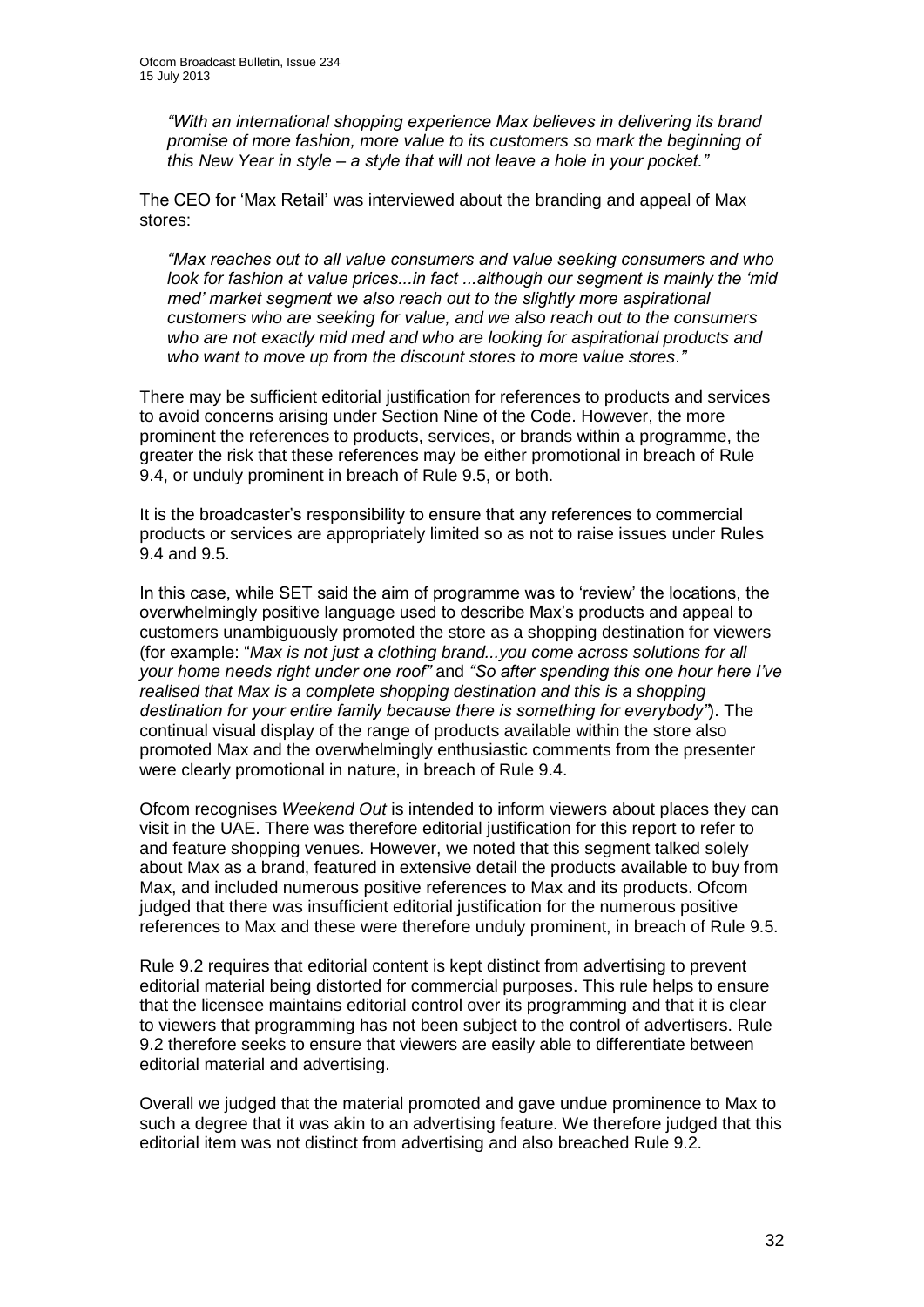*"With an international shopping experience Max believes in delivering its brand promise of more fashion, more value to its customers so mark the beginning of this New Year in style – a style that will not leave a hole in your pocket."*

The CEO for 'Max Retail' was interviewed about the branding and appeal of Max stores:

*"Max reaches out to all value consumers and value seeking consumers and who look for fashion at value prices...in fact ...although our segment is mainly the 'mid med' market segment we also reach out to the slightly more aspirational customers who are seeking for value, and we also reach out to the consumers who are not exactly mid med and who are looking for aspirational products and who want to move up from the discount stores to more value stores."*

There may be sufficient editorial justification for references to products and services to avoid concerns arising under Section Nine of the Code. However, the more prominent the references to products, services, or brands within a programme, the greater the risk that these references may be either promotional in breach of Rule 9.4, or unduly prominent in breach of Rule 9.5, or both.

It is the broadcaster's responsibility to ensure that any references to commercial products or services are appropriately limited so as not to raise issues under Rules 9.4 and 9.5.

In this case, while SET said the aim of programme was to 'review' the locations, the overwhelmingly positive language used to describe Max's products and appeal to customers unambiguously promoted the store as a shopping destination for viewers (for example: "*Max is not just a clothing brand...you come across solutions for all your home needs right under one roof"* and *"So after spending this one hour here I've realised that Max is a complete shopping destination and this is a shopping destination for your entire family because there is something for everybody"*). The continual visual display of the range of products available within the store also promoted Max and the overwhelmingly enthusiastic comments from the presenter were clearly promotional in nature, in breach of Rule 9.4.

Ofcom recognises *Weekend Out* is intended to inform viewers about places they can visit in the UAE. There was therefore editorial justification for this report to refer to and feature shopping venues. However, we noted that this segment talked solely about Max as a brand, featured in extensive detail the products available to buy from Max, and included numerous positive references to Max and its products. Ofcom judged that there was insufficient editorial justification for the numerous positive references to Max and these were therefore unduly prominent, in breach of Rule 9.5.

Rule 9.2 requires that editorial content is kept distinct from advertising to prevent editorial material being distorted for commercial purposes. This rule helps to ensure that the licensee maintains editorial control over its programming and that it is clear to viewers that programming has not been subject to the control of advertisers. Rule 9.2 therefore seeks to ensure that viewers are easily able to differentiate between editorial material and advertising.

Overall we judged that the material promoted and gave undue prominence to Max to such a degree that it was akin to an advertising feature. We therefore judged that this editorial item was not distinct from advertising and also breached Rule 9.2.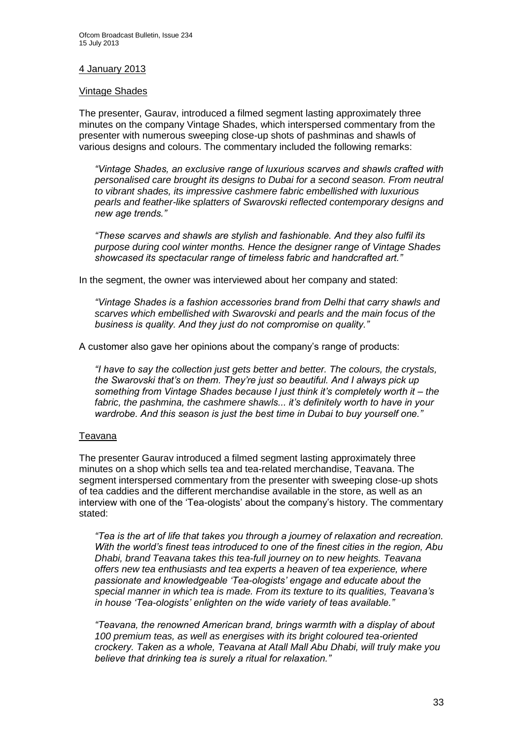4 January 2013

Vintage Shades

The presenter, Gaurav, introduced a filmed segment lasting approximately three minutes on the company Vintage Shades, which interspersed commentary from the presenter with numerous sweeping close-up shots of pashminas and shawls of various designs and colours. The commentary included the following remarks:

> *"Vintage Shades, an exclusive range of luxurious scarves and shawls crafted with personalised care brought its designs to Dubai for a second season. From neutral to vibrant shades, its impressive cashmere fabric embellished with luxurious pearls and feather-like splatters of Swarovski reflected contemporary designs and new age trends."*
>
> *"These scarves and shawls are stylish and fashionable. And they also fulfil its purpose during cool winter months. Hence the designer range of Vintage Shades showcased its spectacular range of timeless fabric and handcrafted art."*

In the segment, the owner was interviewed about her company and stated:

> *"Vintage Shades is a fashion accessories brand from Delhi that carry shawls and scarves which embellished with Swarovski and pearls and the main focus of the business is quality. And they just do not compromise on quality."*

A customer also gave her opinions about the company's range of products:

> *"I have to say the collection just gets better and better. The colours, the crystals, the Swarovski that's on them. They're just so beautiful. And I always pick up something from Vintage Shades because I just think it's completely worth it – the fabric, the pashmina, the cashmere shawls... it's definitely worth to have in your wardrobe. And this season is just the best time in Dubai to buy yourself one."*

Teavana

The presenter Gaurav introduced a filmed segment lasting approximately three minutes on a shop which sells tea and tea-related merchandise, Teavana. The segment interspersed commentary from the presenter with sweeping close-up shots of tea caddies and the different merchandise available in the store, as well as an interview with one of the 'Tea-ologists' about the company's history. The commentary stated:

> *"Tea is the art of life that takes you through a journey of relaxation and recreation. With the world's finest teas introduced to one of the finest cities in the region, Abu Dhabi, brand Teavana takes this tea-full journey on to new heights. Teavana offers new tea enthusiasts and tea experts a heaven of tea experience, where passionate and knowledgeable 'Tea-ologists' engage and educate about the special manner in which tea is made. From its texture to its qualities, Teavana's in house 'Tea-ologists' enlighten on the wide variety of teas available."*
>
> *"Teavana, the renowned American brand, brings warmth with a display of about 100 premium teas, as well as energises with its bright coloured tea-oriented crockery. Taken as a whole, Teavana at Atall Mall Abu Dhabi, will truly make you believe that drinking tea is surely a ritual for relaxation."*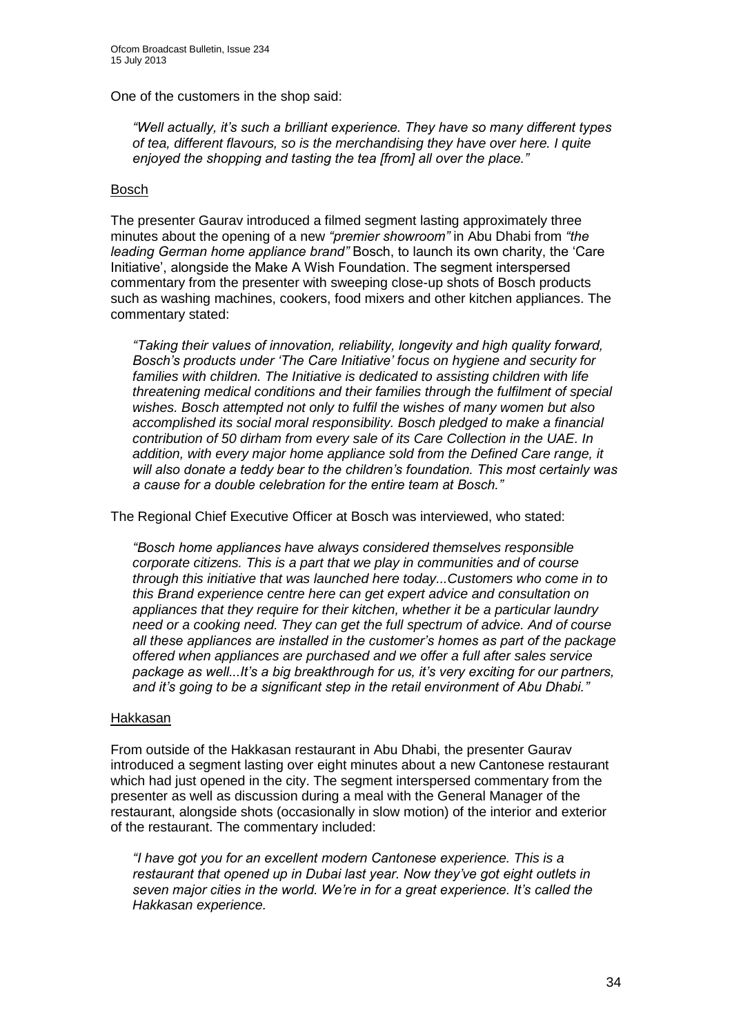One of the customers in the shop said:

> *"Well actually, it's such a brilliant experience. They have so many different types of tea, different flavours, so is the merchandising they have over here. I quite enjoyed the shopping and tasting the tea [from] all over the place."*

Bosch

The presenter Gaurav introduced a filmed segment lasting approximately three minutes about the opening of a new *"premier showroom"* in Abu Dhabi from *"the leading German home appliance brand"* Bosch, to launch its own charity, the 'Care Initiative', alongside the Make A Wish Foundation. The segment interspersed commentary from the presenter with sweeping close-up shots of Bosch products such as washing machines, cookers, food mixers and other kitchen appliances. The commentary stated:

> *"Taking their values of innovation, reliability, longevity and high quality forward, Bosch's products under 'The Care Initiative' focus on hygiene and security for families with children. The Initiative is dedicated to assisting children with life threatening medical conditions and their families through the fulfilment of special wishes. Bosch attempted not only to fulfil the wishes of many women but also accomplished its social moral responsibility. Bosch pledged to make a financial contribution of 50 dirham from every sale of its Care Collection in the UAE. In addition, with every major home appliance sold from the Defined Care range, it will also donate a teddy bear to the children's foundation. This most certainly was a cause for a double celebration for the entire team at Bosch."*

The Regional Chief Executive Officer at Bosch was interviewed, who stated:

> *"Bosch home appliances have always considered themselves responsible corporate citizens. This is a part that we play in communities and of course through this initiative that was launched here today...Customers who come in to this Brand experience centre here can get expert advice and consultation on appliances that they require for their kitchen, whether it be a particular laundry need or a cooking need. They can get the full spectrum of advice. And of course all these appliances are installed in the customer's homes as part of the package offered when appliances are purchased and we offer a full after sales service package as well...It's a big breakthrough for us, it's very exciting for our partners, and it's going to be a significant step in the retail environment of Abu Dhabi."*

Hakkasan

From outside of the Hakkasan restaurant in Abu Dhabi, the presenter Gaurav introduced a segment lasting over eight minutes about a new Cantonese restaurant which had just opened in the city. The segment interspersed commentary from the presenter as well as discussion during a meal with the General Manager of the restaurant, alongside shots (occasionally in slow motion) of the interior and exterior of the restaurant. The commentary included:

> *"I have got you for an excellent modern Cantonese experience. This is a restaurant that opened up in Dubai last year. Now they've got eight outlets in seven major cities in the world. We're in for a great experience. It's called the Hakkasan experience.*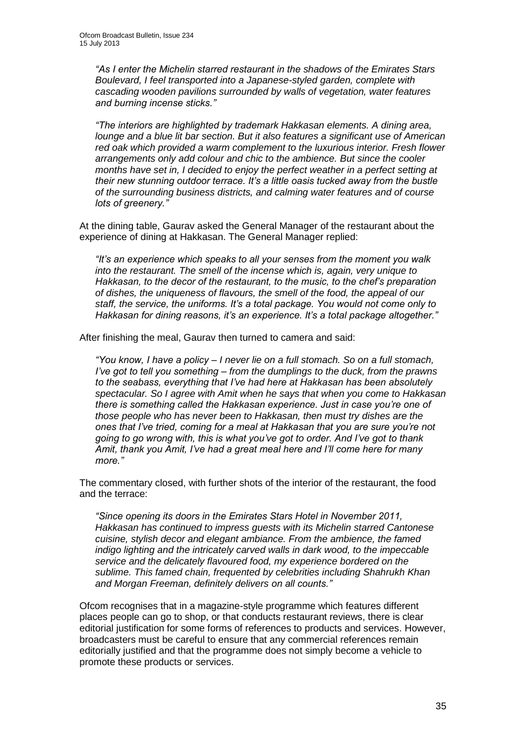*"As I enter the Michelin starred restaurant in the shadows of the Emirates Stars Boulevard, I feel transported into a Japanese-styled garden, complete with cascading wooden pavilions surrounded by walls of vegetation, water features and burning incense sticks."*

*"The interiors are highlighted by trademark Hakkasan elements. A dining area, lounge and a blue lit bar section. But it also features a significant use of American red oak which provided a warm complement to the luxurious interior. Fresh flower arrangements only add colour and chic to the ambience. But since the cooler months have set in, I decided to enjoy the perfect weather in a perfect setting at their new stunning outdoor terrace. It's a little oasis tucked away from the bustle of the surrounding business districts, and calming water features and of course lots of greenery."*

At the dining table, Gaurav asked the General Manager of the restaurant about the experience of dining at Hakkasan. The General Manager replied:

*"It's an experience which speaks to all your senses from the moment you walk into the restaurant. The smell of the incense which is, again, very unique to Hakkasan, to the decor of the restaurant, to the music, to the chef's preparation of dishes, the uniqueness of flavours, the smell of the food, the appeal of our staff, the service, the uniforms. It's a total package. You would not come only to Hakkasan for dining reasons, it's an experience. It's a total package altogether."*

After finishing the meal, Gaurav then turned to camera and said:

*"You know, I have a policy – I never lie on a full stomach. So on a full stomach, I've got to tell you something – from the dumplings to the duck, from the prawns to the seabass, everything that I've had here at Hakkasan has been absolutely spectacular. So I agree with Amit when he says that when you come to Hakkasan there is something called the Hakkasan experience. Just in case you're one of those people who has never been to Hakkasan, then must try dishes are the ones that I've tried, coming for a meal at Hakkasan that you are sure you're not going to go wrong with, this is what you've got to order. And I've got to thank Amit, thank you Amit, I've had a great meal here and I'll come here for many more."*

The commentary closed, with further shots of the interior of the restaurant, the food and the terrace:

*"Since opening its doors in the Emirates Stars Hotel in November 2011, Hakkasan has continued to impress guests with its Michelin starred Cantonese cuisine, stylish decor and elegant ambiance. From the ambience, the famed indigo lighting and the intricately carved walls in dark wood, to the impeccable service and the delicately flavoured food, my experience bordered on the sublime. This famed chain, frequented by celebrities including Shahrukh Khan and Morgan Freeman, definitely delivers on all counts."*

Ofcom recognises that in a magazine-style programme which features different places people can go to shop, or that conducts restaurant reviews, there is clear editorial justification for some forms of references to products and services. However, broadcasters must be careful to ensure that any commercial references remain editorially justified and that the programme does not simply become a vehicle to promote these products or services.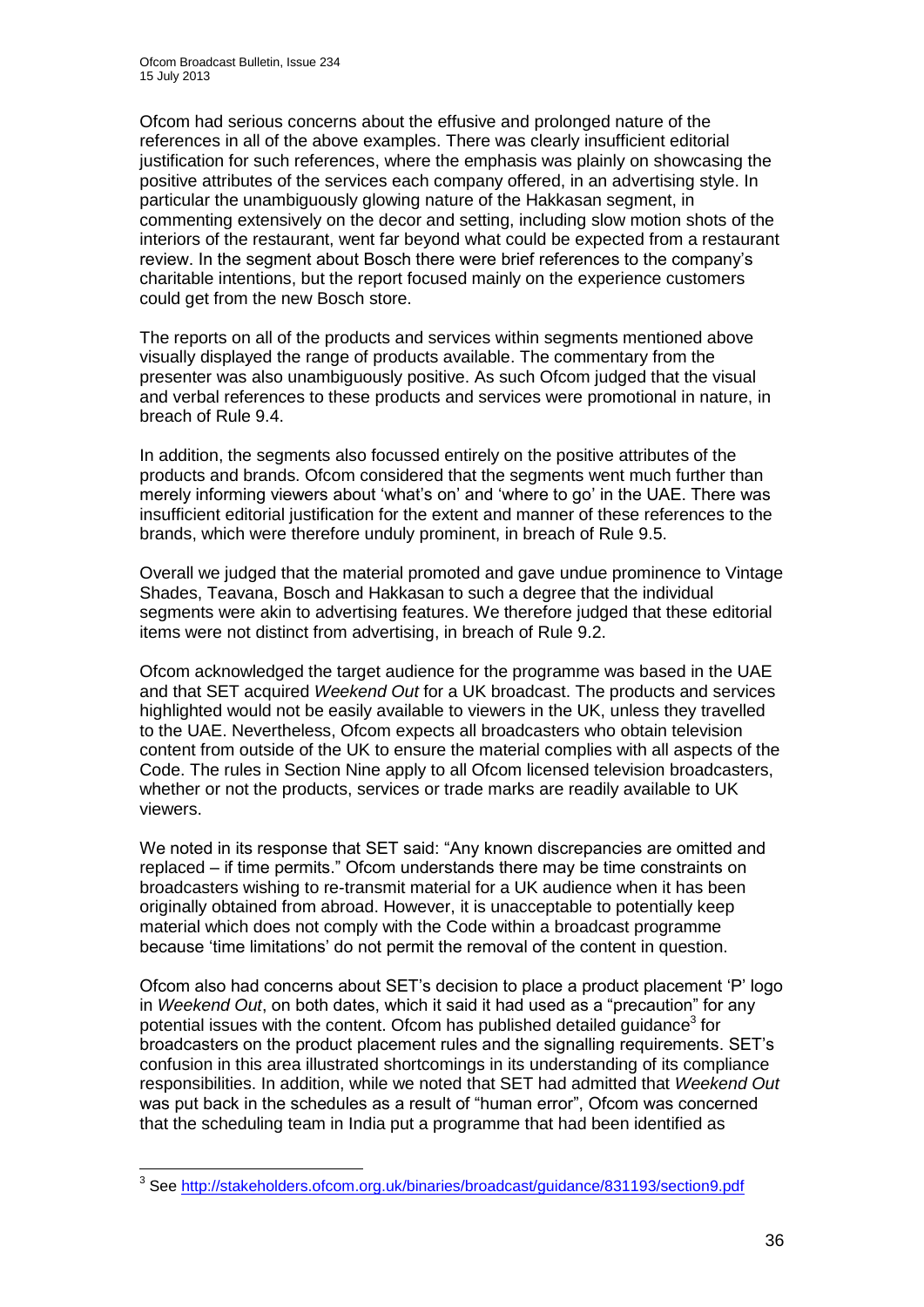Ofcom had serious concerns about the effusive and prolonged nature of the references in all of the above examples. There was clearly insufficient editorial justification for such references, where the emphasis was plainly on showcasing the positive attributes of the services each company offered, in an advertising style. In particular the unambiguously glowing nature of the Hakkasan segment, in commenting extensively on the decor and setting, including slow motion shots of the interiors of the restaurant, went far beyond what could be expected from a restaurant review. In the segment about Bosch there were brief references to the company's charitable intentions, but the report focused mainly on the experience customers could get from the new Bosch store.

The reports on all of the products and services within segments mentioned above visually displayed the range of products available. The commentary from the presenter was also unambiguously positive. As such Ofcom judged that the visual and verbal references to these products and services were promotional in nature, in breach of Rule 9.4.

In addition, the segments also focussed entirely on the positive attributes of the products and brands. Ofcom considered that the segments went much further than merely informing viewers about 'what's on' and 'where to go' in the UAE. There was insufficient editorial justification for the extent and manner of these references to the brands, which were therefore unduly prominent, in breach of Rule 9.5.

Overall we judged that the material promoted and gave undue prominence to Vintage Shades, Teavana, Bosch and Hakkasan to such a degree that the individual segments were akin to advertising features. We therefore judged that these editorial items were not distinct from advertising, in breach of Rule 9.2.

Ofcom acknowledged the target audience for the programme was based in the UAE and that SET acquired *Weekend Out* for a UK broadcast. The products and services highlighted would not be easily available to viewers in the UK, unless they travelled to the UAE. Nevertheless, Ofcom expects all broadcasters who obtain television content from outside of the UK to ensure the material complies with all aspects of the Code. The rules in Section Nine apply to all Ofcom licensed television broadcasters, whether or not the products, services or trade marks are readily available to UK viewers.

We noted in its response that SET said: "Any known discrepancies are omitted and replaced – if time permits." Ofcom understands there may be time constraints on broadcasters wishing to re-transmit material for a UK audience when it has been originally obtained from abroad. However, it is unacceptable to potentially keep material which does not comply with the Code within a broadcast programme because 'time limitations' do not permit the removal of the content in question.

Ofcom also had concerns about SET's decision to place a product placement 'P' logo in *Weekend Out*, on both dates, which it said it had used as a "precaution" for any potential issues with the content. Ofcom has published detailed guidance[3] for broadcasters on the product placement rules and the signalling requirements. SET's confusion in this area illustrated shortcomings in its understanding of its compliance responsibilities. In addition, while we noted that SET had admitted that *Weekend Out* was put back in the schedules as a result of "human error", Ofcom was concerned that the scheduling team in India put a programme that had been identified as

---

[3] See http://stakeholders.ofcom.org.uk/binaries/broadcast/guidance/831193/section9.pdf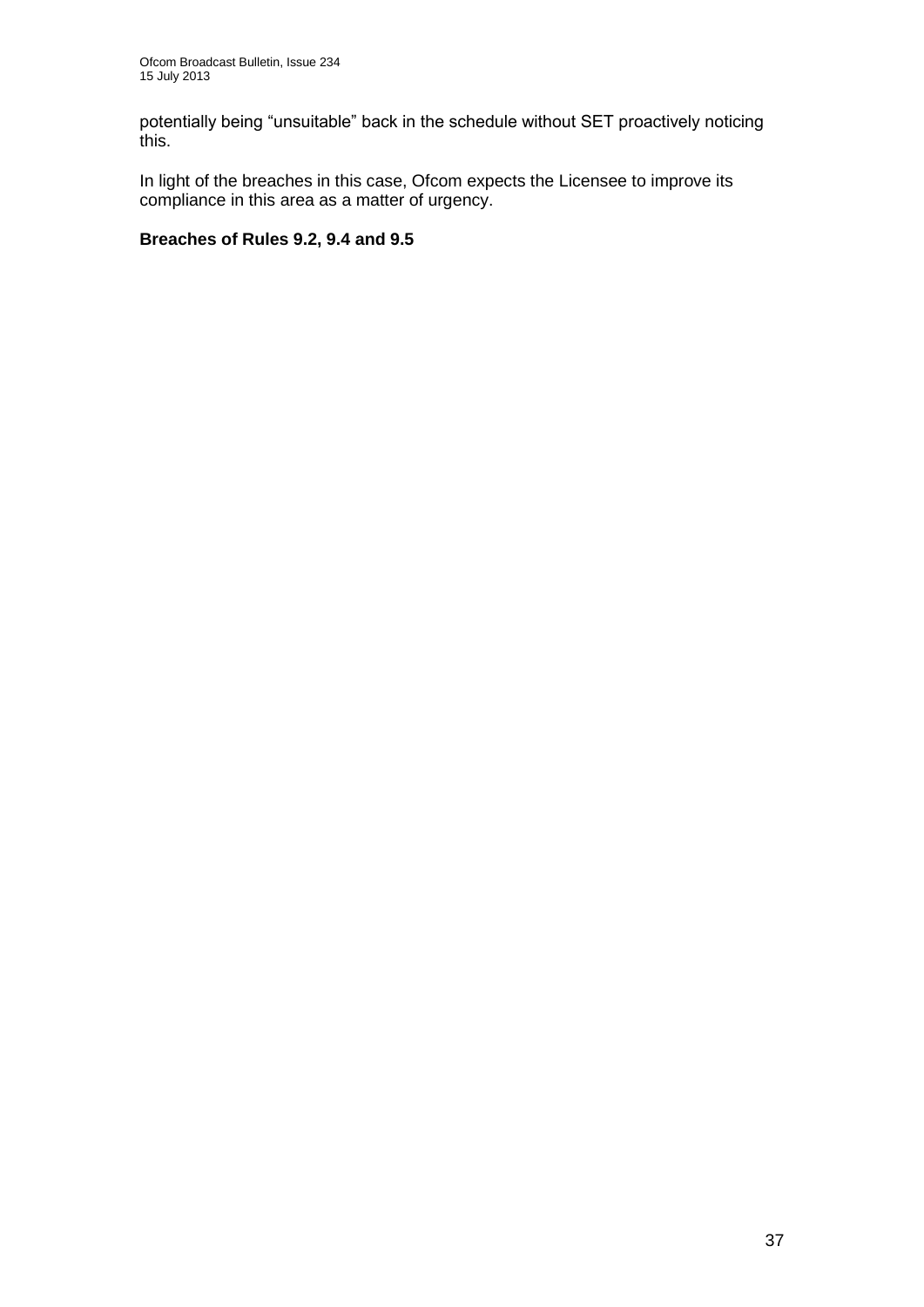potentially being "unsuitable" back in the schedule without SET proactively noticing this.

In light of the breaches in this case, Ofcom expects the Licensee to improve its compliance in this area as a matter of urgency.

**Breaches of Rules 9.2, 9.4 and 9.5**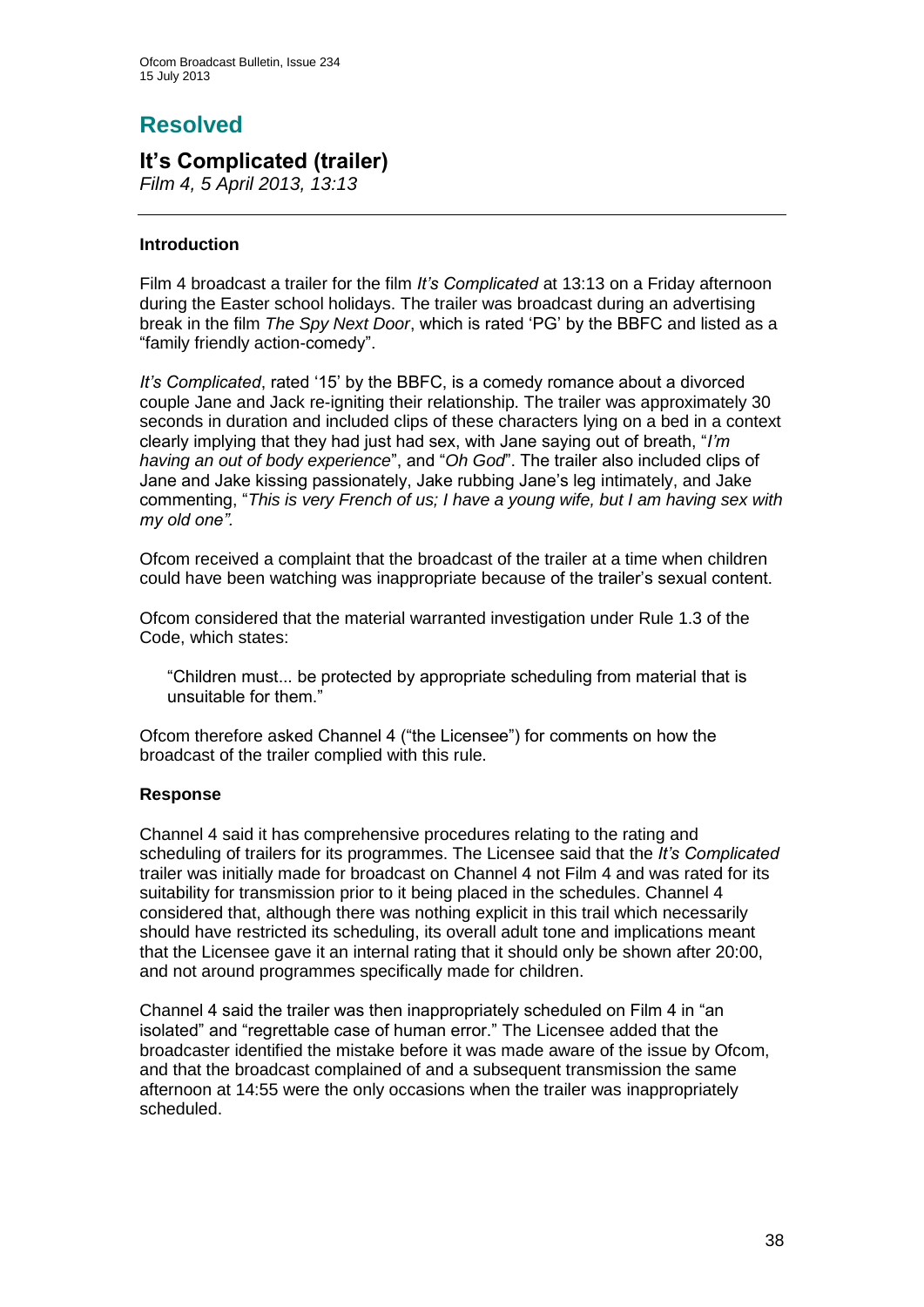# Resolved

## It's Complicated (trailer)

*Film 4, 5 April 2013, 13:13*

### Introduction

Film 4 broadcast a trailer for the film *It's Complicated* at 13:13 on a Friday afternoon during the Easter school holidays. The trailer was broadcast during an advertising break in the film *The Spy Next Door*, which is rated 'PG' by the BBFC and listed as a "family friendly action-comedy".

*It's Complicated*, rated '15' by the BBFC, is a comedy romance about a divorced couple Jane and Jack re-igniting their relationship. The trailer was approximately 30 seconds in duration and included clips of these characters lying on a bed in a context clearly implying that they had just had sex, with Jane saying out of breath, "*I'm having an out of body experience*", and "*Oh God*". The trailer also included clips of Jane and Jake kissing passionately, Jake rubbing Jane's leg intimately, and Jake commenting, "*This is very French of us; I have a young wife, but I am having sex with my old one".*

Ofcom received a complaint that the broadcast of the trailer at a time when children could have been watching was inappropriate because of the trailer's sexual content.

Ofcom considered that the material warranted investigation under Rule 1.3 of the Code, which states:

> "Children must... be protected by appropriate scheduling from material that is unsuitable for them."

Ofcom therefore asked Channel 4 ("the Licensee") for comments on how the broadcast of the trailer complied with this rule.

### Response

Channel 4 said it has comprehensive procedures relating to the rating and scheduling of trailers for its programmes. The Licensee said that the *It's Complicated* trailer was initially made for broadcast on Channel 4 not Film 4 and was rated for its suitability for transmission prior to it being placed in the schedules. Channel 4 considered that, although there was nothing explicit in this trail which necessarily should have restricted its scheduling, its overall adult tone and implications meant that the Licensee gave it an internal rating that it should only be shown after 20:00, and not around programmes specifically made for children.

Channel 4 said the trailer was then inappropriately scheduled on Film 4 in "an isolated" and "regrettable case of human error." The Licensee added that the broadcaster identified the mistake before it was made aware of the issue by Ofcom, and that the broadcast complained of and a subsequent transmission the same afternoon at 14:55 were the only occasions when the trailer was inappropriately scheduled.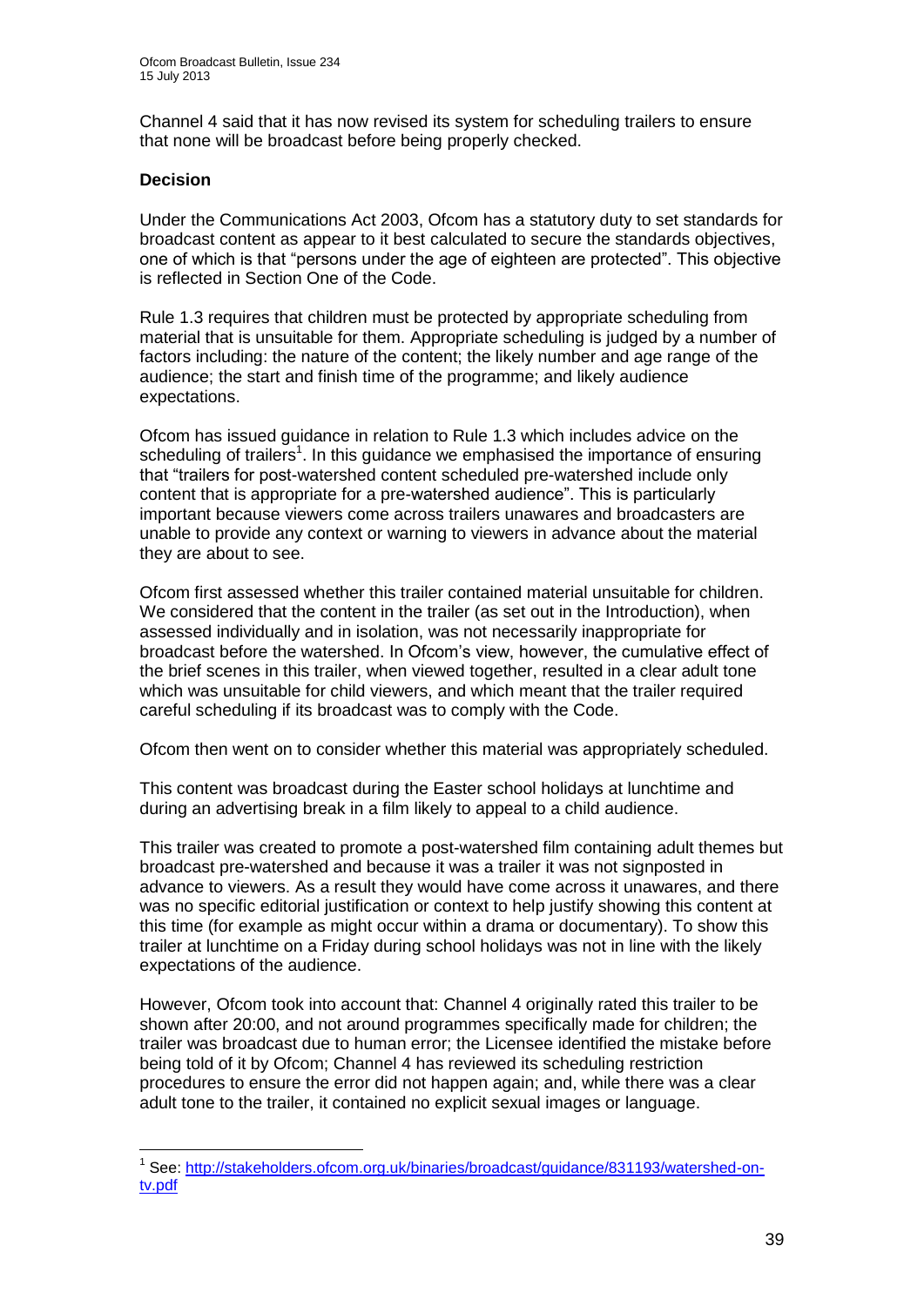Channel 4 said that it has now revised its system for scheduling trailers to ensure that none will be broadcast before being properly checked.

**Decision**

Under the Communications Act 2003, Ofcom has a statutory duty to set standards for broadcast content as appear to it best calculated to secure the standards objectives, one of which is that "persons under the age of eighteen are protected". This objective is reflected in Section One of the Code.

Rule 1.3 requires that children must be protected by appropriate scheduling from material that is unsuitable for them. Appropriate scheduling is judged by a number of factors including: the nature of the content; the likely number and age range of the audience; the start and finish time of the programme; and likely audience expectations.

Ofcom has issued guidance in relation to Rule 1.3 which includes advice on the scheduling of trailers[1]. In this guidance we emphasised the importance of ensuring that "trailers for post-watershed content scheduled pre-watershed include only content that is appropriate for a pre-watershed audience". This is particularly important because viewers come across trailers unawares and broadcasters are unable to provide any context or warning to viewers in advance about the material they are about to see.

Ofcom first assessed whether this trailer contained material unsuitable for children. We considered that the content in the trailer (as set out in the Introduction), when assessed individually and in isolation, was not necessarily inappropriate for broadcast before the watershed. In Ofcom's view, however, the cumulative effect of the brief scenes in this trailer, when viewed together, resulted in a clear adult tone which was unsuitable for child viewers, and which meant that the trailer required careful scheduling if its broadcast was to comply with the Code.

Ofcom then went on to consider whether this material was appropriately scheduled.

This content was broadcast during the Easter school holidays at lunchtime and during an advertising break in a film likely to appeal to a child audience.

This trailer was created to promote a post-watershed film containing adult themes but broadcast pre-watershed and because it was a trailer it was not signposted in advance to viewers. As a result they would have come across it unawares, and there was no specific editorial justification or context to help justify showing this content at this time (for example as might occur within a drama or documentary). To show this trailer at lunchtime on a Friday during school holidays was not in line with the likely expectations of the audience.

However, Ofcom took into account that: Channel 4 originally rated this trailer to be shown after 20:00, and not around programmes specifically made for children; the trailer was broadcast due to human error; the Licensee identified the mistake before being told of it by Ofcom; Channel 4 has reviewed its scheduling restriction procedures to ensure the error did not happen again; and, while there was a clear adult tone to the trailer, it contained no explicit sexual images or language.

---

[1] See: http://stakeholders.ofcom.org.uk/binaries/broadcast/guidance/831193/watershed-on-tv.pdf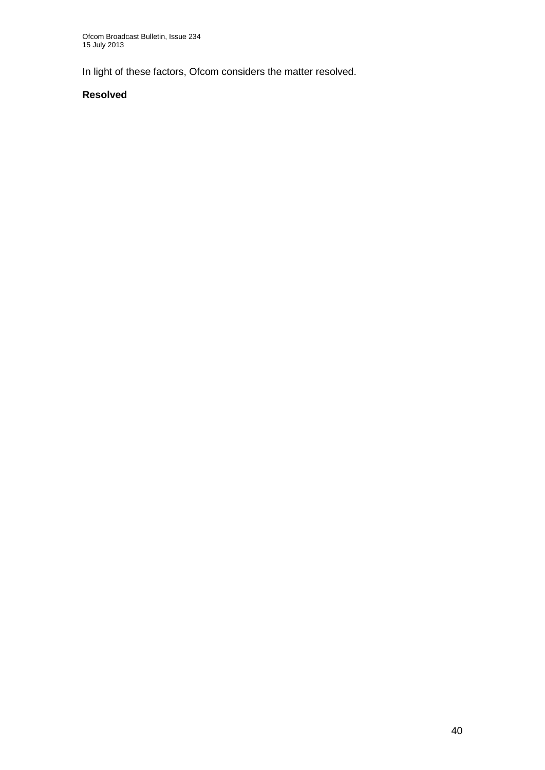In light of these factors, Ofcom considers the matter resolved.

**Resolved**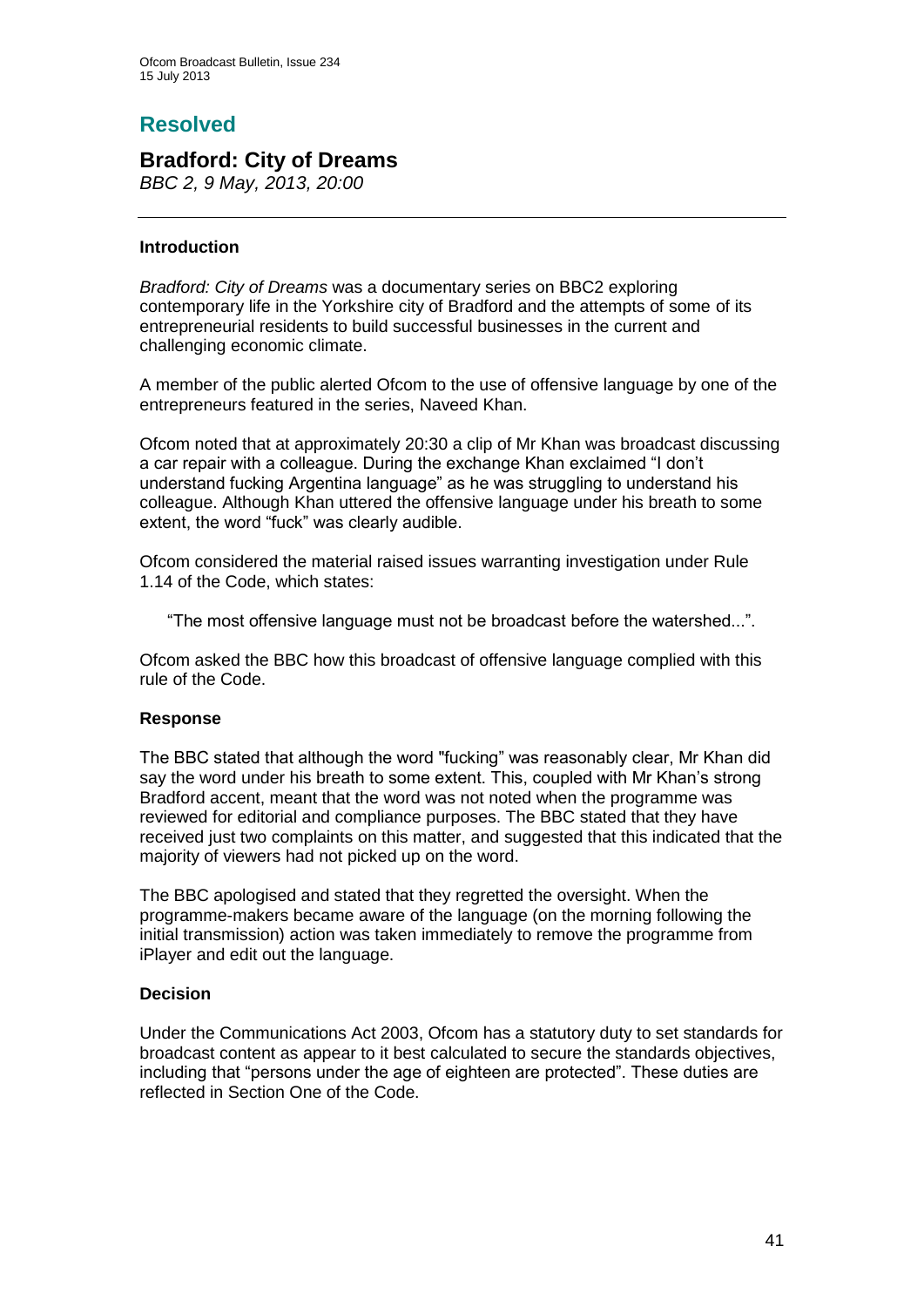# Resolved

## Bradford: City of Dreams

*BBC 2, 9 May, 2013, 20:00*

---

### Introduction

*Bradford: City of Dreams* was a documentary series on BBC2 exploring contemporary life in the Yorkshire city of Bradford and the attempts of some of its entrepreneurial residents to build successful businesses in the current and challenging economic climate.

A member of the public alerted Ofcom to the use of offensive language by one of the entrepreneurs featured in the series, Naveed Khan.

Ofcom noted that at approximately 20:30 a clip of Mr Khan was broadcast discussing a car repair with a colleague. During the exchange Khan exclaimed "I don't understand fucking Argentina language" as he was struggling to understand his colleague. Although Khan uttered the offensive language under his breath to some extent, the word "fuck" was clearly audible.

Ofcom considered the material raised issues warranting investigation under Rule 1.14 of the Code, which states:

> "The most offensive language must not be broadcast before the watershed...".

Ofcom asked the BBC how this broadcast of offensive language complied with this rule of the Code.

### Response

The BBC stated that although the word "fucking" was reasonably clear, Mr Khan did say the word under his breath to some extent. This, coupled with Mr Khan's strong Bradford accent, meant that the word was not noted when the programme was reviewed for editorial and compliance purposes. The BBC stated that they have received just two complaints on this matter, and suggested that this indicated that the majority of viewers had not picked up on the word.

The BBC apologised and stated that they regretted the oversight. When the programme-makers became aware of the language (on the morning following the initial transmission) action was taken immediately to remove the programme from iPlayer and edit out the language.

### Decision

Under the Communications Act 2003, Ofcom has a statutory duty to set standards for broadcast content as appear to it best calculated to secure the standards objectives, including that "persons under the age of eighteen are protected". These duties are reflected in Section One of the Code.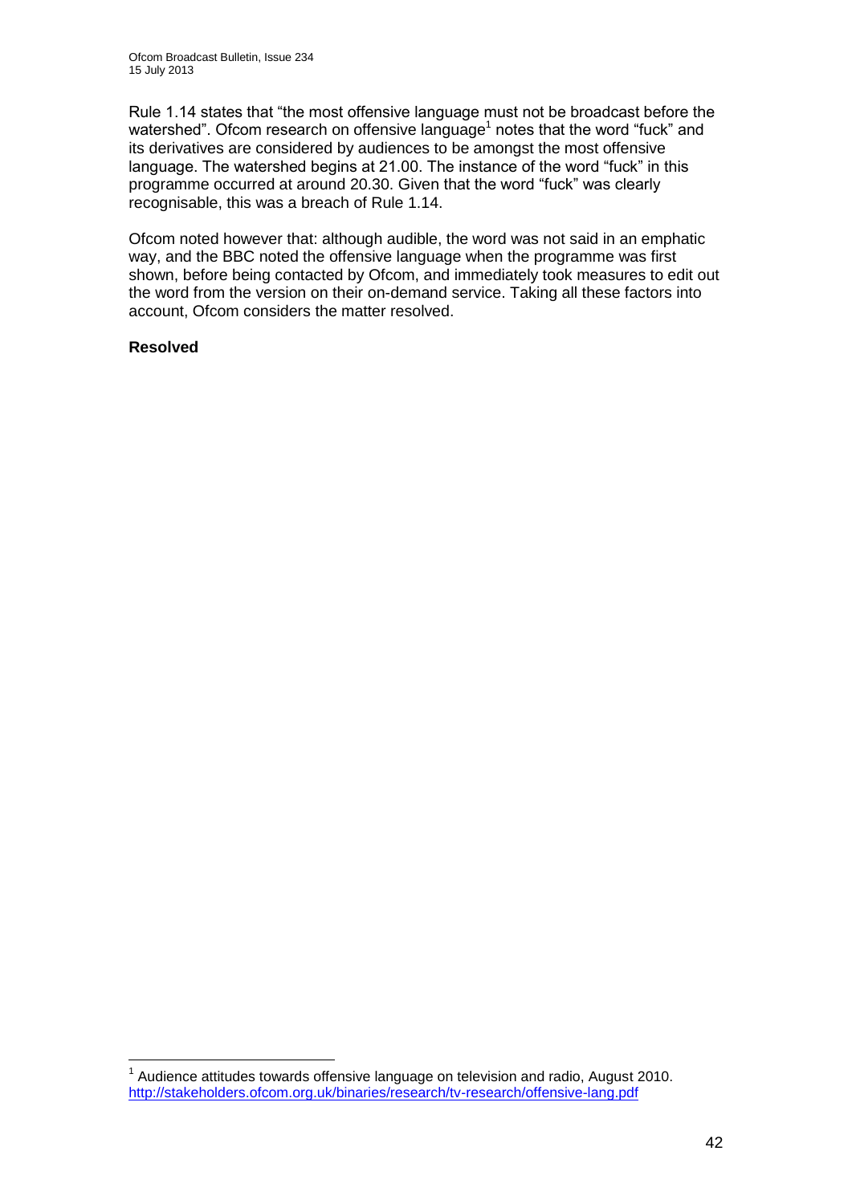Rule 1.14 states that "the most offensive language must not be broadcast before the watershed". Ofcom research on offensive language[1] notes that the word "fuck" and its derivatives are considered by audiences to be amongst the most offensive language. The watershed begins at 21.00. The instance of the word "fuck" in this programme occurred at around 20.30. Given that the word "fuck" was clearly recognisable, this was a breach of Rule 1.14.

Ofcom noted however that: although audible, the word was not said in an emphatic way, and the BBC noted the offensive language when the programme was first shown, before being contacted by Ofcom, and immediately took measures to edit out the word from the version on their on-demand service. Taking all these factors into account, Ofcom considers the matter resolved.

**Resolved**

[1] Audience attitudes towards offensive language on television and radio, August 2010. http://stakeholders.ofcom.org.uk/binaries/research/tv-research/offensive-lang.pdf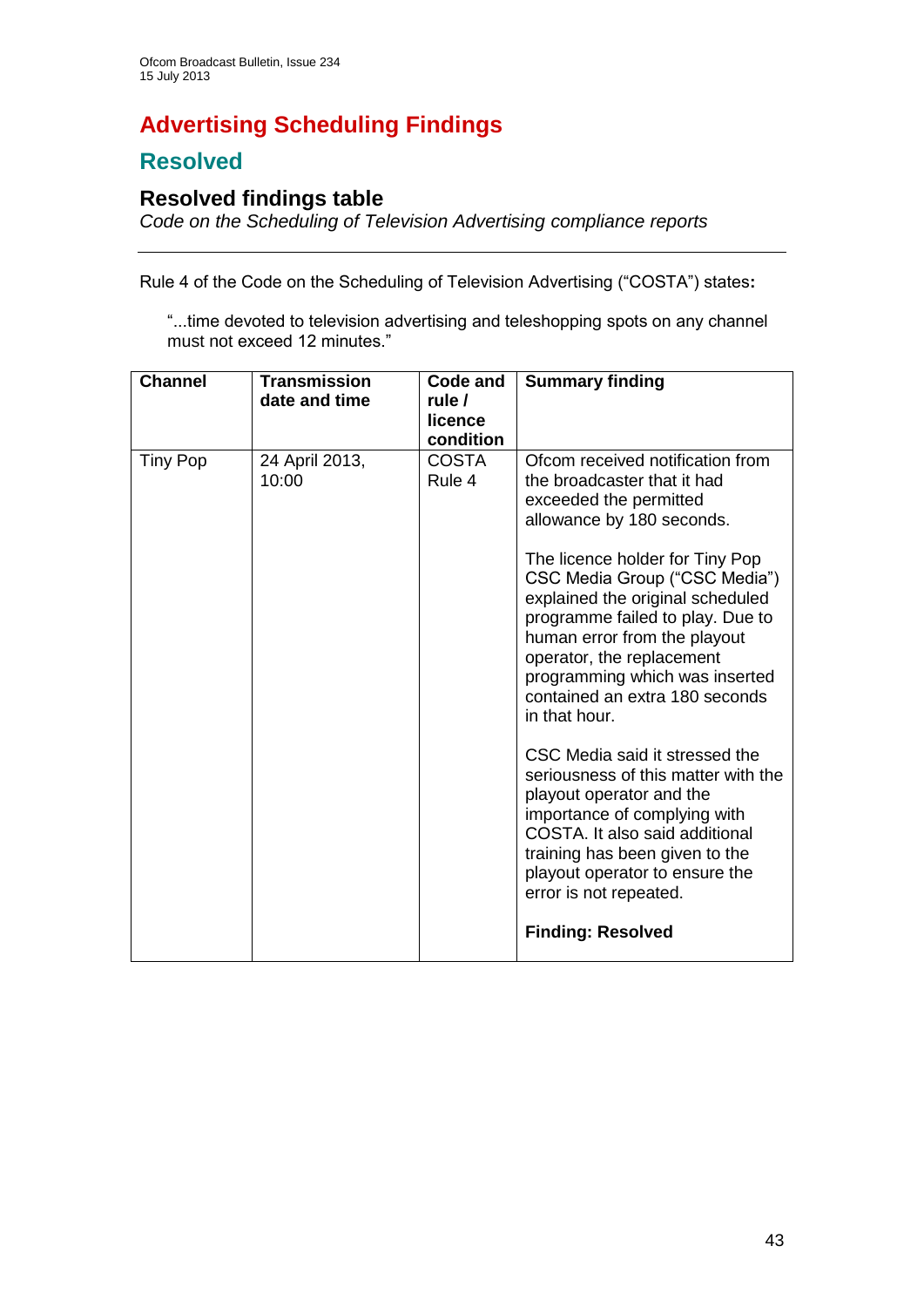# Advertising Scheduling Findings

## Resolved

### Resolved findings table

*Code on the Scheduling of Television Advertising compliance reports*

Rule 4 of the Code on the Scheduling of Television Advertising ("COSTA") states**:**

> "...time devoted to television advertising and teleshopping spots on any channel must not exceed 12 minutes."

| Channel | Transmission date and time | Code and rule / licence condition | Summary finding |
|---|---|---|---|
| Tiny Pop | 24 April 2013, 10:00 | COSTA Rule 4 | Ofcom received notification from the broadcaster that it had exceeded the permitted allowance by 180 seconds.<br><br>The licence holder for Tiny Pop CSC Media Group ("CSC Media") explained the original scheduled programme failed to play. Due to human error from the playout operator, the replacement programming which was inserted contained an extra 180 seconds in that hour.<br><br>CSC Media said it stressed the seriousness of this matter with the playout operator and the importance of complying with COSTA. It also said additional training has been given to the playout operator to ensure the error is not repeated.<br><br>**Finding: Resolved** |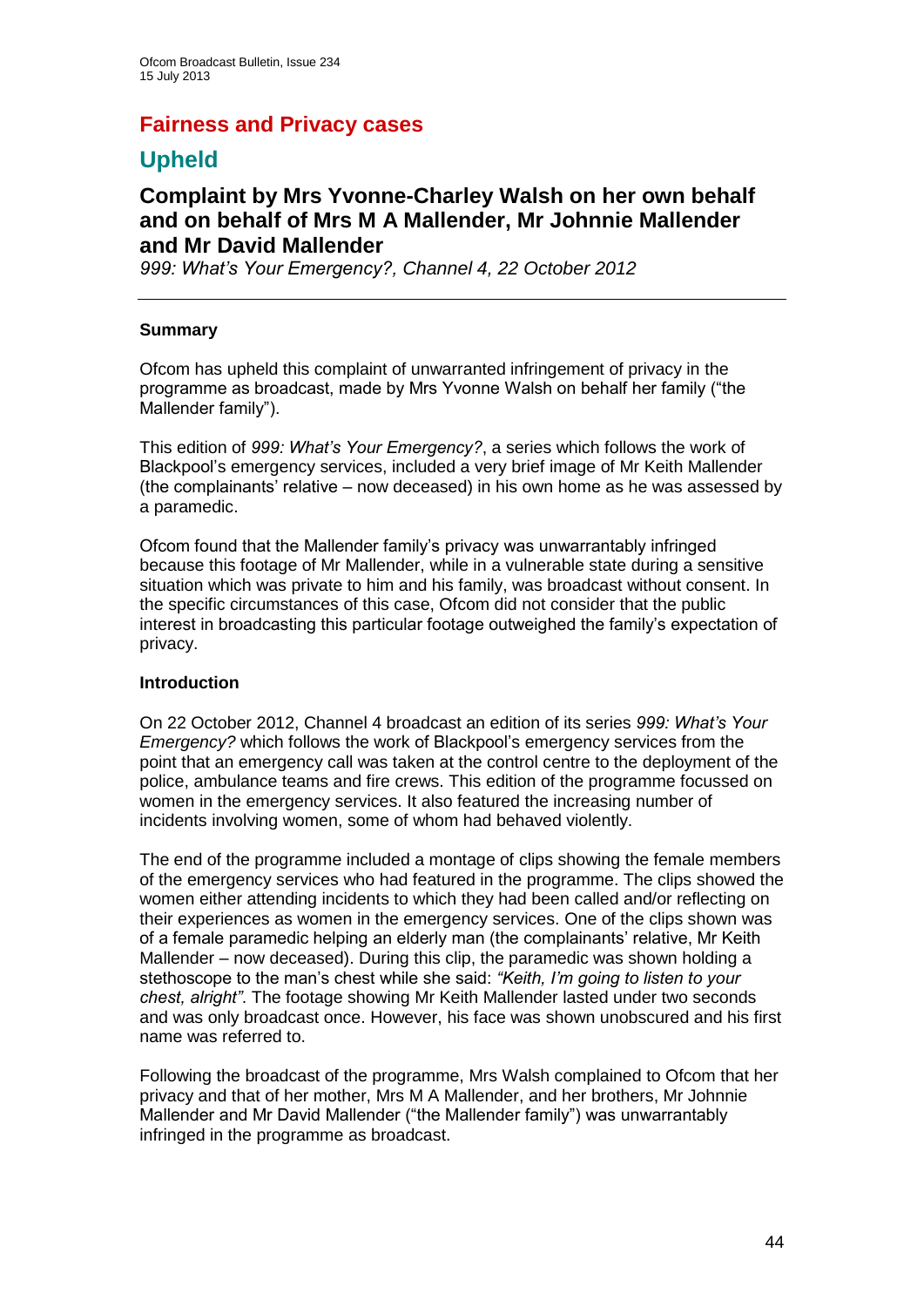# Fairness and Privacy cases

## Upheld

### Complaint by Mrs Yvonne-Charley Walsh on her own behalf and on behalf of Mrs M A Mallender, Mr Johnnie Mallender and Mr David Mallender

*999: What's Your Emergency?, Channel 4, 22 October 2012*

---

**Summary**

Ofcom has upheld this complaint of unwarranted infringement of privacy in the programme as broadcast, made by Mrs Yvonne Walsh on behalf her family ("the Mallender family").

This edition of *999: What's Your Emergency?*, a series which follows the work of Blackpool's emergency services, included a very brief image of Mr Keith Mallender (the complainants' relative – now deceased) in his own home as he was assessed by a paramedic.

Ofcom found that the Mallender family's privacy was unwarrantably infringed because this footage of Mr Mallender, while in a vulnerable state during a sensitive situation which was private to him and his family, was broadcast without consent. In the specific circumstances of this case, Ofcom did not consider that the public interest in broadcasting this particular footage outweighed the family's expectation of privacy.

**Introduction**

On 22 October 2012, Channel 4 broadcast an edition of its series *999: What's Your Emergency?* which follows the work of Blackpool's emergency services from the point that an emergency call was taken at the control centre to the deployment of the police, ambulance teams and fire crews. This edition of the programme focussed on women in the emergency services. It also featured the increasing number of incidents involving women, some of whom had behaved violently.

The end of the programme included a montage of clips showing the female members of the emergency services who had featured in the programme. The clips showed the women either attending incidents to which they had been called and/or reflecting on their experiences as women in the emergency services. One of the clips shown was of a female paramedic helping an elderly man (the complainants' relative, Mr Keith Mallender – now deceased). During this clip, the paramedic was shown holding a stethoscope to the man's chest while she said: *"Keith, I'm going to listen to your chest, alright"*. The footage showing Mr Keith Mallender lasted under two seconds and was only broadcast once. However, his face was shown unobscured and his first name was referred to.

Following the broadcast of the programme, Mrs Walsh complained to Ofcom that her privacy and that of her mother, Mrs M A Mallender, and her brothers, Mr Johnnie Mallender and Mr David Mallender ("the Mallender family") was unwarrantably infringed in the programme as broadcast.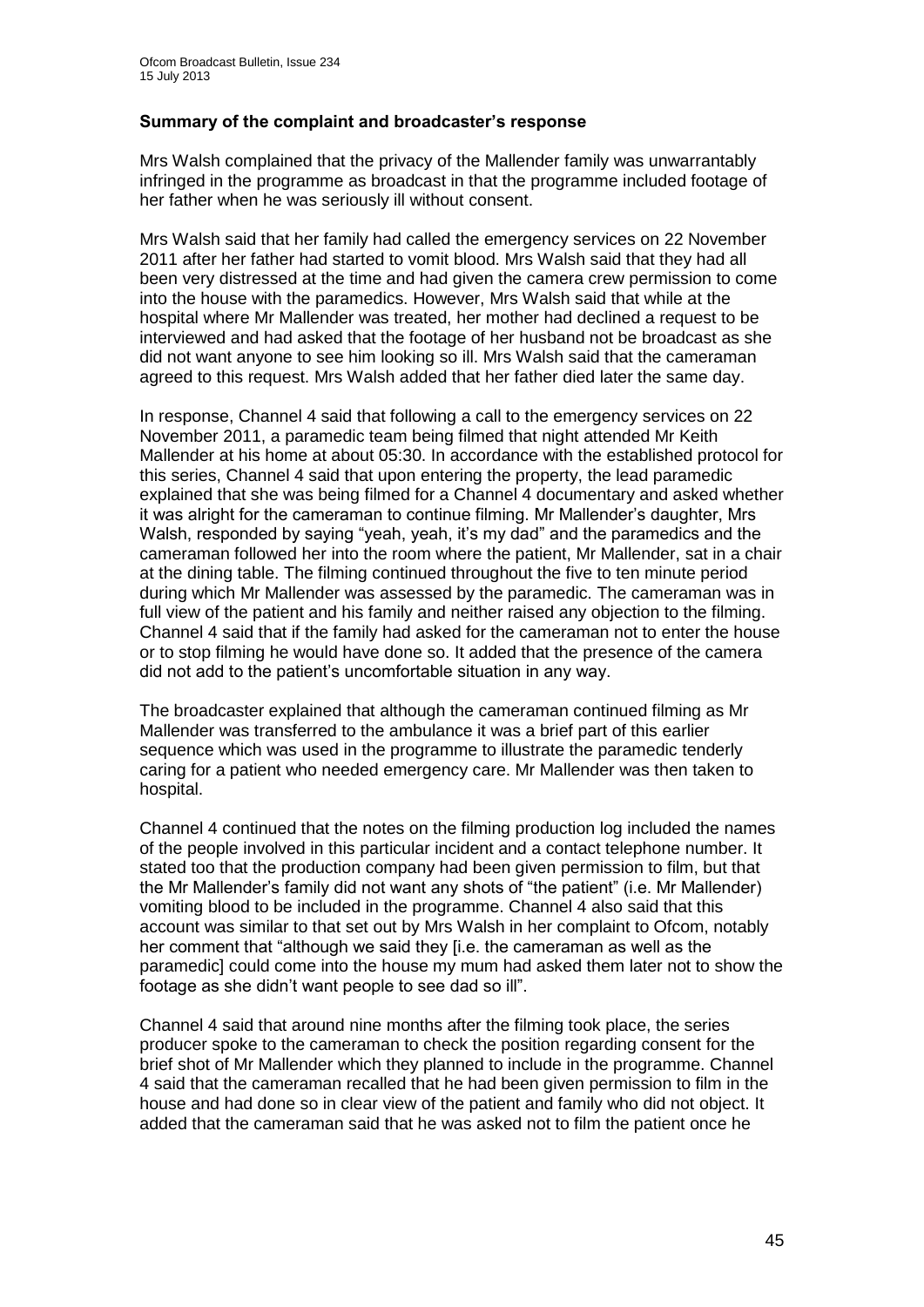### Summary of the complaint and broadcaster's response

Mrs Walsh complained that the privacy of the Mallender family was unwarrantably infringed in the programme as broadcast in that the programme included footage of her father when he was seriously ill without consent.

Mrs Walsh said that her family had called the emergency services on 22 November 2011 after her father had started to vomit blood. Mrs Walsh said that they had all been very distressed at the time and had given the camera crew permission to come into the house with the paramedics. However, Mrs Walsh said that while at the hospital where Mr Mallender was treated, her mother had declined a request to be interviewed and had asked that the footage of her husband not be broadcast as she did not want anyone to see him looking so ill. Mrs Walsh said that the cameraman agreed to this request. Mrs Walsh added that her father died later the same day.

In response, Channel 4 said that following a call to the emergency services on 22 November 2011, a paramedic team being filmed that night attended Mr Keith Mallender at his home at about 05:30. In accordance with the established protocol for this series, Channel 4 said that upon entering the property, the lead paramedic explained that she was being filmed for a Channel 4 documentary and asked whether it was alright for the cameraman to continue filming. Mr Mallender's daughter, Mrs Walsh, responded by saying "yeah, yeah, it's my dad" and the paramedics and the cameraman followed her into the room where the patient, Mr Mallender, sat in a chair at the dining table. The filming continued throughout the five to ten minute period during which Mr Mallender was assessed by the paramedic. The cameraman was in full view of the patient and his family and neither raised any objection to the filming. Channel 4 said that if the family had asked for the cameraman not to enter the house or to stop filming he would have done so. It added that the presence of the camera did not add to the patient's uncomfortable situation in any way.

The broadcaster explained that although the cameraman continued filming as Mr Mallender was transferred to the ambulance it was a brief part of this earlier sequence which was used in the programme to illustrate the paramedic tenderly caring for a patient who needed emergency care. Mr Mallender was then taken to hospital.

Channel 4 continued that the notes on the filming production log included the names of the people involved in this particular incident and a contact telephone number. It stated too that the production company had been given permission to film, but that the Mr Mallender's family did not want any shots of "the patient" (i.e. Mr Mallender) vomiting blood to be included in the programme. Channel 4 also said that this account was similar to that set out by Mrs Walsh in her complaint to Ofcom, notably her comment that "although we said they [i.e. the cameraman as well as the paramedic] could come into the house my mum had asked them later not to show the footage as she didn't want people to see dad so ill".

Channel 4 said that around nine months after the filming took place, the series producer spoke to the cameraman to check the position regarding consent for the brief shot of Mr Mallender which they planned to include in the programme. Channel 4 said that the cameraman recalled that he had been given permission to film in the house and had done so in clear view of the patient and family who did not object. It added that the cameraman said that he was asked not to film the patient once he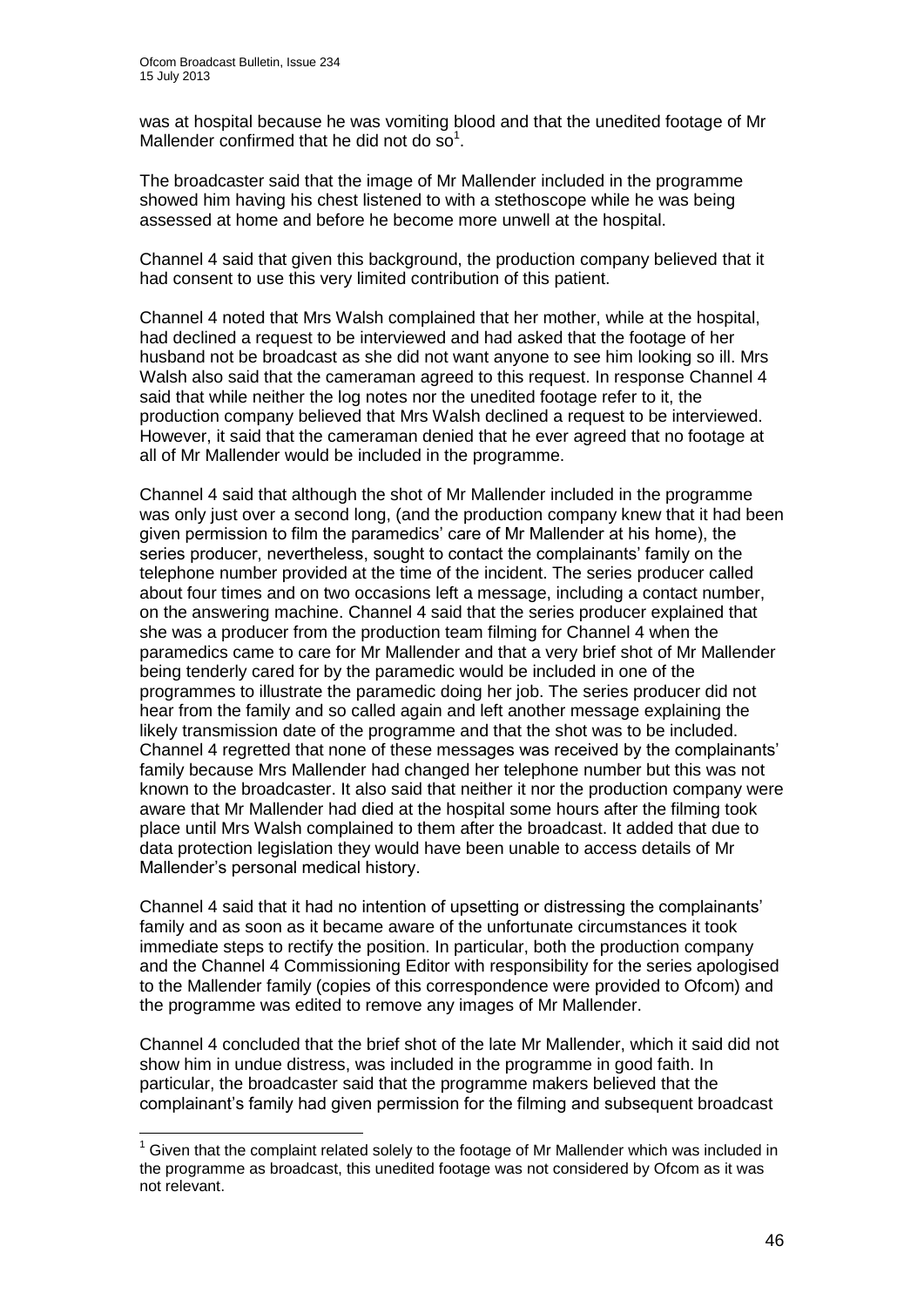was at hospital because he was vomiting blood and that the unedited footage of Mr Mallender confirmed that he did not do so[1].

The broadcaster said that the image of Mr Mallender included in the programme showed him having his chest listened to with a stethoscope while he was being assessed at home and before he become more unwell at the hospital.

Channel 4 said that given this background, the production company believed that it had consent to use this very limited contribution of this patient.

Channel 4 noted that Mrs Walsh complained that her mother, while at the hospital, had declined a request to be interviewed and had asked that the footage of her husband not be broadcast as she did not want anyone to see him looking so ill. Mrs Walsh also said that the cameraman agreed to this request. In response Channel 4 said that while neither the log notes nor the unedited footage refer to it, the production company believed that Mrs Walsh declined a request to be interviewed. However, it said that the cameraman denied that he ever agreed that no footage at all of Mr Mallender would be included in the programme.

Channel 4 said that although the shot of Mr Mallender included in the programme was only just over a second long, (and the production company knew that it had been given permission to film the paramedics' care of Mr Mallender at his home), the series producer, nevertheless, sought to contact the complainants' family on the telephone number provided at the time of the incident. The series producer called about four times and on two occasions left a message, including a contact number, on the answering machine. Channel 4 said that the series producer explained that she was a producer from the production team filming for Channel 4 when the paramedics came to care for Mr Mallender and that a very brief shot of Mr Mallender being tenderly cared for by the paramedic would be included in one of the programmes to illustrate the paramedic doing her job. The series producer did not hear from the family and so called again and left another message explaining the likely transmission date of the programme and that the shot was to be included. Channel 4 regretted that none of these messages was received by the complainants' family because Mrs Mallender had changed her telephone number but this was not known to the broadcaster. It also said that neither it nor the production company were aware that Mr Mallender had died at the hospital some hours after the filming took place until Mrs Walsh complained to them after the broadcast. It added that due to data protection legislation they would have been unable to access details of Mr Mallender's personal medical history.

Channel 4 said that it had no intention of upsetting or distressing the complainants' family and as soon as it became aware of the unfortunate circumstances it took immediate steps to rectify the position. In particular, both the production company and the Channel 4 Commissioning Editor with responsibility for the series apologised to the Mallender family (copies of this correspondence were provided to Ofcom) and the programme was edited to remove any images of Mr Mallender.

Channel 4 concluded that the brief shot of the late Mr Mallender, which it said did not show him in undue distress, was included in the programme in good faith. In particular, the broadcaster said that the programme makers believed that the complainant's family had given permission for the filming and subsequent broadcast

[1] Given that the complaint related solely to the footage of Mr Mallender which was included in the programme as broadcast, this unedited footage was not considered by Ofcom as it was not relevant.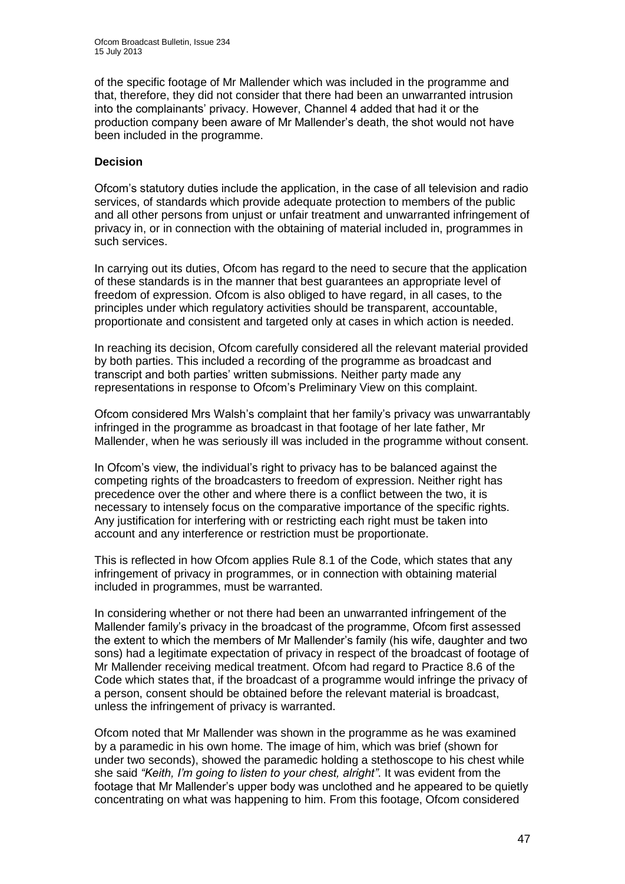of the specific footage of Mr Mallender which was included in the programme and that, therefore, they did not consider that there had been an unwarranted intrusion into the complainants' privacy. However, Channel 4 added that had it or the production company been aware of Mr Mallender's death, the shot would not have been included in the programme.

### Decision

Ofcom's statutory duties include the application, in the case of all television and radio services, of standards which provide adequate protection to members of the public and all other persons from unjust or unfair treatment and unwarranted infringement of privacy in, or in connection with the obtaining of material included in, programmes in such services.

In carrying out its duties, Ofcom has regard to the need to secure that the application of these standards is in the manner that best guarantees an appropriate level of freedom of expression. Ofcom is also obliged to have regard, in all cases, to the principles under which regulatory activities should be transparent, accountable, proportionate and consistent and targeted only at cases in which action is needed.

In reaching its decision, Ofcom carefully considered all the relevant material provided by both parties. This included a recording of the programme as broadcast and transcript and both parties' written submissions. Neither party made any representations in response to Ofcom's Preliminary View on this complaint.

Ofcom considered Mrs Walsh's complaint that her family's privacy was unwarrantably infringed in the programme as broadcast in that footage of her late father, Mr Mallender, when he was seriously ill was included in the programme without consent.

In Ofcom's view, the individual's right to privacy has to be balanced against the competing rights of the broadcasters to freedom of expression. Neither right has precedence over the other and where there is a conflict between the two, it is necessary to intensely focus on the comparative importance of the specific rights. Any justification for interfering with or restricting each right must be taken into account and any interference or restriction must be proportionate.

This is reflected in how Ofcom applies Rule 8.1 of the Code, which states that any infringement of privacy in programmes, or in connection with obtaining material included in programmes, must be warranted.

In considering whether or not there had been an unwarranted infringement of the Mallender family's privacy in the broadcast of the programme, Ofcom first assessed the extent to which the members of Mr Mallender's family (his wife, daughter and two sons) had a legitimate expectation of privacy in respect of the broadcast of footage of Mr Mallender receiving medical treatment. Ofcom had regard to Practice 8.6 of the Code which states that, if the broadcast of a programme would infringe the privacy of a person, consent should be obtained before the relevant material is broadcast, unless the infringement of privacy is warranted.

Ofcom noted that Mr Mallender was shown in the programme as he was examined by a paramedic in his own home. The image of him, which was brief (shown for under two seconds), showed the paramedic holding a stethoscope to his chest while she said *"Keith, I'm going to listen to your chest, alright".* It was evident from the footage that Mr Mallender's upper body was unclothed and he appeared to be quietly concentrating on what was happening to him. From this footage, Ofcom considered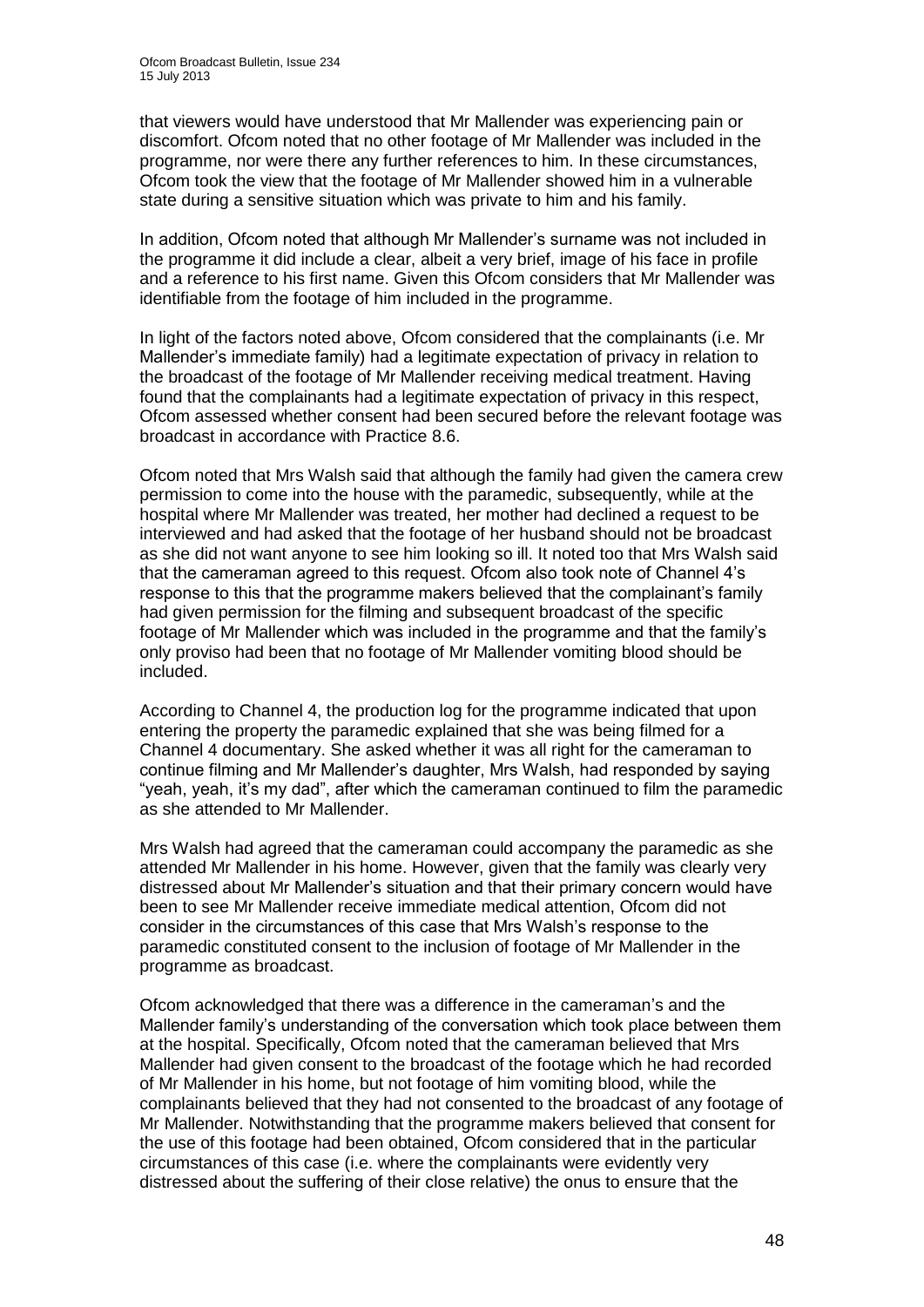that viewers would have understood that Mr Mallender was experiencing pain or discomfort. Ofcom noted that no other footage of Mr Mallender was included in the programme, nor were there any further references to him. In these circumstances, Ofcom took the view that the footage of Mr Mallender showed him in a vulnerable state during a sensitive situation which was private to him and his family.

In addition, Ofcom noted that although Mr Mallender's surname was not included in the programme it did include a clear, albeit a very brief, image of his face in profile and a reference to his first name. Given this Ofcom considers that Mr Mallender was identifiable from the footage of him included in the programme.

In light of the factors noted above, Ofcom considered that the complainants (i.e. Mr Mallender's immediate family) had a legitimate expectation of privacy in relation to the broadcast of the footage of Mr Mallender receiving medical treatment. Having found that the complainants had a legitimate expectation of privacy in this respect, Ofcom assessed whether consent had been secured before the relevant footage was broadcast in accordance with Practice 8.6.

Ofcom noted that Mrs Walsh said that although the family had given the camera crew permission to come into the house with the paramedic, subsequently, while at the hospital where Mr Mallender was treated, her mother had declined a request to be interviewed and had asked that the footage of her husband should not be broadcast as she did not want anyone to see him looking so ill. It noted too that Mrs Walsh said that the cameraman agreed to this request. Ofcom also took note of Channel 4's response to this that the programme makers believed that the complainant's family had given permission for the filming and subsequent broadcast of the specific footage of Mr Mallender which was included in the programme and that the family's only proviso had been that no footage of Mr Mallender vomiting blood should be included.

According to Channel 4, the production log for the programme indicated that upon entering the property the paramedic explained that she was being filmed for a Channel 4 documentary. She asked whether it was all right for the cameraman to continue filming and Mr Mallender's daughter, Mrs Walsh, had responded by saying "yeah, yeah, it's my dad", after which the cameraman continued to film the paramedic as she attended to Mr Mallender.

Mrs Walsh had agreed that the cameraman could accompany the paramedic as she attended Mr Mallender in his home. However, given that the family was clearly very distressed about Mr Mallender's situation and that their primary concern would have been to see Mr Mallender receive immediate medical attention, Ofcom did not consider in the circumstances of this case that Mrs Walsh's response to the paramedic constituted consent to the inclusion of footage of Mr Mallender in the programme as broadcast.

Ofcom acknowledged that there was a difference in the cameraman's and the Mallender family's understanding of the conversation which took place between them at the hospital. Specifically, Ofcom noted that the cameraman believed that Mrs Mallender had given consent to the broadcast of the footage which he had recorded of Mr Mallender in his home, but not footage of him vomiting blood, while the complainants believed that they had not consented to the broadcast of any footage of Mr Mallender. Notwithstanding that the programme makers believed that consent for the use of this footage had been obtained, Ofcom considered that in the particular circumstances of this case (i.e. where the complainants were evidently very distressed about the suffering of their close relative) the onus to ensure that the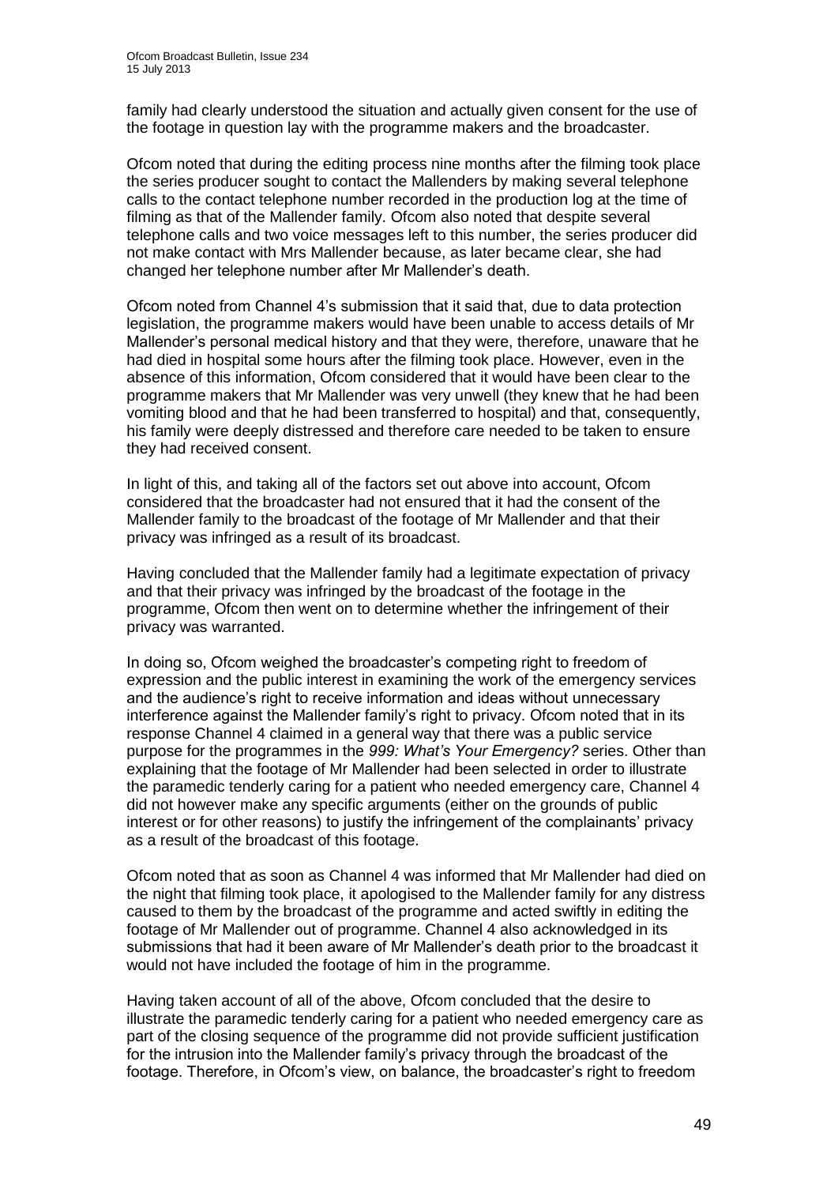family had clearly understood the situation and actually given consent for the use of the footage in question lay with the programme makers and the broadcaster.

Ofcom noted that during the editing process nine months after the filming took place the series producer sought to contact the Mallenders by making several telephone calls to the contact telephone number recorded in the production log at the time of filming as that of the Mallender family. Ofcom also noted that despite several telephone calls and two voice messages left to this number, the series producer did not make contact with Mrs Mallender because, as later became clear, she had changed her telephone number after Mr Mallender's death.

Ofcom noted from Channel 4's submission that it said that, due to data protection legislation, the programme makers would have been unable to access details of Mr Mallender's personal medical history and that they were, therefore, unaware that he had died in hospital some hours after the filming took place. However, even in the absence of this information, Ofcom considered that it would have been clear to the programme makers that Mr Mallender was very unwell (they knew that he had been vomiting blood and that he had been transferred to hospital) and that, consequently, his family were deeply distressed and therefore care needed to be taken to ensure they had received consent.

In light of this, and taking all of the factors set out above into account, Ofcom considered that the broadcaster had not ensured that it had the consent of the Mallender family to the broadcast of the footage of Mr Mallender and that their privacy was infringed as a result of its broadcast.

Having concluded that the Mallender family had a legitimate expectation of privacy and that their privacy was infringed by the broadcast of the footage in the programme, Ofcom then went on to determine whether the infringement of their privacy was warranted.

In doing so, Ofcom weighed the broadcaster's competing right to freedom of expression and the public interest in examining the work of the emergency services and the audience's right to receive information and ideas without unnecessary interference against the Mallender family's right to privacy. Ofcom noted that in its response Channel 4 claimed in a general way that there was a public service purpose for the programmes in the *999: What's Your Emergency?* series. Other than explaining that the footage of Mr Mallender had been selected in order to illustrate the paramedic tenderly caring for a patient who needed emergency care, Channel 4 did not however make any specific arguments (either on the grounds of public interest or for other reasons) to justify the infringement of the complainants' privacy as a result of the broadcast of this footage.

Ofcom noted that as soon as Channel 4 was informed that Mr Mallender had died on the night that filming took place, it apologised to the Mallender family for any distress caused to them by the broadcast of the programme and acted swiftly in editing the footage of Mr Mallender out of programme. Channel 4 also acknowledged in its submissions that had it been aware of Mr Mallender's death prior to the broadcast it would not have included the footage of him in the programme.

Having taken account of all of the above, Ofcom concluded that the desire to illustrate the paramedic tenderly caring for a patient who needed emergency care as part of the closing sequence of the programme did not provide sufficient justification for the intrusion into the Mallender family's privacy through the broadcast of the footage. Therefore, in Ofcom's view, on balance, the broadcaster's right to freedom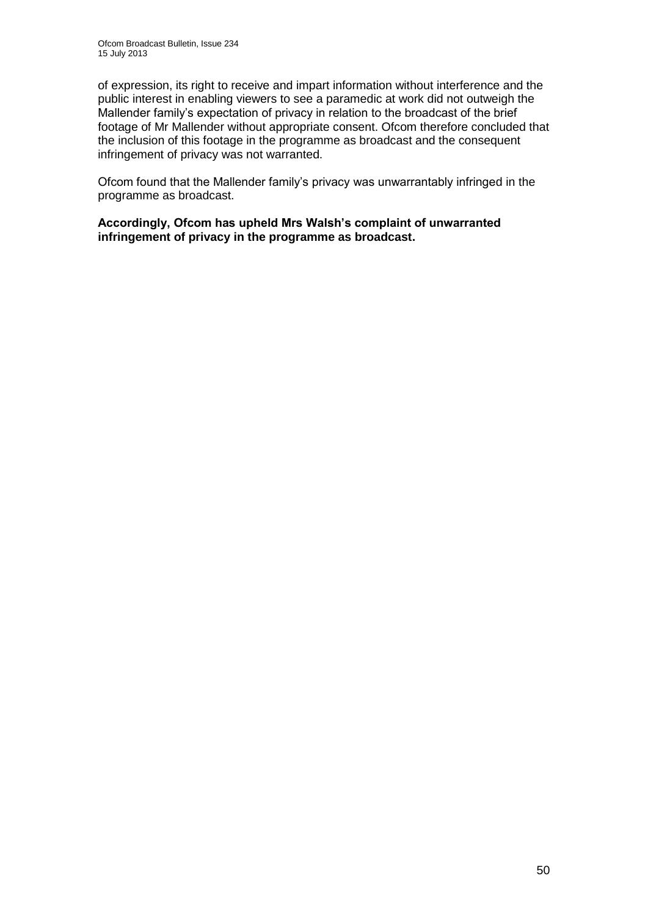of expression, its right to receive and impart information without interference and the public interest in enabling viewers to see a paramedic at work did not outweigh the Mallender family's expectation of privacy in relation to the broadcast of the brief footage of Mr Mallender without appropriate consent. Ofcom therefore concluded that the inclusion of this footage in the programme as broadcast and the consequent infringement of privacy was not warranted.

Ofcom found that the Mallender family's privacy was unwarrantably infringed in the programme as broadcast.

**Accordingly, Ofcom has upheld Mrs Walsh's complaint of unwarranted infringement of privacy in the programme as broadcast.**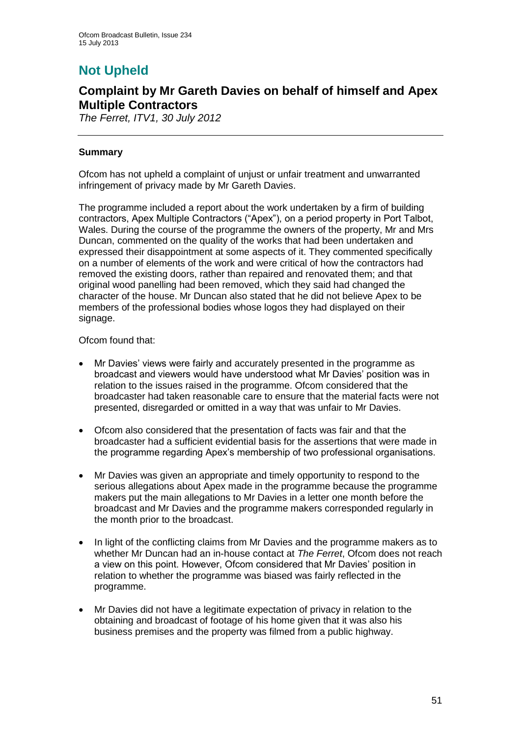# Not Upheld

## Complaint by Mr Gareth Davies on behalf of himself and Apex Multiple Contractors

*The Ferret, ITV1, 30 July 2012*

---

### Summary

Ofcom has not upheld a complaint of unjust or unfair treatment and unwarranted infringement of privacy made by Mr Gareth Davies.

The programme included a report about the work undertaken by a firm of building contractors, Apex Multiple Contractors ("Apex"), on a period property in Port Talbot, Wales. During the course of the programme the owners of the property, Mr and Mrs Duncan, commented on the quality of the works that had been undertaken and expressed their disappointment at some aspects of it. They commented specifically on a number of elements of the work and were critical of how the contractors had removed the existing doors, rather than repaired and renovated them; and that original wood panelling had been removed, which they said had changed the character of the house. Mr Duncan also stated that he did not believe Apex to be members of the professional bodies whose logos they had displayed on their signage.

Ofcom found that:

- Mr Davies' views were fairly and accurately presented in the programme as broadcast and viewers would have understood what Mr Davies' position was in relation to the issues raised in the programme. Ofcom considered that the broadcaster had taken reasonable care to ensure that the material facts were not presented, disregarded or omitted in a way that was unfair to Mr Davies.
- Ofcom also considered that the presentation of facts was fair and that the broadcaster had a sufficient evidential basis for the assertions that were made in the programme regarding Apex's membership of two professional organisations.
- Mr Davies was given an appropriate and timely opportunity to respond to the serious allegations about Apex made in the programme because the programme makers put the main allegations to Mr Davies in a letter one month before the broadcast and Mr Davies and the programme makers corresponded regularly in the month prior to the broadcast.
- In light of the conflicting claims from Mr Davies and the programme makers as to whether Mr Duncan had an in-house contact at *The Ferret*, Ofcom does not reach a view on this point. However, Ofcom considered that Mr Davies' position in relation to whether the programme was biased was fairly reflected in the programme.
- Mr Davies did not have a legitimate expectation of privacy in relation to the obtaining and broadcast of footage of his home given that it was also his business premises and the property was filmed from a public highway.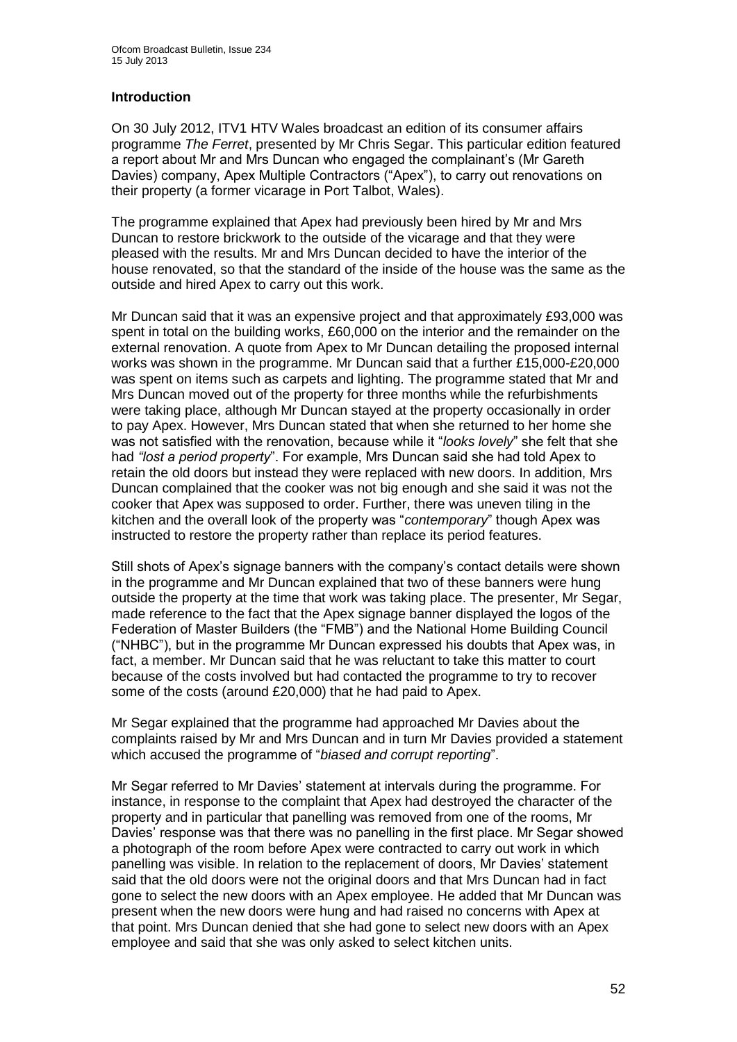## Introduction

On 30 July 2012, ITV1 HTV Wales broadcast an edition of its consumer affairs programme *The Ferret*, presented by Mr Chris Segar. This particular edition featured a report about Mr and Mrs Duncan who engaged the complainant's (Mr Gareth Davies) company, Apex Multiple Contractors ("Apex"), to carry out renovations on their property (a former vicarage in Port Talbot, Wales).

The programme explained that Apex had previously been hired by Mr and Mrs Duncan to restore brickwork to the outside of the vicarage and that they were pleased with the results. Mr and Mrs Duncan decided to have the interior of the house renovated, so that the standard of the inside of the house was the same as the outside and hired Apex to carry out this work.

Mr Duncan said that it was an expensive project and that approximately £93,000 was spent in total on the building works, £60,000 on the interior and the remainder on the external renovation. A quote from Apex to Mr Duncan detailing the proposed internal works was shown in the programme. Mr Duncan said that a further £15,000-£20,000 was spent on items such as carpets and lighting. The programme stated that Mr and Mrs Duncan moved out of the property for three months while the refurbishments were taking place, although Mr Duncan stayed at the property occasionally in order to pay Apex. However, Mrs Duncan stated that when she returned to her home she was not satisfied with the renovation, because while it "*looks lovely*" she felt that she had *"lost a period property*". For example, Mrs Duncan said she had told Apex to retain the old doors but instead they were replaced with new doors. In addition, Mrs Duncan complained that the cooker was not big enough and she said it was not the cooker that Apex was supposed to order. Further, there was uneven tiling in the kitchen and the overall look of the property was "*contemporary*" though Apex was instructed to restore the property rather than replace its period features.

Still shots of Apex's signage banners with the company's contact details were shown in the programme and Mr Duncan explained that two of these banners were hung outside the property at the time that work was taking place. The presenter, Mr Segar, made reference to the fact that the Apex signage banner displayed the logos of the Federation of Master Builders (the "FMB") and the National Home Building Council ("NHBC"), but in the programme Mr Duncan expressed his doubts that Apex was, in fact, a member. Mr Duncan said that he was reluctant to take this matter to court because of the costs involved but had contacted the programme to try to recover some of the costs (around £20,000) that he had paid to Apex.

Mr Segar explained that the programme had approached Mr Davies about the complaints raised by Mr and Mrs Duncan and in turn Mr Davies provided a statement which accused the programme of "*biased and corrupt reporting*".

Mr Segar referred to Mr Davies' statement at intervals during the programme. For instance, in response to the complaint that Apex had destroyed the character of the property and in particular that panelling was removed from one of the rooms, Mr Davies' response was that there was no panelling in the first place. Mr Segar showed a photograph of the room before Apex were contracted to carry out work in which panelling was visible. In relation to the replacement of doors, Mr Davies' statement said that the old doors were not the original doors and that Mrs Duncan had in fact gone to select the new doors with an Apex employee. He added that Mr Duncan was present when the new doors were hung and had raised no concerns with Apex at that point. Mrs Duncan denied that she had gone to select new doors with an Apex employee and said that she was only asked to select kitchen units.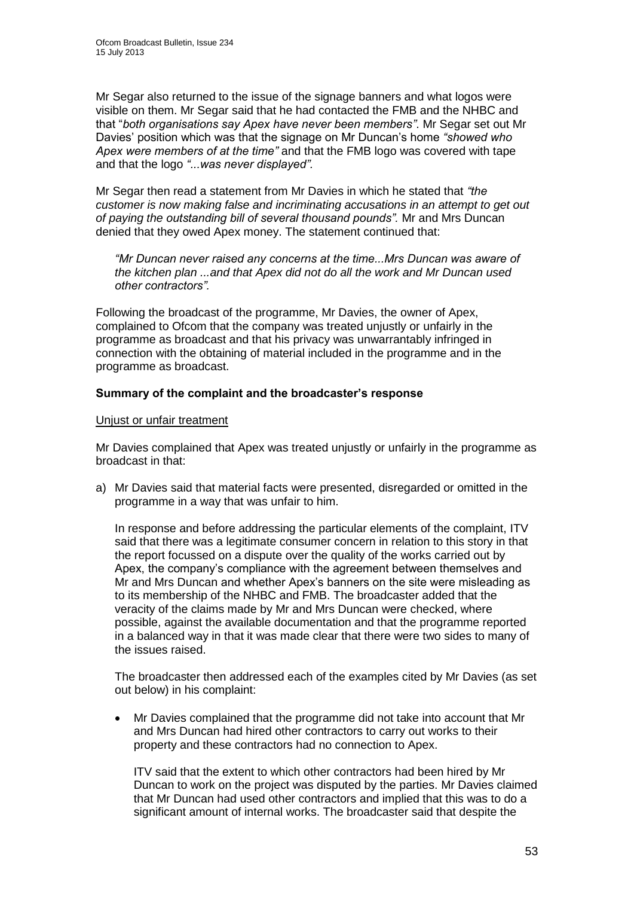Mr Segar also returned to the issue of the signage banners and what logos were visible on them. Mr Segar said that he had contacted the FMB and the NHBC and that "*both organisations say Apex have never been members"*. Mr Segar set out Mr Davies' position which was that the signage on Mr Duncan's home *"showed who Apex were members of at the time"* and that the FMB logo was covered with tape and that the logo *"...was never displayed".*

Mr Segar then read a statement from Mr Davies in which he stated that *"the customer is now making false and incriminating accusations in an attempt to get out of paying the outstanding bill of several thousand pounds".* Mr and Mrs Duncan denied that they owed Apex money. The statement continued that:

> *"Mr Duncan never raised any concerns at the time...Mrs Duncan was aware of the kitchen plan ...and that Apex did not do all the work and Mr Duncan used other contractors".*

Following the broadcast of the programme, Mr Davies, the owner of Apex, complained to Ofcom that the company was treated unjustly or unfairly in the programme as broadcast and that his privacy was unwarrantably infringed in connection with the obtaining of material included in the programme and in the programme as broadcast.

### Summary of the complaint and the broadcaster's response

Unjust or unfair treatment

Mr Davies complained that Apex was treated unjustly or unfairly in the programme as broadcast in that:

a) Mr Davies said that material facts were presented, disregarded or omitted in the programme in a way that was unfair to him.

   In response and before addressing the particular elements of the complaint, ITV said that there was a legitimate consumer concern in relation to this story in that the report focussed on a dispute over the quality of the works carried out by Apex, the company's compliance with the agreement between themselves and Mr and Mrs Duncan and whether Apex's banners on the site were misleading as to its membership of the NHBC and FMB. The broadcaster added that the veracity of the claims made by Mr and Mrs Duncan were checked, where possible, against the available documentation and that the programme reported in a balanced way in that it was made clear that there were two sides to many of the issues raised.

   The broadcaster then addressed each of the examples cited by Mr Davies (as set out below) in his complaint:

   - Mr Davies complained that the programme did not take into account that Mr and Mrs Duncan had hired other contractors to carry out works to their property and these contractors had no connection to Apex.

     ITV said that the extent to which other contractors had been hired by Mr Duncan to work on the project was disputed by the parties. Mr Davies claimed that Mr Duncan had used other contractors and implied that this was to do a significant amount of internal works. The broadcaster said that despite the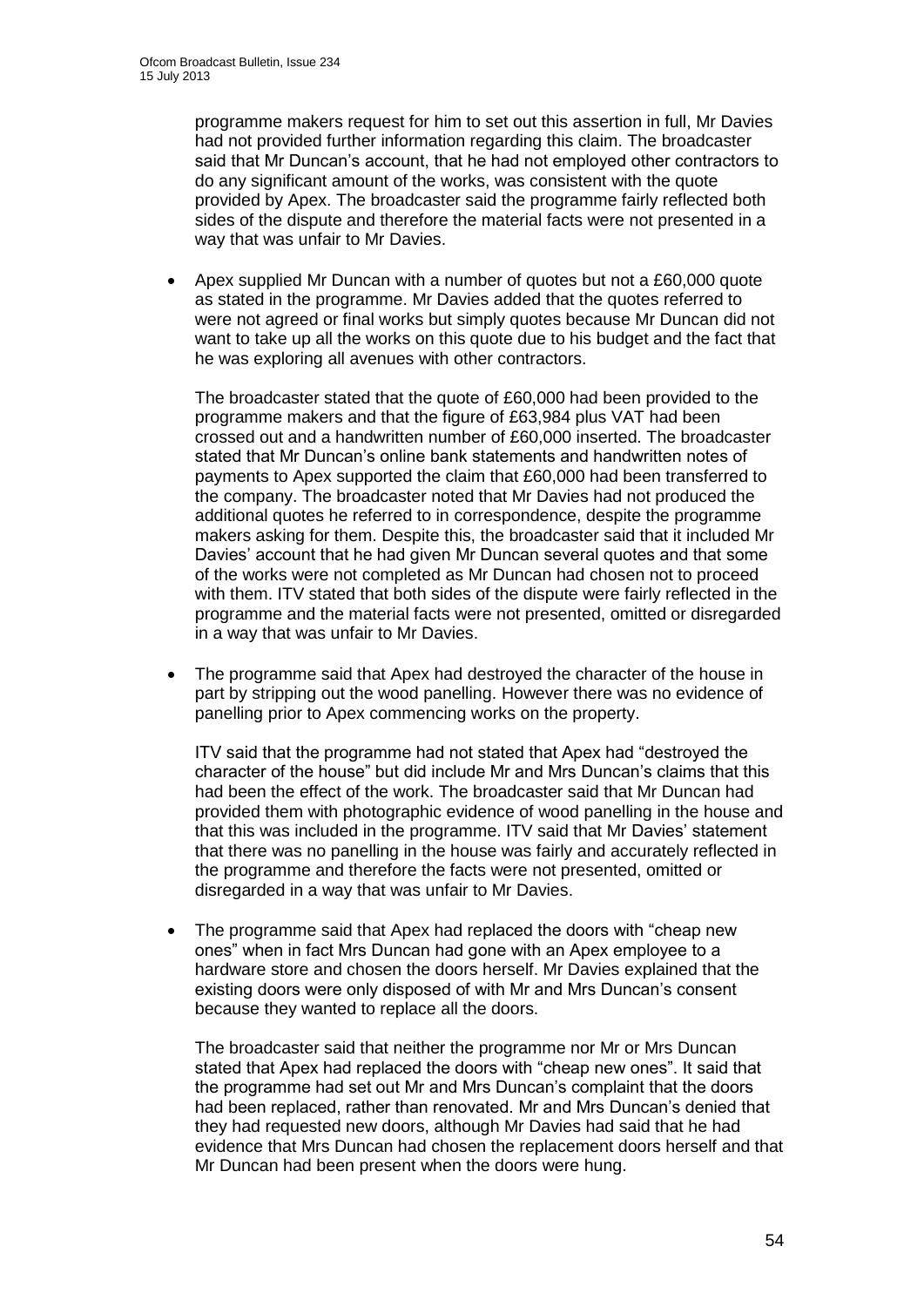programme makers request for him to set out this assertion in full, Mr Davies had not provided further information regarding this claim. The broadcaster said that Mr Duncan's account, that he had not employed other contractors to do any significant amount of the works, was consistent with the quote provided by Apex. The broadcaster said the programme fairly reflected both sides of the dispute and therefore the material facts were not presented in a way that was unfair to Mr Davies.

- Apex supplied Mr Duncan with a number of quotes but not a £60,000 quote as stated in the programme. Mr Davies added that the quotes referred to were not agreed or final works but simply quotes because Mr Duncan did not want to take up all the works on this quote due to his budget and the fact that he was exploring all avenues with other contractors.

  The broadcaster stated that the quote of £60,000 had been provided to the programme makers and that the figure of £63,984 plus VAT had been crossed out and a handwritten number of £60,000 inserted. The broadcaster stated that Mr Duncan's online bank statements and handwritten notes of payments to Apex supported the claim that £60,000 had been transferred to the company. The broadcaster noted that Mr Davies had not produced the additional quotes he referred to in correspondence, despite the programme makers asking for them. Despite this, the broadcaster said that it included Mr Davies' account that he had given Mr Duncan several quotes and that some of the works were not completed as Mr Duncan had chosen not to proceed with them. ITV stated that both sides of the dispute were fairly reflected in the programme and the material facts were not presented, omitted or disregarded in a way that was unfair to Mr Davies.

- The programme said that Apex had destroyed the character of the house in part by stripping out the wood panelling. However there was no evidence of panelling prior to Apex commencing works on the property.

  ITV said that the programme had not stated that Apex had "destroyed the character of the house" but did include Mr and Mrs Duncan's claims that this had been the effect of the work. The broadcaster said that Mr Duncan had provided them with photographic evidence of wood panelling in the house and that this was included in the programme. ITV said that Mr Davies' statement that there was no panelling in the house was fairly and accurately reflected in the programme and therefore the facts were not presented, omitted or disregarded in a way that was unfair to Mr Davies.

- The programme said that Apex had replaced the doors with "cheap new ones" when in fact Mrs Duncan had gone with an Apex employee to a hardware store and chosen the doors herself. Mr Davies explained that the existing doors were only disposed of with Mr and Mrs Duncan's consent because they wanted to replace all the doors.

  The broadcaster said that neither the programme nor Mr or Mrs Duncan stated that Apex had replaced the doors with "cheap new ones". It said that the programme had set out Mr and Mrs Duncan's complaint that the doors had been replaced, rather than renovated. Mr and Mrs Duncan's denied that they had requested new doors, although Mr Davies had said that he had evidence that Mrs Duncan had chosen the replacement doors herself and that Mr Duncan had been present when the doors were hung.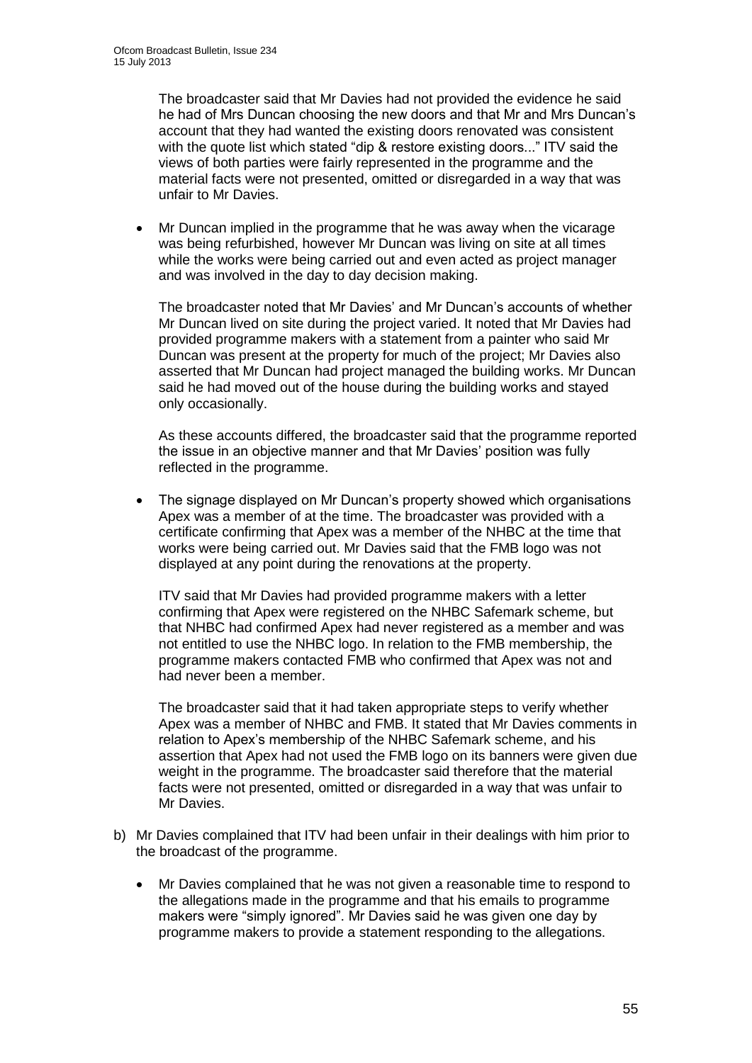The broadcaster said that Mr Davies had not provided the evidence he said he had of Mrs Duncan choosing the new doors and that Mr and Mrs Duncan's account that they had wanted the existing doors renovated was consistent with the quote list which stated "dip & restore existing doors..." ITV said the views of both parties were fairly represented in the programme and the material facts were not presented, omitted or disregarded in a way that was unfair to Mr Davies.

- Mr Duncan implied in the programme that he was away when the vicarage was being refurbished, however Mr Duncan was living on site at all times while the works were being carried out and even acted as project manager and was involved in the day to day decision making.

  The broadcaster noted that Mr Davies' and Mr Duncan's accounts of whether Mr Duncan lived on site during the project varied. It noted that Mr Davies had provided programme makers with a statement from a painter who said Mr Duncan was present at the property for much of the project; Mr Davies also asserted that Mr Duncan had project managed the building works. Mr Duncan said he had moved out of the house during the building works and stayed only occasionally.

  As these accounts differed, the broadcaster said that the programme reported the issue in an objective manner and that Mr Davies' position was fully reflected in the programme.

- The signage displayed on Mr Duncan's property showed which organisations Apex was a member of at the time. The broadcaster was provided with a certificate confirming that Apex was a member of the NHBC at the time that works were being carried out. Mr Davies said that the FMB logo was not displayed at any point during the renovations at the property.

  ITV said that Mr Davies had provided programme makers with a letter confirming that Apex were registered on the NHBC Safemark scheme, but that NHBC had confirmed Apex had never registered as a member and was not entitled to use the NHBC logo. In relation to the FMB membership, the programme makers contacted FMB who confirmed that Apex was not and had never been a member.

  The broadcaster said that it had taken appropriate steps to verify whether Apex was a member of NHBC and FMB. It stated that Mr Davies comments in relation to Apex's membership of the NHBC Safemark scheme, and his assertion that Apex had not used the FMB logo on its banners were given due weight in the programme. The broadcaster said therefore that the material facts were not presented, omitted or disregarded in a way that was unfair to Mr Davies.

b) Mr Davies complained that ITV had been unfair in their dealings with him prior to the broadcast of the programme.

- Mr Davies complained that he was not given a reasonable time to respond to the allegations made in the programme and that his emails to programme makers were "simply ignored". Mr Davies said he was given one day by programme makers to provide a statement responding to the allegations.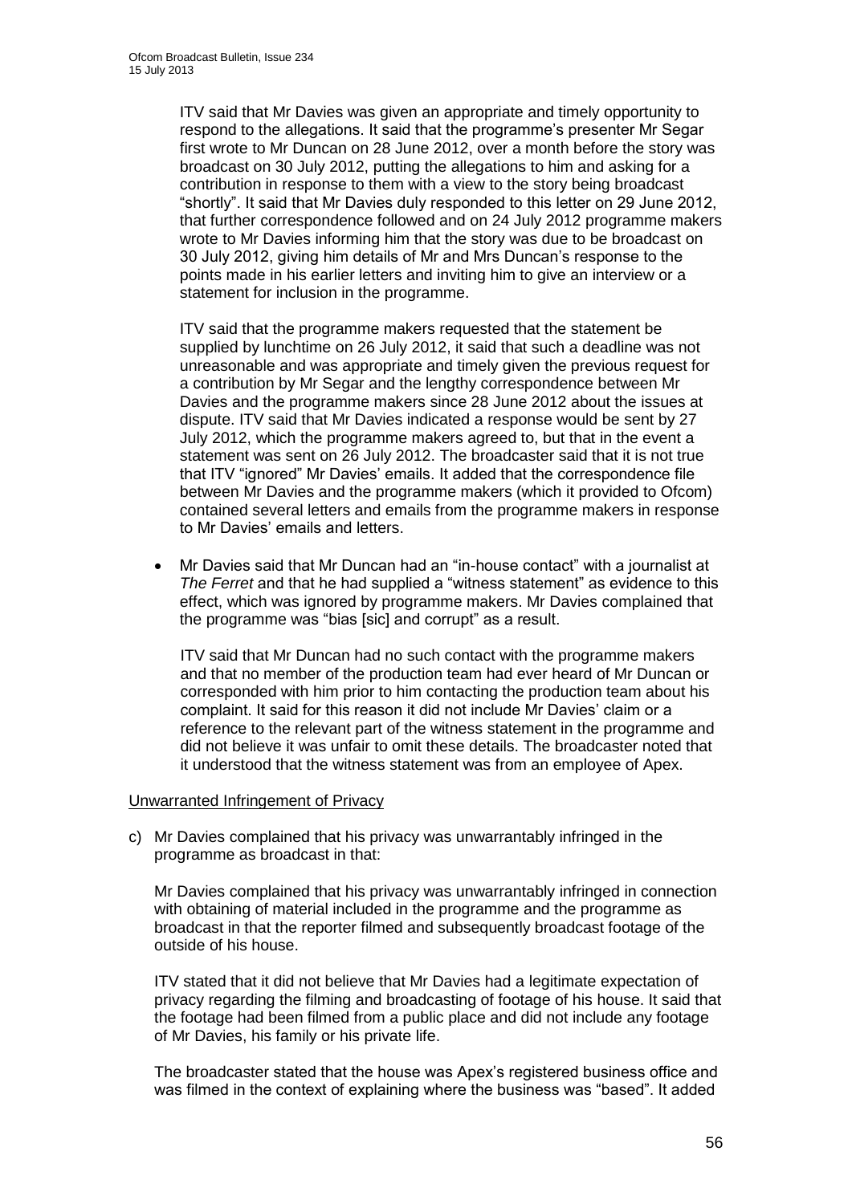ITV said that Mr Davies was given an appropriate and timely opportunity to respond to the allegations. It said that the programme's presenter Mr Segar first wrote to Mr Duncan on 28 June 2012, over a month before the story was broadcast on 30 July 2012, putting the allegations to him and asking for a contribution in response to them with a view to the story being broadcast "shortly". It said that Mr Davies duly responded to this letter on 29 June 2012, that further correspondence followed and on 24 July 2012 programme makers wrote to Mr Davies informing him that the story was due to be broadcast on 30 July 2012, giving him details of Mr and Mrs Duncan's response to the points made in his earlier letters and inviting him to give an interview or a statement for inclusion in the programme.

ITV said that the programme makers requested that the statement be supplied by lunchtime on 26 July 2012, it said that such a deadline was not unreasonable and was appropriate and timely given the previous request for a contribution by Mr Segar and the lengthy correspondence between Mr Davies and the programme makers since 28 June 2012 about the issues at dispute. ITV said that Mr Davies indicated a response would be sent by 27 July 2012, which the programme makers agreed to, but that in the event a statement was sent on 26 July 2012. The broadcaster said that it is not true that ITV "ignored" Mr Davies' emails. It added that the correspondence file between Mr Davies and the programme makers (which it provided to Ofcom) contained several letters and emails from the programme makers in response to Mr Davies' emails and letters.

- Mr Davies said that Mr Duncan had an "in-house contact" with a journalist at *The Ferret* and that he had supplied a "witness statement" as evidence to this effect, which was ignored by programme makers. Mr Davies complained that the programme was "bias [sic] and corrupt" as a result.

  ITV said that Mr Duncan had no such contact with the programme makers and that no member of the production team had ever heard of Mr Duncan or corresponded with him prior to him contacting the production team about his complaint. It said for this reason it did not include Mr Davies' claim or a reference to the relevant part of the witness statement in the programme and did not believe it was unfair to omit these details. The broadcaster noted that it understood that the witness statement was from an employee of Apex.

Unwarranted Infringement of Privacy

c) Mr Davies complained that his privacy was unwarrantably infringed in the programme as broadcast in that:

Mr Davies complained that his privacy was unwarrantably infringed in connection with obtaining of material included in the programme and the programme as broadcast in that the reporter filmed and subsequently broadcast footage of the outside of his house.

ITV stated that it did not believe that Mr Davies had a legitimate expectation of privacy regarding the filming and broadcasting of footage of his house. It said that the footage had been filmed from a public place and did not include any footage of Mr Davies, his family or his private life.

The broadcaster stated that the house was Apex's registered business office and was filmed in the context of explaining where the business was "based". It added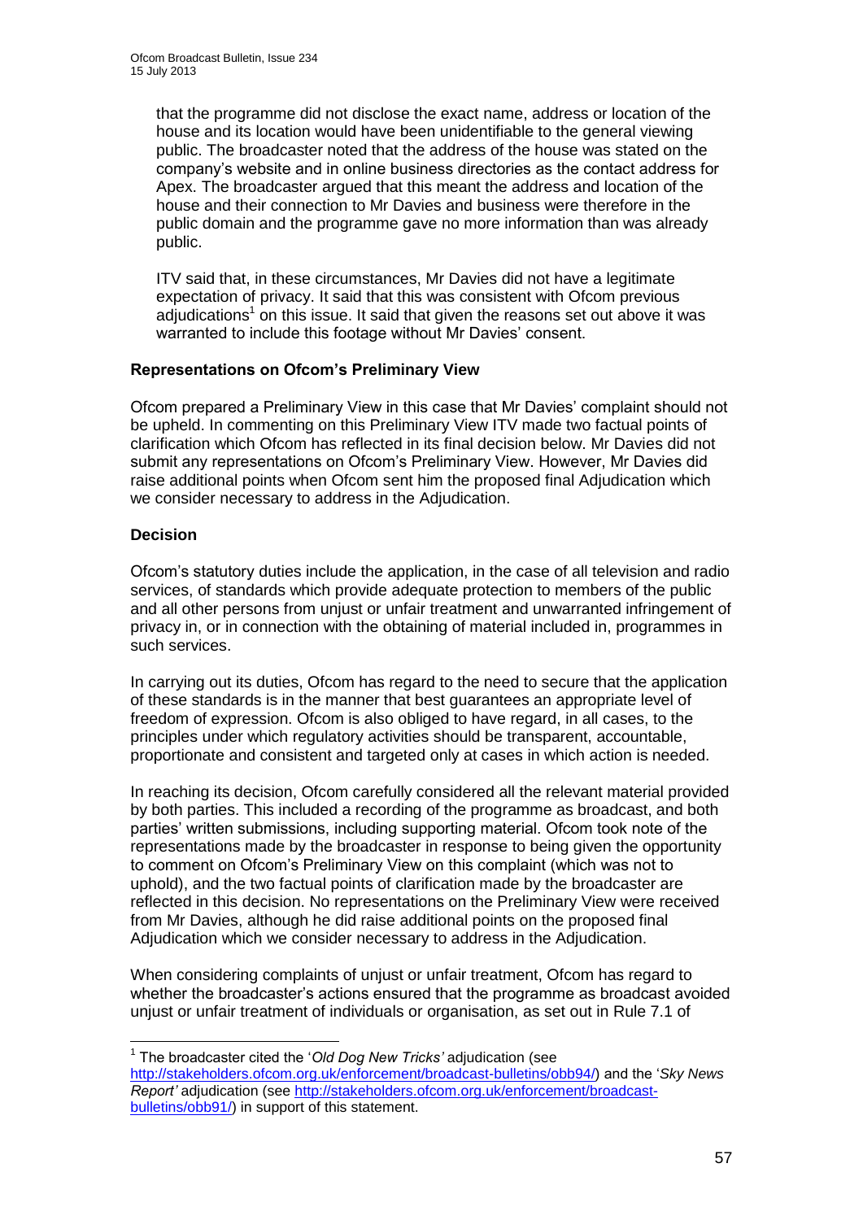that the programme did not disclose the exact name, address or location of the house and its location would have been unidentifiable to the general viewing public. The broadcaster noted that the address of the house was stated on the company's website and in online business directories as the contact address for Apex. The broadcaster argued that this meant the address and location of the house and their connection to Mr Davies and business were therefore in the public domain and the programme gave no more information than was already public.

ITV said that, in these circumstances, Mr Davies did not have a legitimate expectation of privacy. It said that this was consistent with Ofcom previous adjudications[1] on this issue. It said that given the reasons set out above it was warranted to include this footage without Mr Davies' consent.

**Representations on Ofcom's Preliminary View**

Ofcom prepared a Preliminary View in this case that Mr Davies' complaint should not be upheld. In commenting on this Preliminary View ITV made two factual points of clarification which Ofcom has reflected in its final decision below. Mr Davies did not submit any representations on Ofcom's Preliminary View. However, Mr Davies did raise additional points when Ofcom sent him the proposed final Adjudication which we consider necessary to address in the Adjudication.

**Decision**

Ofcom's statutory duties include the application, in the case of all television and radio services, of standards which provide adequate protection to members of the public and all other persons from unjust or unfair treatment and unwarranted infringement of privacy in, or in connection with the obtaining of material included in, programmes in such services.

In carrying out its duties, Ofcom has regard to the need to secure that the application of these standards is in the manner that best guarantees an appropriate level of freedom of expression. Ofcom is also obliged to have regard, in all cases, to the principles under which regulatory activities should be transparent, accountable, proportionate and consistent and targeted only at cases in which action is needed.

In reaching its decision, Ofcom carefully considered all the relevant material provided by both parties. This included a recording of the programme as broadcast, and both parties' written submissions, including supporting material. Ofcom took note of the representations made by the broadcaster in response to being given the opportunity to comment on Ofcom's Preliminary View on this complaint (which was not to uphold), and the two factual points of clarification made by the broadcaster are reflected in this decision. No representations on the Preliminary View were received from Mr Davies, although he did raise additional points on the proposed final Adjudication which we consider necessary to address in the Adjudication.

When considering complaints of unjust or unfair treatment, Ofcom has regard to whether the broadcaster's actions ensured that the programme as broadcast avoided unjust or unfair treatment of individuals or organisation, as set out in Rule 7.1 of

---

[1] The broadcaster cited the '*Old Dog New Tricks'* adjudication (see http://stakeholders.ofcom.org.uk/enforcement/broadcast-bulletins/obb94/) and the '*Sky News Report'* adjudication (see http://stakeholders.ofcom.org.uk/enforcement/broadcast-bulletins/obb91/) in support of this statement.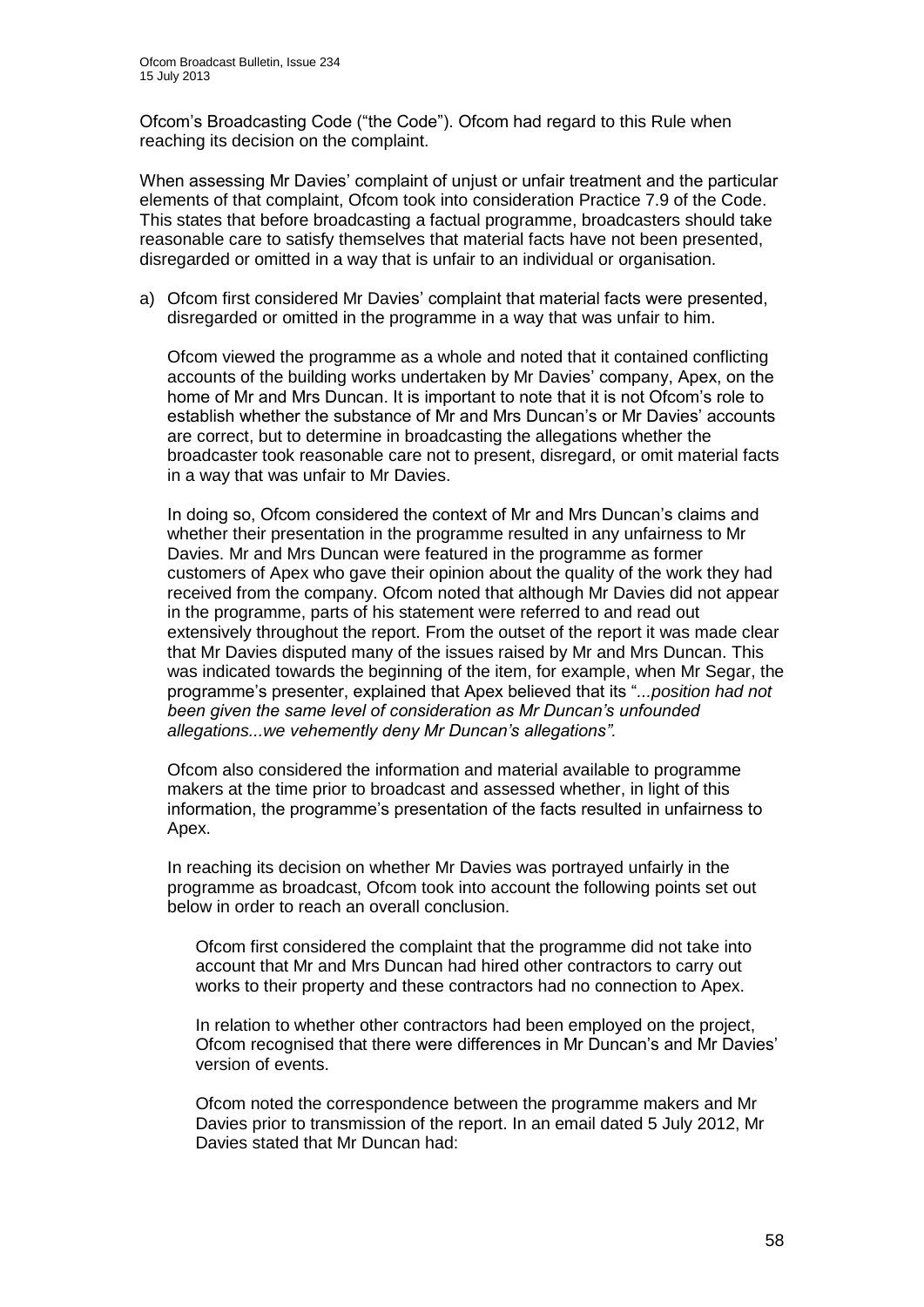Ofcom's Broadcasting Code ("the Code"). Ofcom had regard to this Rule when reaching its decision on the complaint.

When assessing Mr Davies' complaint of unjust or unfair treatment and the particular elements of that complaint, Ofcom took into consideration Practice 7.9 of the Code. This states that before broadcasting a factual programme, broadcasters should take reasonable care to satisfy themselves that material facts have not been presented, disregarded or omitted in a way that is unfair to an individual or organisation.

a) Ofcom first considered Mr Davies' complaint that material facts were presented, disregarded or omitted in the programme in a way that was unfair to him.

   Ofcom viewed the programme as a whole and noted that it contained conflicting accounts of the building works undertaken by Mr Davies' company, Apex, on the home of Mr and Mrs Duncan. It is important to note that it is not Ofcom's role to establish whether the substance of Mr and Mrs Duncan's or Mr Davies' accounts are correct, but to determine in broadcasting the allegations whether the broadcaster took reasonable care not to present, disregard, or omit material facts in a way that was unfair to Mr Davies.

   In doing so, Ofcom considered the context of Mr and Mrs Duncan's claims and whether their presentation in the programme resulted in any unfairness to Mr Davies. Mr and Mrs Duncan were featured in the programme as former customers of Apex who gave their opinion about the quality of the work they had received from the company. Ofcom noted that although Mr Davies did not appear in the programme, parts of his statement were referred to and read out extensively throughout the report. From the outset of the report it was made clear that Mr Davies disputed many of the issues raised by Mr and Mrs Duncan. This was indicated towards the beginning of the item, for example, when Mr Segar, the programme's presenter, explained that Apex believed that its "*...position had not been given the same level of consideration as Mr Duncan's unfounded allegations...we vehemently deny Mr Duncan's allegations*".

   Ofcom also considered the information and material available to programme makers at the time prior to broadcast and assessed whether, in light of this information, the programme's presentation of the facts resulted in unfairness to Apex.

   In reaching its decision on whether Mr Davies was portrayed unfairly in the programme as broadcast, Ofcom took into account the following points set out below in order to reach an overall conclusion.

   Ofcom first considered the complaint that the programme did not take into account that Mr and Mrs Duncan had hired other contractors to carry out works to their property and these contractors had no connection to Apex.

   In relation to whether other contractors had been employed on the project, Ofcom recognised that there were differences in Mr Duncan's and Mr Davies' version of events.

   Ofcom noted the correspondence between the programme makers and Mr Davies prior to transmission of the report. In an email dated 5 July 2012, Mr Davies stated that Mr Duncan had: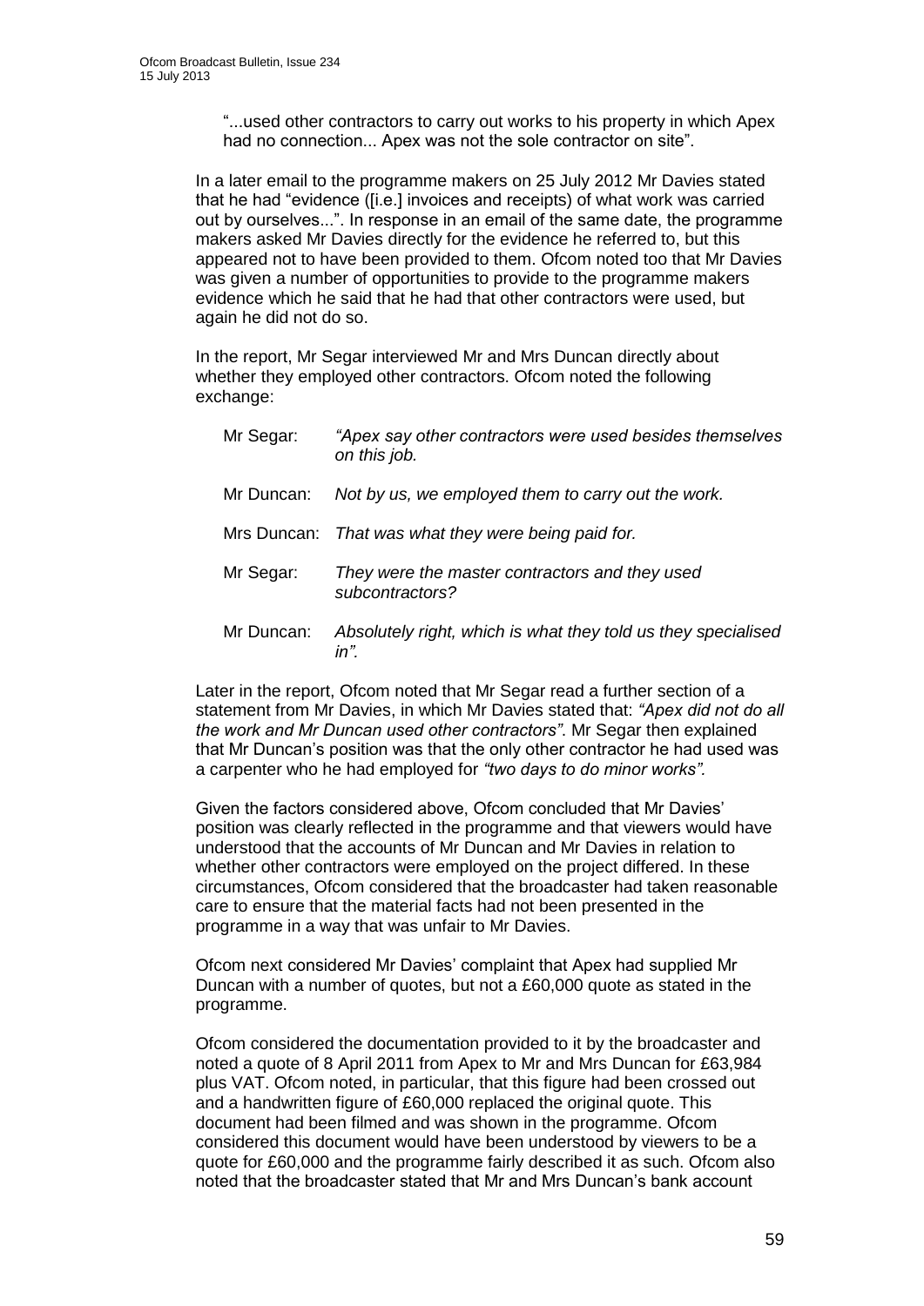"...used other contractors to carry out works to his property in which Apex had no connection... Apex was not the sole contractor on site".

In a later email to the programme makers on 25 July 2012 Mr Davies stated that he had "evidence ([i.e.] invoices and receipts) of what work was carried out by ourselves...". In response in an email of the same date, the programme makers asked Mr Davies directly for the evidence he referred to, but this appeared not to have been provided to them. Ofcom noted too that Mr Davies was given a number of opportunities to provide to the programme makers evidence which he said that he had that other contractors were used, but again he did not do so.

In the report, Mr Segar interviewed Mr and Mrs Duncan directly about whether they employed other contractors. Ofcom noted the following exchange:

| | |
|---|---|
| Mr Segar: | *"Apex say other contractors were used besides themselves on this job.* |
| Mr Duncan: | *Not by us, we employed them to carry out the work.* |
| Mrs Duncan: | *That was what they were being paid for.* |
| Mr Segar: | *They were the master contractors and they used subcontractors?* |
| Mr Duncan: | *Absolutely right, which is what they told us they specialised in".* |

Later in the report, Ofcom noted that Mr Segar read a further section of a statement from Mr Davies, in which Mr Davies stated that: *"Apex did not do all the work and Mr Duncan used other contractors"*. Mr Segar then explained that Mr Duncan's position was that the only other contractor he had used was a carpenter who he had employed for *"two days to do minor works".*

Given the factors considered above, Ofcom concluded that Mr Davies' position was clearly reflected in the programme and that viewers would have understood that the accounts of Mr Duncan and Mr Davies in relation to whether other contractors were employed on the project differed. In these circumstances, Ofcom considered that the broadcaster had taken reasonable care to ensure that the material facts had not been presented in the programme in a way that was unfair to Mr Davies.

Ofcom next considered Mr Davies' complaint that Apex had supplied Mr Duncan with a number of quotes, but not a £60,000 quote as stated in the programme.

Ofcom considered the documentation provided to it by the broadcaster and noted a quote of 8 April 2011 from Apex to Mr and Mrs Duncan for £63,984 plus VAT. Ofcom noted, in particular, that this figure had been crossed out and a handwritten figure of £60,000 replaced the original quote. This document had been filmed and was shown in the programme. Ofcom considered this document would have been understood by viewers to be a quote for £60,000 and the programme fairly described it as such. Ofcom also noted that the broadcaster stated that Mr and Mrs Duncan's bank account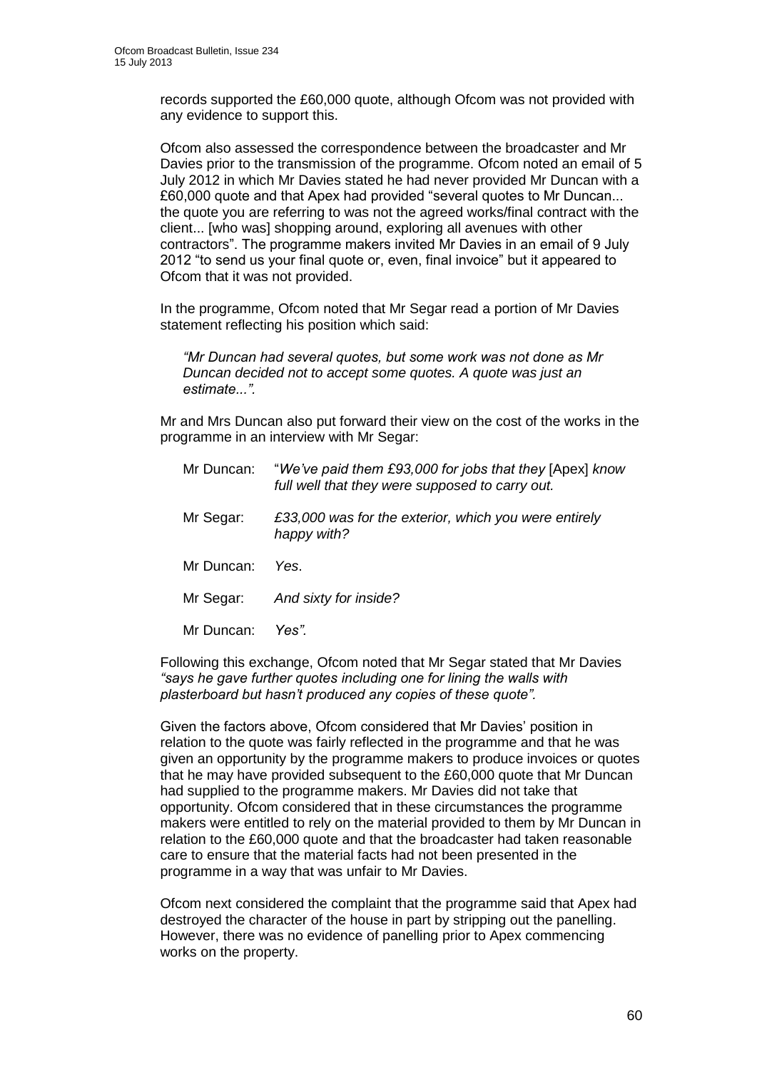records supported the £60,000 quote, although Ofcom was not provided with any evidence to support this.

Ofcom also assessed the correspondence between the broadcaster and Mr Davies prior to the transmission of the programme. Ofcom noted an email of 5 July 2012 in which Mr Davies stated he had never provided Mr Duncan with a £60,000 quote and that Apex had provided "several quotes to Mr Duncan... the quote you are referring to was not the agreed works/final contract with the client... [who was] shopping around, exploring all avenues with other contractors". The programme makers invited Mr Davies in an email of 9 July 2012 "to send us your final quote or, even, final invoice" but it appeared to Ofcom that it was not provided.

In the programme, Ofcom noted that Mr Segar read a portion of Mr Davies statement reflecting his position which said:

> *"Mr Duncan had several quotes, but some work was not done as Mr Duncan decided not to accept some quotes. A quote was just an estimate...".*

Mr and Mrs Duncan also put forward their view on the cost of the works in the programme in an interview with Mr Segar:

| | |
|---|---|
| Mr Duncan: | "*We've paid them £93,000 for jobs that they* [Apex] *know full well that they were supposed to carry out.* |
| Mr Segar: | *£33,000 was for the exterior, which you were entirely happy with?* |
| Mr Duncan: | *Yes*. |
| Mr Segar: | *And sixty for inside?* |
| Mr Duncan: | *Yes".* |

Following this exchange, Ofcom noted that Mr Segar stated that Mr Davies *"says he gave further quotes including one for lining the walls with plasterboard but hasn't produced any copies of these quote".*

Given the factors above, Ofcom considered that Mr Davies' position in relation to the quote was fairly reflected in the programme and that he was given an opportunity by the programme makers to produce invoices or quotes that he may have provided subsequent to the £60,000 quote that Mr Duncan had supplied to the programme makers. Mr Davies did not take that opportunity. Ofcom considered that in these circumstances the programme makers were entitled to rely on the material provided to them by Mr Duncan in relation to the £60,000 quote and that the broadcaster had taken reasonable care to ensure that the material facts had not been presented in the programme in a way that was unfair to Mr Davies.

Ofcom next considered the complaint that the programme said that Apex had destroyed the character of the house in part by stripping out the panelling. However, there was no evidence of panelling prior to Apex commencing works on the property.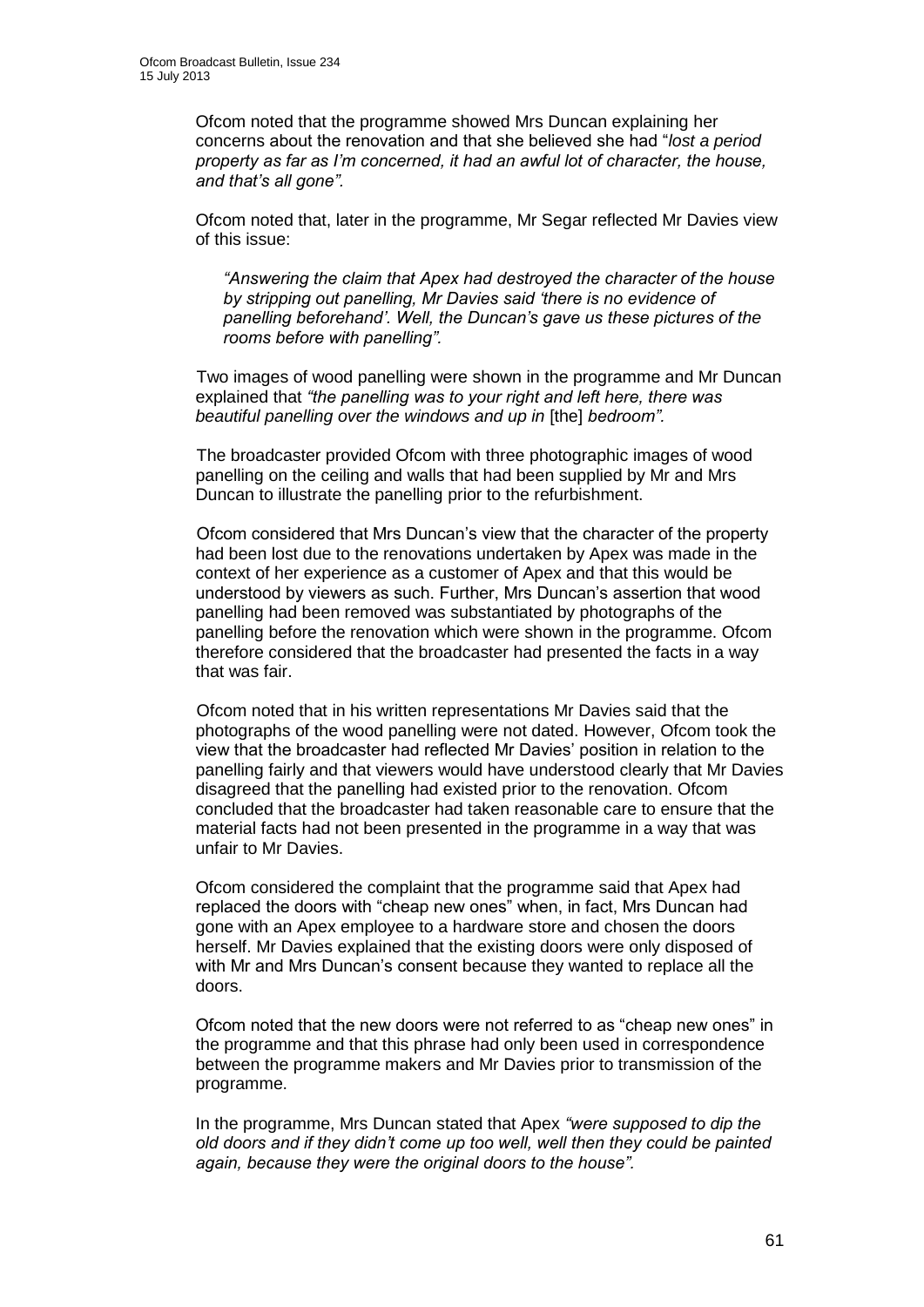Ofcom noted that the programme showed Mrs Duncan explaining her concerns about the renovation and that she believed she had "*lost a period property as far as I'm concerned, it had an awful lot of character, the house, and that's all gone"*.

Ofcom noted that, later in the programme, Mr Segar reflected Mr Davies view of this issue:

> *"Answering the claim that Apex had destroyed the character of the house by stripping out panelling, Mr Davies said 'there is no evidence of panelling beforehand'. Well, the Duncan's gave us these pictures of the rooms before with panelling".*

Two images of wood panelling were shown in the programme and Mr Duncan explained that *"the panelling was to your right and left here, there was beautiful panelling over the windows and up in* [the] *bedroom".*

The broadcaster provided Ofcom with three photographic images of wood panelling on the ceiling and walls that had been supplied by Mr and Mrs Duncan to illustrate the panelling prior to the refurbishment.

Ofcom considered that Mrs Duncan's view that the character of the property had been lost due to the renovations undertaken by Apex was made in the context of her experience as a customer of Apex and that this would be understood by viewers as such. Further, Mrs Duncan's assertion that wood panelling had been removed was substantiated by photographs of the panelling before the renovation which were shown in the programme. Ofcom therefore considered that the broadcaster had presented the facts in a way that was fair.

Ofcom noted that in his written representations Mr Davies said that the photographs of the wood panelling were not dated. However, Ofcom took the view that the broadcaster had reflected Mr Davies' position in relation to the panelling fairly and that viewers would have understood clearly that Mr Davies disagreed that the panelling had existed prior to the renovation. Ofcom concluded that the broadcaster had taken reasonable care to ensure that the material facts had not been presented in the programme in a way that was unfair to Mr Davies.

Ofcom considered the complaint that the programme said that Apex had replaced the doors with "cheap new ones" when, in fact, Mrs Duncan had gone with an Apex employee to a hardware store and chosen the doors herself. Mr Davies explained that the existing doors were only disposed of with Mr and Mrs Duncan's consent because they wanted to replace all the doors.

Ofcom noted that the new doors were not referred to as "cheap new ones" in the programme and that this phrase had only been used in correspondence between the programme makers and Mr Davies prior to transmission of the programme.

In the programme, Mrs Duncan stated that Apex *"were supposed to dip the old doors and if they didn't come up too well, well then they could be painted again, because they were the original doors to the house".*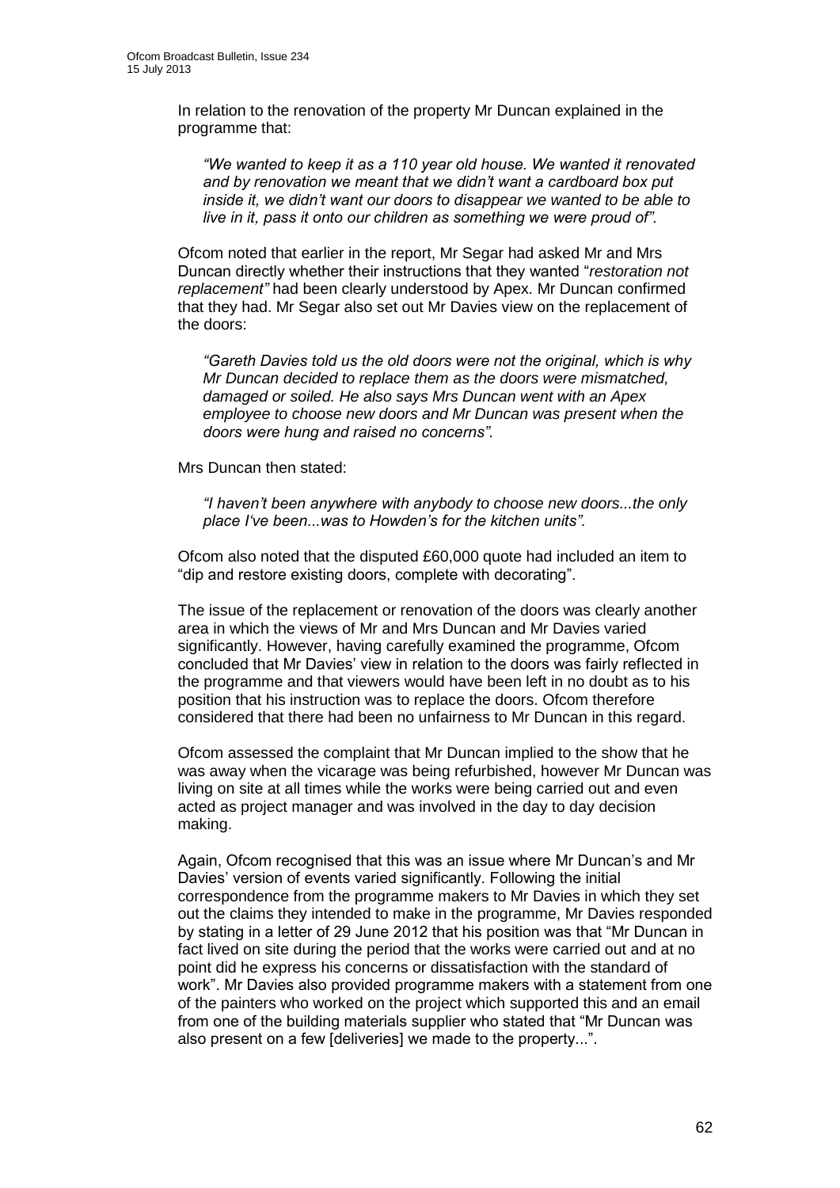In relation to the renovation of the property Mr Duncan explained in the programme that:

> *"We wanted to keep it as a 110 year old house. We wanted it renovated and by renovation we meant that we didn't want a cardboard box put inside it, we didn't want our doors to disappear we wanted to be able to live in it, pass it onto our children as something we were proud of".*

Ofcom noted that earlier in the report, Mr Segar had asked Mr and Mrs Duncan directly whether their instructions that they wanted "*restoration not replacement"* had been clearly understood by Apex. Mr Duncan confirmed that they had. Mr Segar also set out Mr Davies view on the replacement of the doors:

> *"Gareth Davies told us the old doors were not the original, which is why Mr Duncan decided to replace them as the doors were mismatched, damaged or soiled. He also says Mrs Duncan went with an Apex employee to choose new doors and Mr Duncan was present when the doors were hung and raised no concerns".*

Mrs Duncan then stated:

> *"I haven't been anywhere with anybody to choose new doors...the only place I've been...was to Howden's for the kitchen units".*

Ofcom also noted that the disputed £60,000 quote had included an item to "dip and restore existing doors, complete with decorating".

The issue of the replacement or renovation of the doors was clearly another area in which the views of Mr and Mrs Duncan and Mr Davies varied significantly. However, having carefully examined the programme, Ofcom concluded that Mr Davies' view in relation to the doors was fairly reflected in the programme and that viewers would have been left in no doubt as to his position that his instruction was to replace the doors. Ofcom therefore considered that there had been no unfairness to Mr Duncan in this regard.

Ofcom assessed the complaint that Mr Duncan implied to the show that he was away when the vicarage was being refurbished, however Mr Duncan was living on site at all times while the works were being carried out and even acted as project manager and was involved in the day to day decision making.

Again, Ofcom recognised that this was an issue where Mr Duncan's and Mr Davies' version of events varied significantly. Following the initial correspondence from the programme makers to Mr Davies in which they set out the claims they intended to make in the programme, Mr Davies responded by stating in a letter of 29 June 2012 that his position was that "Mr Duncan in fact lived on site during the period that the works were carried out and at no point did he express his concerns or dissatisfaction with the standard of work". Mr Davies also provided programme makers with a statement from one of the painters who worked on the project which supported this and an email from one of the building materials supplier who stated that "Mr Duncan was also present on a few [deliveries] we made to the property...".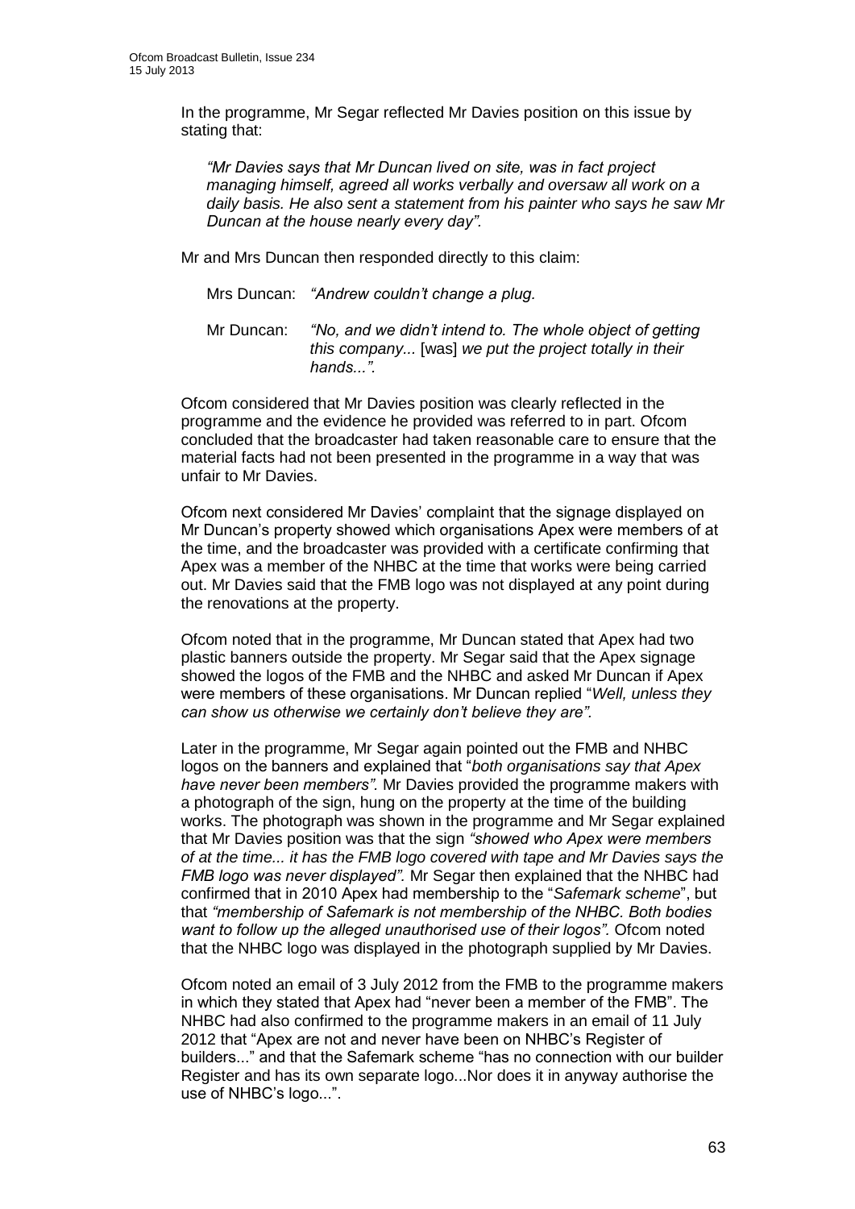In the programme, Mr Segar reflected Mr Davies position on this issue by stating that:

> *"Mr Davies says that Mr Duncan lived on site, was in fact project managing himself, agreed all works verbally and oversaw all work on a daily basis. He also sent a statement from his painter who says he saw Mr Duncan at the house nearly every day".*

Mr and Mrs Duncan then responded directly to this claim:

> Mrs Duncan: *"Andrew couldn't change a plug.*
>
> Mr Duncan: *"No, and we didn't intend to. The whole object of getting this company...* [was] *we put the project totally in their hands...".*

Ofcom considered that Mr Davies position was clearly reflected in the programme and the evidence he provided was referred to in part. Ofcom concluded that the broadcaster had taken reasonable care to ensure that the material facts had not been presented in the programme in a way that was unfair to Mr Davies.

Ofcom next considered Mr Davies' complaint that the signage displayed on Mr Duncan's property showed which organisations Apex were members of at the time, and the broadcaster was provided with a certificate confirming that Apex was a member of the NHBC at the time that works were being carried out. Mr Davies said that the FMB logo was not displayed at any point during the renovations at the property.

Ofcom noted that in the programme, Mr Duncan stated that Apex had two plastic banners outside the property. Mr Segar said that the Apex signage showed the logos of the FMB and the NHBC and asked Mr Duncan if Apex were members of these organisations. Mr Duncan replied "*Well, unless they can show us otherwise we certainly don't believe they are".*

Later in the programme, Mr Segar again pointed out the FMB and NHBC logos on the banners and explained that "*both organisations say that Apex have never been members".* Mr Davies provided the programme makers with a photograph of the sign, hung on the property at the time of the building works. The photograph was shown in the programme and Mr Segar explained that Mr Davies position was that the sign *"showed who Apex were members of at the time... it has the FMB logo covered with tape and Mr Davies says the FMB logo was never displayed".* Mr Segar then explained that the NHBC had confirmed that in 2010 Apex had membership to the "*Safemark scheme*", but that *"membership of Safemark is not membership of the NHBC. Both bodies want to follow up the alleged unauthorised use of their logos".* Ofcom noted that the NHBC logo was displayed in the photograph supplied by Mr Davies.

Ofcom noted an email of 3 July 2012 from the FMB to the programme makers in which they stated that Apex had "never been a member of the FMB". The NHBC had also confirmed to the programme makers in an email of 11 July 2012 that "Apex are not and never have been on NHBC's Register of builders..." and that the Safemark scheme "has no connection with our builder Register and has its own separate logo...Nor does it in anyway authorise the use of NHBC's logo...".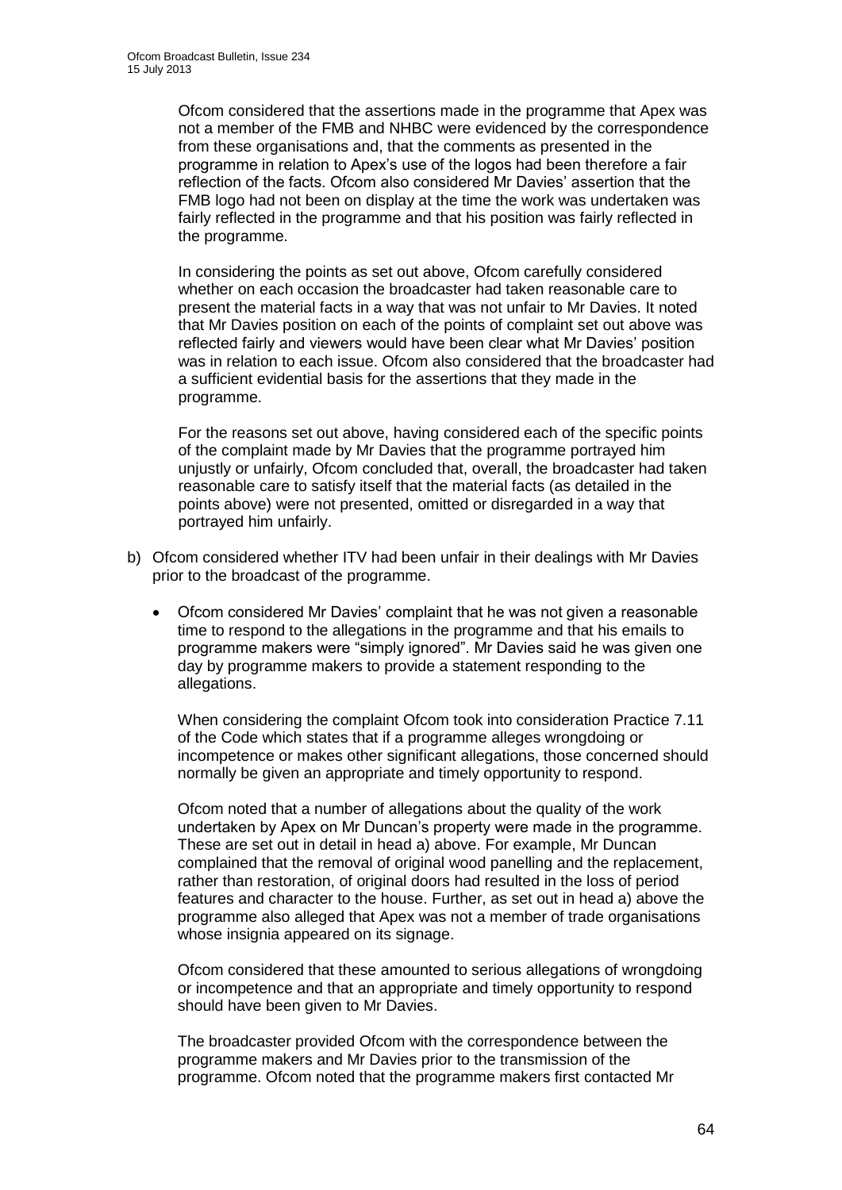Ofcom considered that the assertions made in the programme that Apex was not a member of the FMB and NHBC were evidenced by the correspondence from these organisations and, that the comments as presented in the programme in relation to Apex's use of the logos had been therefore a fair reflection of the facts. Ofcom also considered Mr Davies' assertion that the FMB logo had not been on display at the time the work was undertaken was fairly reflected in the programme and that his position was fairly reflected in the programme.

In considering the points as set out above, Ofcom carefully considered whether on each occasion the broadcaster had taken reasonable care to present the material facts in a way that was not unfair to Mr Davies. It noted that Mr Davies position on each of the points of complaint set out above was reflected fairly and viewers would have been clear what Mr Davies' position was in relation to each issue. Ofcom also considered that the broadcaster had a sufficient evidential basis for the assertions that they made in the programme.

For the reasons set out above, having considered each of the specific points of the complaint made by Mr Davies that the programme portrayed him unjustly or unfairly, Ofcom concluded that, overall, the broadcaster had taken reasonable care to satisfy itself that the material facts (as detailed in the points above) were not presented, omitted or disregarded in a way that portrayed him unfairly.

b) Ofcom considered whether ITV had been unfair in their dealings with Mr Davies prior to the broadcast of the programme.

- Ofcom considered Mr Davies' complaint that he was not given a reasonable time to respond to the allegations in the programme and that his emails to programme makers were "simply ignored". Mr Davies said he was given one day by programme makers to provide a statement responding to the allegations.

  When considering the complaint Ofcom took into consideration Practice 7.11 of the Code which states that if a programme alleges wrongdoing or incompetence or makes other significant allegations, those concerned should normally be given an appropriate and timely opportunity to respond.

  Ofcom noted that a number of allegations about the quality of the work undertaken by Apex on Mr Duncan's property were made in the programme. These are set out in detail in head a) above. For example, Mr Duncan complained that the removal of original wood panelling and the replacement, rather than restoration, of original doors had resulted in the loss of period features and character to the house. Further, as set out in head a) above the programme also alleged that Apex was not a member of trade organisations whose insignia appeared on its signage.

  Ofcom considered that these amounted to serious allegations of wrongdoing or incompetence and that an appropriate and timely opportunity to respond should have been given to Mr Davies.

  The broadcaster provided Ofcom with the correspondence between the programme makers and Mr Davies prior to the transmission of the programme. Ofcom noted that the programme makers first contacted Mr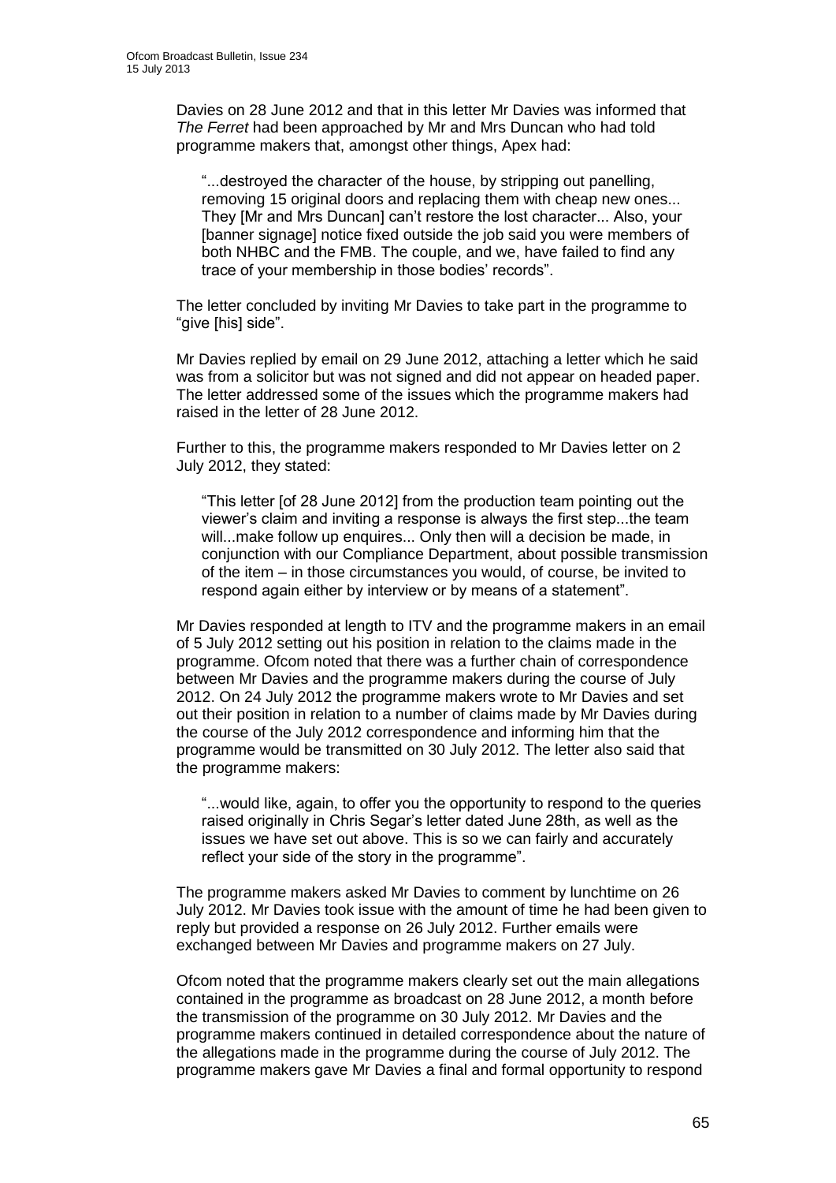Davies on 28 June 2012 and that in this letter Mr Davies was informed that *The Ferret* had been approached by Mr and Mrs Duncan who had told programme makers that, amongst other things, Apex had:

> "...destroyed the character of the house, by stripping out panelling, removing 15 original doors and replacing them with cheap new ones... They [Mr and Mrs Duncan] can't restore the lost character... Also, your [banner signage] notice fixed outside the job said you were members of both NHBC and the FMB. The couple, and we, have failed to find any trace of your membership in those bodies' records".

The letter concluded by inviting Mr Davies to take part in the programme to "give [his] side".

Mr Davies replied by email on 29 June 2012, attaching a letter which he said was from a solicitor but was not signed and did not appear on headed paper. The letter addressed some of the issues which the programme makers had raised in the letter of 28 June 2012.

Further to this, the programme makers responded to Mr Davies letter on 2 July 2012, they stated:

> "This letter [of 28 June 2012] from the production team pointing out the viewer's claim and inviting a response is always the first step...the team will...make follow up enquires... Only then will a decision be made, in conjunction with our Compliance Department, about possible transmission of the item – in those circumstances you would, of course, be invited to respond again either by interview or by means of a statement".

Mr Davies responded at length to ITV and the programme makers in an email of 5 July 2012 setting out his position in relation to the claims made in the programme. Ofcom noted that there was a further chain of correspondence between Mr Davies and the programme makers during the course of July 2012. On 24 July 2012 the programme makers wrote to Mr Davies and set out their position in relation to a number of claims made by Mr Davies during the course of the July 2012 correspondence and informing him that the programme would be transmitted on 30 July 2012. The letter also said that the programme makers:

> "...would like, again, to offer you the opportunity to respond to the queries raised originally in Chris Segar's letter dated June 28th, as well as the issues we have set out above. This is so we can fairly and accurately reflect your side of the story in the programme".

The programme makers asked Mr Davies to comment by lunchtime on 26 July 2012. Mr Davies took issue with the amount of time he had been given to reply but provided a response on 26 July 2012. Further emails were exchanged between Mr Davies and programme makers on 27 July.

Ofcom noted that the programme makers clearly set out the main allegations contained in the programme as broadcast on 28 June 2012, a month before the transmission of the programme on 30 July 2012. Mr Davies and the programme makers continued in detailed correspondence about the nature of the allegations made in the programme during the course of July 2012. The programme makers gave Mr Davies a final and formal opportunity to respond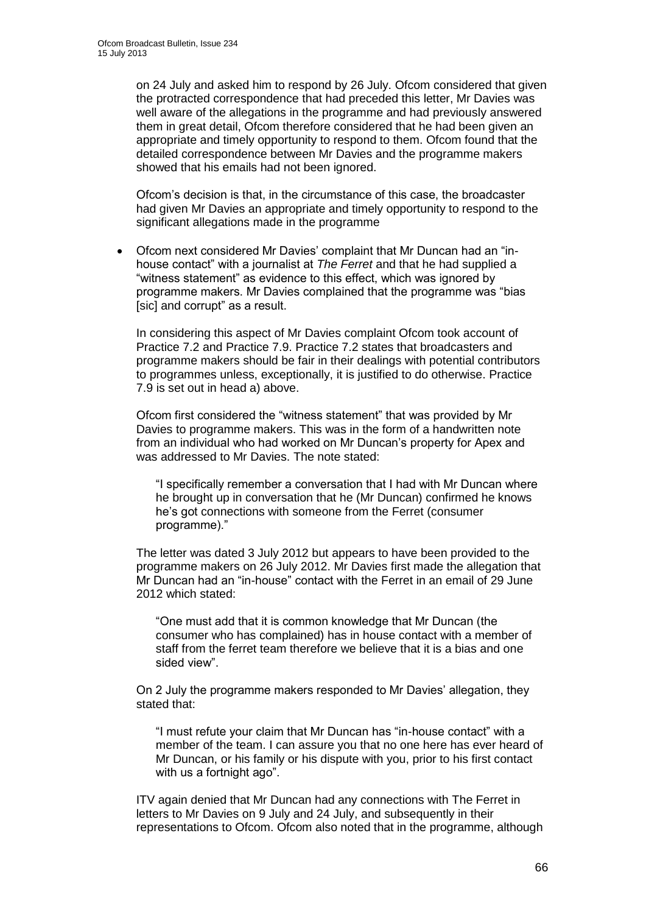on 24 July and asked him to respond by 26 July. Ofcom considered that given the protracted correspondence that had preceded this letter, Mr Davies was well aware of the allegations in the programme and had previously answered them in great detail, Ofcom therefore considered that he had been given an appropriate and timely opportunity to respond to them. Ofcom found that the detailed correspondence between Mr Davies and the programme makers showed that his emails had not been ignored.

Ofcom's decision is that, in the circumstance of this case, the broadcaster had given Mr Davies an appropriate and timely opportunity to respond to the significant allegations made in the programme

- Ofcom next considered Mr Davies' complaint that Mr Duncan had an "in-house contact" with a journalist at *The Ferret* and that he had supplied a "witness statement" as evidence to this effect, which was ignored by programme makers. Mr Davies complained that the programme was "bias [sic] and corrupt" as a result.

  In considering this aspect of Mr Davies complaint Ofcom took account of Practice 7.2 and Practice 7.9. Practice 7.2 states that broadcasters and programme makers should be fair in their dealings with potential contributors to programmes unless, exceptionally, it is justified to do otherwise. Practice 7.9 is set out in head a) above.

  Ofcom first considered the "witness statement" that was provided by Mr Davies to programme makers. This was in the form of a handwritten note from an individual who had worked on Mr Duncan's property for Apex and was addressed to Mr Davies. The note stated:

  > "I specifically remember a conversation that I had with Mr Duncan where he brought up in conversation that he (Mr Duncan) confirmed he knows he's got connections with someone from the Ferret (consumer programme)."

  The letter was dated 3 July 2012 but appears to have been provided to the programme makers on 26 July 2012. Mr Davies first made the allegation that Mr Duncan had an "in-house" contact with the Ferret in an email of 29 June 2012 which stated:

  > "One must add that it is common knowledge that Mr Duncan (the consumer who has complained) has in house contact with a member of staff from the ferret team therefore we believe that it is a bias and one sided view".

  On 2 July the programme makers responded to Mr Davies' allegation, they stated that:

  > "I must refute your claim that Mr Duncan has "in-house contact" with a member of the team. I can assure you that no one here has ever heard of Mr Duncan, or his family or his dispute with you, prior to his first contact with us a fortnight ago".

  ITV again denied that Mr Duncan had any connections with The Ferret in letters to Mr Davies on 9 July and 24 July, and subsequently in their representations to Ofcom. Ofcom also noted that in the programme, although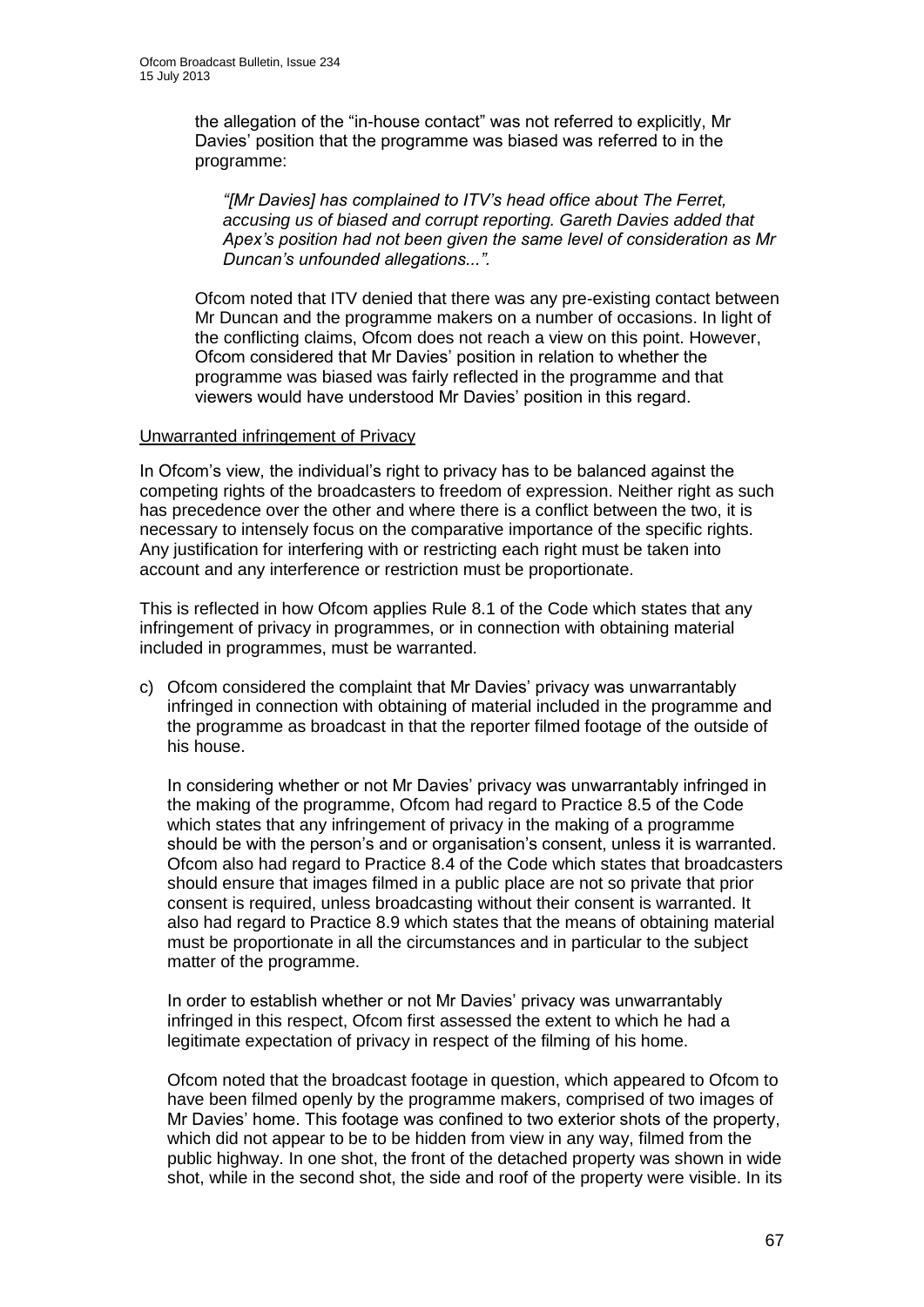the allegation of the "in-house contact" was not referred to explicitly, Mr Davies' position that the programme was biased was referred to in the programme:

> *"[Mr Davies] has complained to ITV's head office about The Ferret, accusing us of biased and corrupt reporting. Gareth Davies added that Apex's position had not been given the same level of consideration as Mr Duncan's unfounded allegations...".*

Ofcom noted that ITV denied that there was any pre-existing contact between Mr Duncan and the programme makers on a number of occasions. In light of the conflicting claims, Ofcom does not reach a view on this point. However, Ofcom considered that Mr Davies' position in relation to whether the programme was biased was fairly reflected in the programme and that viewers would have understood Mr Davies' position in this regard.

Unwarranted infringement of Privacy

In Ofcom's view, the individual's right to privacy has to be balanced against the competing rights of the broadcasters to freedom of expression. Neither right as such has precedence over the other and where there is a conflict between the two, it is necessary to intensely focus on the comparative importance of the specific rights. Any justification for interfering with or restricting each right must be taken into account and any interference or restriction must be proportionate.

This is reflected in how Ofcom applies Rule 8.1 of the Code which states that any infringement of privacy in programmes, or in connection with obtaining material included in programmes, must be warranted.

c) Ofcom considered the complaint that Mr Davies' privacy was unwarrantably infringed in connection with obtaining of material included in the programme and the programme as broadcast in that the reporter filmed footage of the outside of his house.

   In considering whether or not Mr Davies' privacy was unwarrantably infringed in the making of the programme, Ofcom had regard to Practice 8.5 of the Code which states that any infringement of privacy in the making of a programme should be with the person's and or organisation's consent, unless it is warranted. Ofcom also had regard to Practice 8.4 of the Code which states that broadcasters should ensure that images filmed in a public place are not so private that prior consent is required, unless broadcasting without their consent is warranted. It also had regard to Practice 8.9 which states that the means of obtaining material must be proportionate in all the circumstances and in particular to the subject matter of the programme.

   In order to establish whether or not Mr Davies' privacy was unwarrantably infringed in this respect, Ofcom first assessed the extent to which he had a legitimate expectation of privacy in respect of the filming of his home.

   Ofcom noted that the broadcast footage in question, which appeared to Ofcom to have been filmed openly by the programme makers, comprised of two images of Mr Davies' home. This footage was confined to two exterior shots of the property, which did not appear to be to be hidden from view in any way, filmed from the public highway. In one shot, the front of the detached property was shown in wide shot, while in the second shot, the side and roof of the property were visible. In its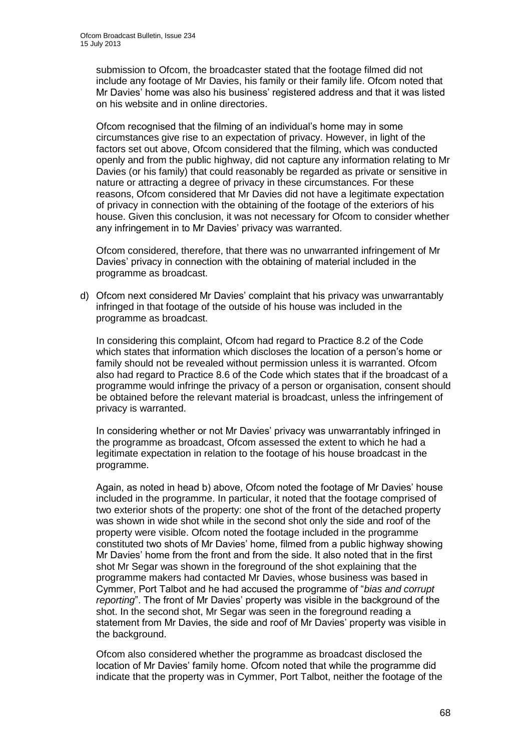submission to Ofcom, the broadcaster stated that the footage filmed did not include any footage of Mr Davies, his family or their family life. Ofcom noted that Mr Davies' home was also his business' registered address and that it was listed on his website and in online directories.

Ofcom recognised that the filming of an individual's home may in some circumstances give rise to an expectation of privacy. However, in light of the factors set out above, Ofcom considered that the filming, which was conducted openly and from the public highway, did not capture any information relating to Mr Davies (or his family) that could reasonably be regarded as private or sensitive in nature or attracting a degree of privacy in these circumstances. For these reasons, Ofcom considered that Mr Davies did not have a legitimate expectation of privacy in connection with the obtaining of the footage of the exteriors of his house. Given this conclusion, it was not necessary for Ofcom to consider whether any infringement in to Mr Davies' privacy was warranted.

Ofcom considered, therefore, that there was no unwarranted infringement of Mr Davies' privacy in connection with the obtaining of material included in the programme as broadcast.

d) Ofcom next considered Mr Davies' complaint that his privacy was unwarrantably infringed in that footage of the outside of his house was included in the programme as broadcast.

In considering this complaint, Ofcom had regard to Practice 8.2 of the Code which states that information which discloses the location of a person's home or family should not be revealed without permission unless it is warranted. Ofcom also had regard to Practice 8.6 of the Code which states that if the broadcast of a programme would infringe the privacy of a person or organisation, consent should be obtained before the relevant material is broadcast, unless the infringement of privacy is warranted.

In considering whether or not Mr Davies' privacy was unwarrantably infringed in the programme as broadcast, Ofcom assessed the extent to which he had a legitimate expectation in relation to the footage of his house broadcast in the programme.

Again, as noted in head b) above, Ofcom noted the footage of Mr Davies' house included in the programme. In particular, it noted that the footage comprised of two exterior shots of the property: one shot of the front of the detached property was shown in wide shot while in the second shot only the side and roof of the property were visible. Ofcom noted the footage included in the programme constituted two shots of Mr Davies' home, filmed from a public highway showing Mr Davies' home from the front and from the side. It also noted that in the first shot Mr Segar was shown in the foreground of the shot explaining that the programme makers had contacted Mr Davies, whose business was based in Cymmer, Port Talbot and he had accused the programme of "*bias and corrupt reporting*". The front of Mr Davies' property was visible in the background of the shot. In the second shot, Mr Segar was seen in the foreground reading a statement from Mr Davies, the side and roof of Mr Davies' property was visible in the background.

Ofcom also considered whether the programme as broadcast disclosed the location of Mr Davies' family home. Ofcom noted that while the programme did indicate that the property was in Cymmer, Port Talbot, neither the footage of the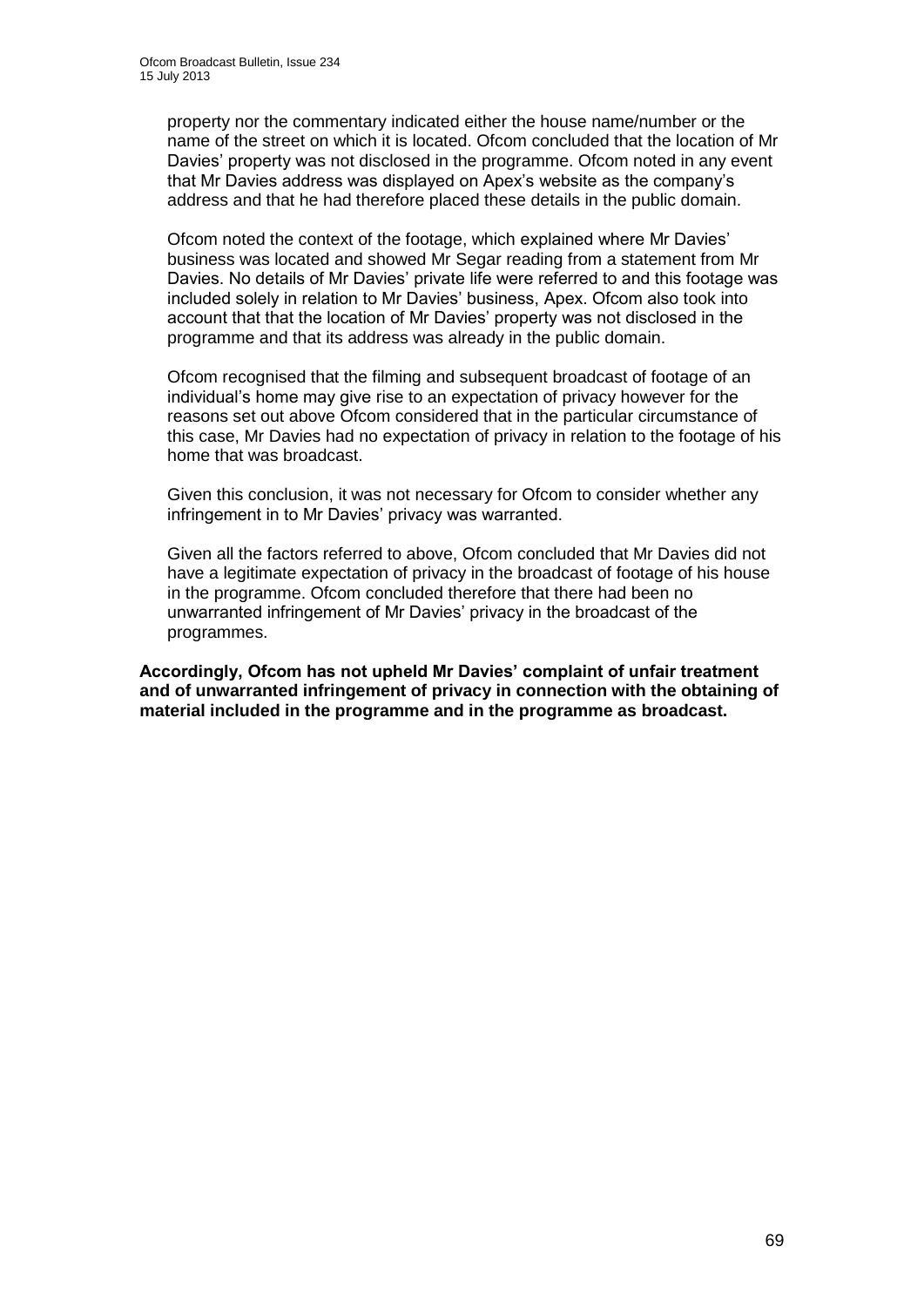property nor the commentary indicated either the house name/number or the name of the street on which it is located. Ofcom concluded that the location of Mr Davies' property was not disclosed in the programme. Ofcom noted in any event that Mr Davies address was displayed on Apex's website as the company's address and that he had therefore placed these details in the public domain.

Ofcom noted the context of the footage, which explained where Mr Davies' business was located and showed Mr Segar reading from a statement from Mr Davies. No details of Mr Davies' private life were referred to and this footage was included solely in relation to Mr Davies' business, Apex. Ofcom also took into account that that the location of Mr Davies' property was not disclosed in the programme and that its address was already in the public domain.

Ofcom recognised that the filming and subsequent broadcast of footage of an individual's home may give rise to an expectation of privacy however for the reasons set out above Ofcom considered that in the particular circumstance of this case, Mr Davies had no expectation of privacy in relation to the footage of his home that was broadcast.

Given this conclusion, it was not necessary for Ofcom to consider whether any infringement in to Mr Davies' privacy was warranted.

Given all the factors referred to above, Ofcom concluded that Mr Davies did not have a legitimate expectation of privacy in the broadcast of footage of his house in the programme. Ofcom concluded therefore that there had been no unwarranted infringement of Mr Davies' privacy in the broadcast of the programmes.

**Accordingly, Ofcom has not upheld Mr Davies' complaint of unfair treatment and of unwarranted infringement of privacy in connection with the obtaining of material included in the programme and in the programme as broadcast.**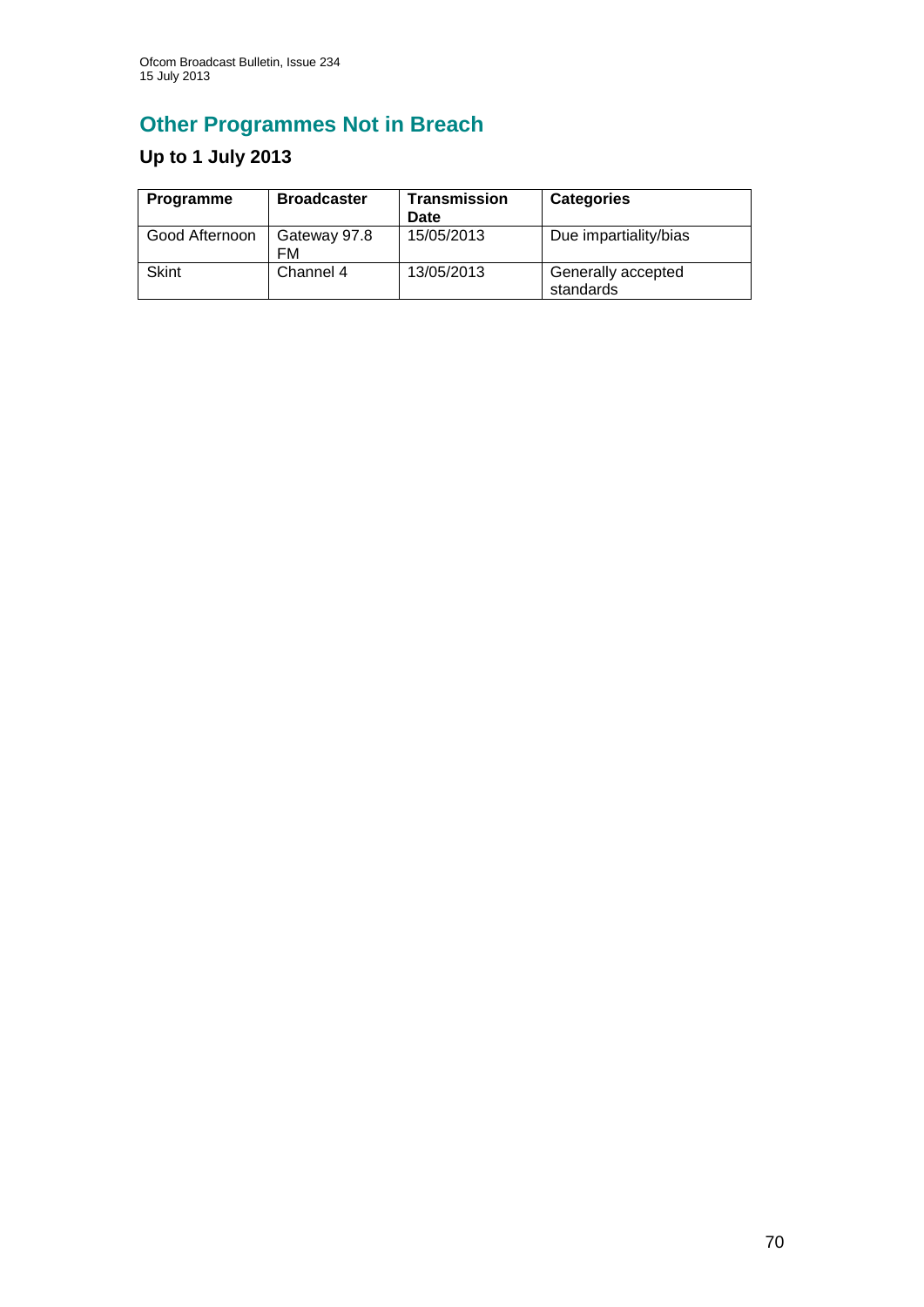## Other Programmes Not in Breach

### Up to 1 July 2013

| Programme | Broadcaster | Transmission Date | Categories |
|---|---|---|---|
| Good Afternoon | Gateway 97.8 FM | 15/05/2013 | Due impartiality/bias |
| Skint | Channel 4 | 13/05/2013 | Generally accepted standards |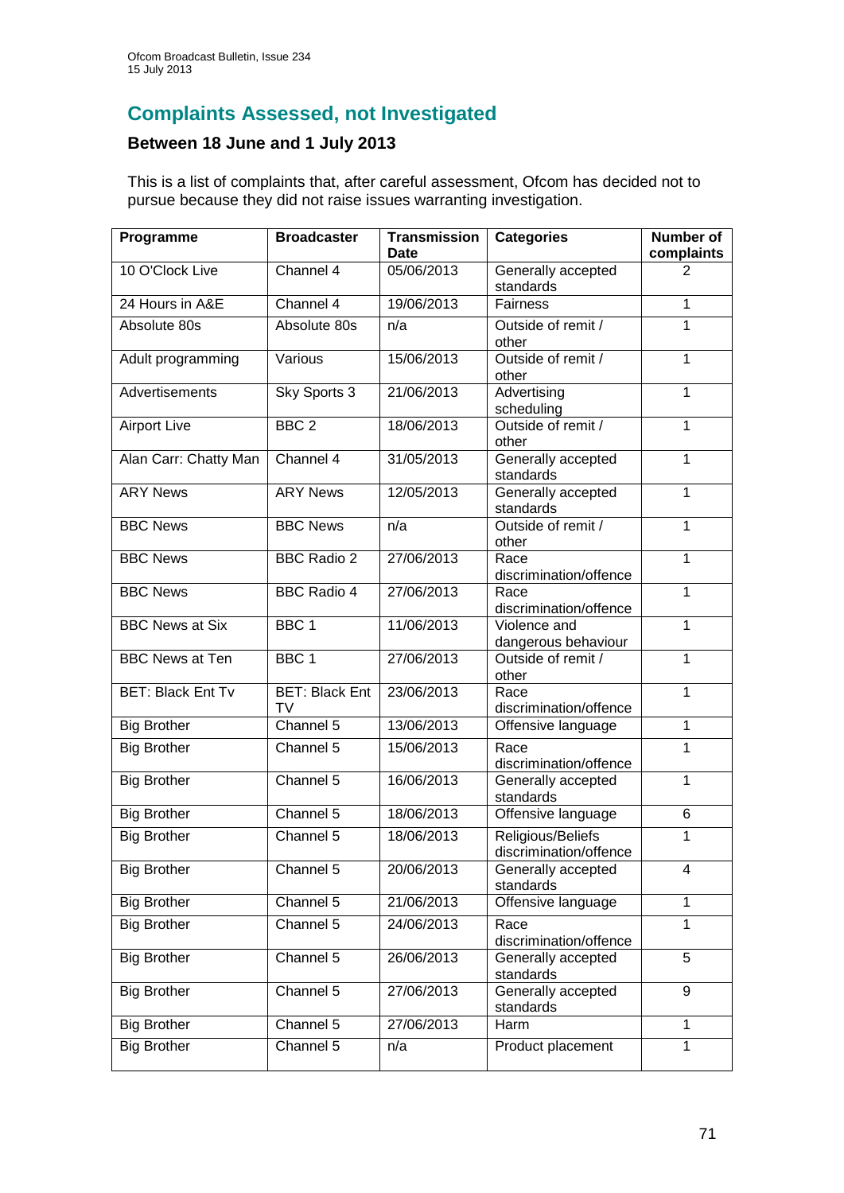## Complaints Assessed, not Investigated

### Between 18 June and 1 July 2013

This is a list of complaints that, after careful assessment, Ofcom has decided not to pursue because they did not raise issues warranting investigation.

| Programme | Broadcaster | Transmission Date | Categories | Number of complaints |
|---|---|---|---|---|
| 10 O'Clock Live | Channel 4 | 05/06/2013 | Generally accepted standards | 2 |
| 24 Hours in A&E | Channel 4 | 19/06/2013 | Fairness | 1 |
| Absolute 80s | Absolute 80s | n/a | Outside of remit / other | 1 |
| Adult programming | Various | 15/06/2013 | Outside of remit / other | 1 |
| Advertisements | Sky Sports 3 | 21/06/2013 | Advertising scheduling | 1 |
| Airport Live | BBC 2 | 18/06/2013 | Outside of remit / other | 1 |
| Alan Carr: Chatty Man | Channel 4 | 31/05/2013 | Generally accepted standards | 1 |
| ARY News | ARY News | 12/05/2013 | Generally accepted standards | 1 |
| BBC News | BBC News | n/a | Outside of remit / other | 1 |
| BBC News | BBC Radio 2 | 27/06/2013 | Race discrimination/offence | 1 |
| BBC News | BBC Radio 4 | 27/06/2013 | Race discrimination/offence | 1 |
| BBC News at Six | BBC 1 | 11/06/2013 | Violence and dangerous behaviour | 1 |
| BBC News at Ten | BBC 1 | 27/06/2013 | Outside of remit / other | 1 |
| BET: Black Ent Tv | BET: Black Ent TV | 23/06/2013 | Race discrimination/offence | 1 |
| Big Brother | Channel 5 | 13/06/2013 | Offensive language | 1 |
| Big Brother | Channel 5 | 15/06/2013 | Race discrimination/offence | 1 |
| Big Brother | Channel 5 | 16/06/2013 | Generally accepted standards | 1 |
| Big Brother | Channel 5 | 18/06/2013 | Offensive language | 6 |
| Big Brother | Channel 5 | 18/06/2013 | Religious/Beliefs discrimination/offence | 1 |
| Big Brother | Channel 5 | 20/06/2013 | Generally accepted standards | 4 |
| Big Brother | Channel 5 | 21/06/2013 | Offensive language | 1 |
| Big Brother | Channel 5 | 24/06/2013 | Race discrimination/offence | 1 |
| Big Brother | Channel 5 | 26/06/2013 | Generally accepted standards | 5 |
| Big Brother | Channel 5 | 27/06/2013 | Generally accepted standards | 9 |
| Big Brother | Channel 5 | 27/06/2013 | Harm | 1 |
| Big Brother | Channel 5 | n/a | Product placement | 1 |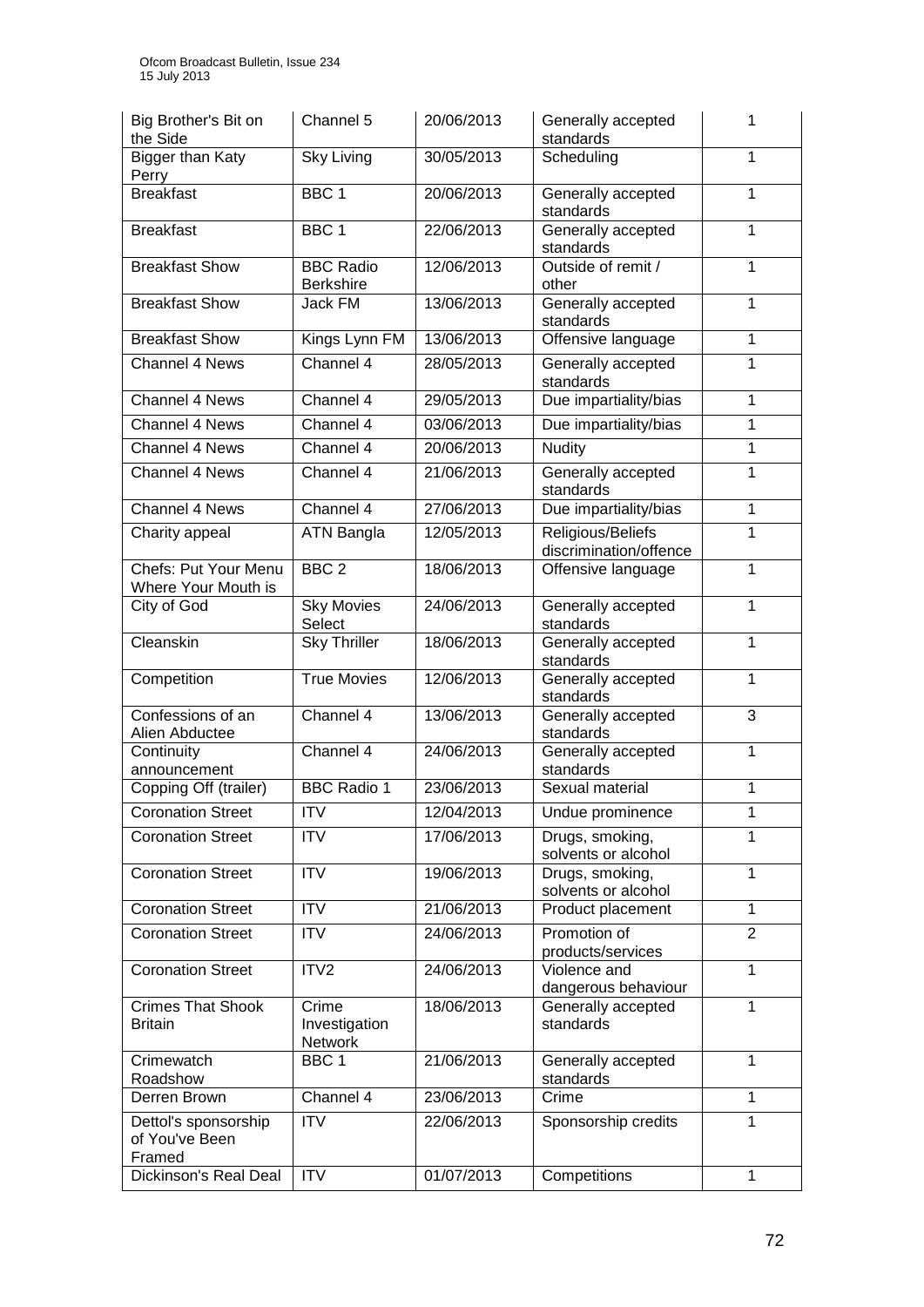| | | | | |
|---|---|---|---|---|
| Big Brother's Bit on the Side | Channel 5 | 20/06/2013 | Generally accepted standards | 1 |
| Bigger than Katy Perry | Sky Living | 30/05/2013 | Scheduling | 1 |
| Breakfast | BBC 1 | 20/06/2013 | Generally accepted standards | 1 |
| Breakfast | BBC 1 | 22/06/2013 | Generally accepted standards | 1 |
| Breakfast Show | BBC Radio Berkshire | 12/06/2013 | Outside of remit / other | 1 |
| Breakfast Show | Jack FM | 13/06/2013 | Generally accepted standards | 1 |
| Breakfast Show | Kings Lynn FM | 13/06/2013 | Offensive language | 1 |
| Channel 4 News | Channel 4 | 28/05/2013 | Generally accepted standards | 1 |
| Channel 4 News | Channel 4 | 29/05/2013 | Due impartiality/bias | 1 |
| Channel 4 News | Channel 4 | 03/06/2013 | Due impartiality/bias | 1 |
| Channel 4 News | Channel 4 | 20/06/2013 | Nudity | 1 |
| Channel 4 News | Channel 4 | 21/06/2013 | Generally accepted standards | 1 |
| Channel 4 News | Channel 4 | 27/06/2013 | Due impartiality/bias | 1 |
| Charity appeal | ATN Bangla | 12/05/2013 | Religious/Beliefs discrimination/offence | 1 |
| Chefs: Put Your Menu Where Your Mouth is | BBC 2 | 18/06/2013 | Offensive language | 1 |
| City of God | Sky Movies Select | 24/06/2013 | Generally accepted standards | 1 |
| Cleanskin | Sky Thriller | 18/06/2013 | Generally accepted standards | 1 |
| Competition | True Movies | 12/06/2013 | Generally accepted standards | 1 |
| Confessions of an Alien Abductee | Channel 4 | 13/06/2013 | Generally accepted standards | 3 |
| Continuity announcement | Channel 4 | 24/06/2013 | Generally accepted standards | 1 |
| Copping Off (trailer) | BBC Radio 1 | 23/06/2013 | Sexual material | 1 |
| Coronation Street | ITV | 12/04/2013 | Undue prominence | 1 |
| Coronation Street | ITV | 17/06/2013 | Drugs, smoking, solvents or alcohol | 1 |
| Coronation Street | ITV | 19/06/2013 | Drugs, smoking, solvents or alcohol | 1 |
| Coronation Street | ITV | 21/06/2013 | Product placement | 1 |
| Coronation Street | ITV | 24/06/2013 | Promotion of products/services | 2 |
| Coronation Street | ITV2 | 24/06/2013 | Violence and dangerous behaviour | 1 |
| Crimes That Shook Britain | Crime Investigation Network | 18/06/2013 | Generally accepted standards | 1 |
| Crimewatch Roadshow | BBC 1 | 21/06/2013 | Generally accepted standards | 1 |
| Derren Brown | Channel 4 | 23/06/2013 | Crime | 1 |
| Dettol's sponsorship of You've Been Framed | ITV | 22/06/2013 | Sponsorship credits | 1 |
| Dickinson's Real Deal | ITV | 01/07/2013 | Competitions | 1 |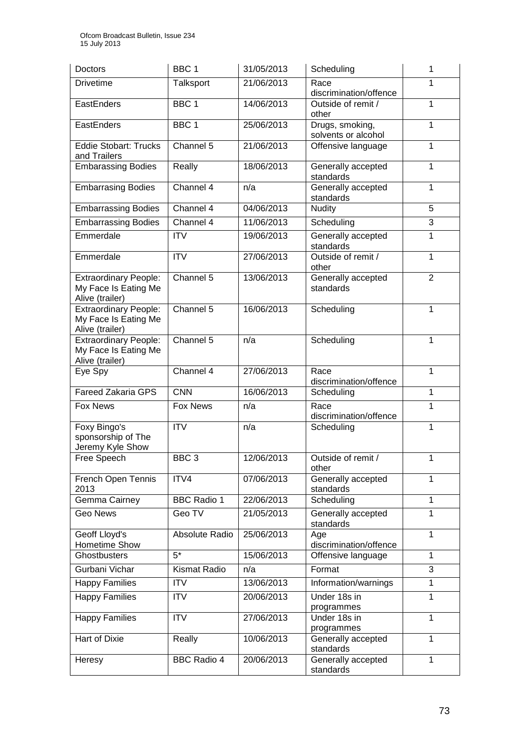| | | | | |
|---|---|---|---|---|
| Doctors | BBC 1 | 31/05/2013 | Scheduling | 1 |
| Drivetime | Talksport | 21/06/2013 | Race discrimination/offence | 1 |
| EastEnders | BBC 1 | 14/06/2013 | Outside of remit / other | 1 |
| EastEnders | BBC 1 | 25/06/2013 | Drugs, smoking, solvents or alcohol | 1 |
| Eddie Stobart: Trucks and Trailers | Channel 5 | 21/06/2013 | Offensive language | 1 |
| Embarassing Bodies | Really | 18/06/2013 | Generally accepted standards | 1 |
| Embarrasing Bodies | Channel 4 | n/a | Generally accepted standards | 1 |
| Embarrassing Bodies | Channel 4 | 04/06/2013 | Nudity | 5 |
| Embarrassing Bodies | Channel 4 | 11/06/2013 | Scheduling | 3 |
| Emmerdale | ITV | 19/06/2013 | Generally accepted standards | 1 |
| Emmerdale | ITV | 27/06/2013 | Outside of remit / other | 1 |
| Extraordinary People: My Face Is Eating Me Alive (trailer) | Channel 5 | 13/06/2013 | Generally accepted standards | 2 |
| Extraordinary People: My Face Is Eating Me Alive (trailer) | Channel 5 | 16/06/2013 | Scheduling | 1 |
| Extraordinary People: My Face Is Eating Me Alive (trailer) | Channel 5 | n/a | Scheduling | 1 |
| Eye Spy | Channel 4 | 27/06/2013 | Race discrimination/offence | 1 |
| Fareed Zakaria GPS | CNN | 16/06/2013 | Scheduling | 1 |
| Fox News | Fox News | n/a | Race discrimination/offence | 1 |
| Foxy Bingo's sponsorship of The Jeremy Kyle Show | ITV | n/a | Scheduling | 1 |
| Free Speech | BBC 3 | 12/06/2013 | Outside of remit / other | 1 |
| French Open Tennis 2013 | ITV4 | 07/06/2013 | Generally accepted standards | 1 |
| Gemma Cairney | BBC Radio 1 | 22/06/2013 | Scheduling | 1 |
| Geo News | Geo TV | 21/05/2013 | Generally accepted standards | 1 |
| Geoff Lloyd's Hometime Show | Absolute Radio | 25/06/2013 | Age discrimination/offence | 1 |
| Ghostbusters | 5* | 15/06/2013 | Offensive language | 1 |
| Gurbani Vichar | Kismat Radio | n/a | Format | 3 |
| Happy Families | ITV | 13/06/2013 | Information/warnings | 1 |
| Happy Families | ITV | 20/06/2013 | Under 18s in programmes | 1 |
| Happy Families | ITV | 27/06/2013 | Under 18s in programmes | 1 |
| Hart of Dixie | Really | 10/06/2013 | Generally accepted standards | 1 |
| Heresy | BBC Radio 4 | 20/06/2013 | Generally accepted standards | 1 |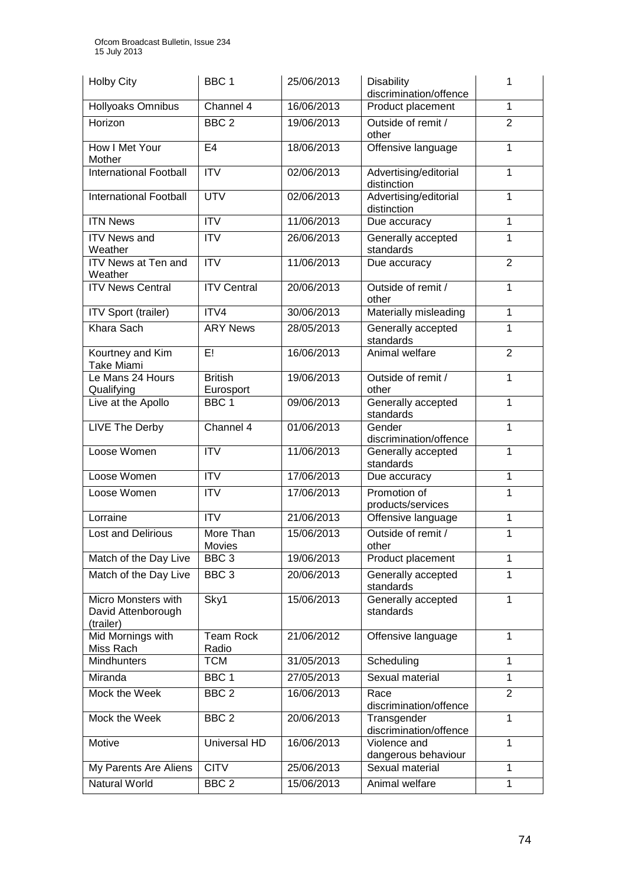| | | | | |
|---|---|---|---|---|
| Holby City | BBC 1 | 25/06/2013 | Disability discrimination/offence | 1 |
| Hollyoaks Omnibus | Channel 4 | 16/06/2013 | Product placement | 1 |
| Horizon | BBC 2 | 19/06/2013 | Outside of remit / other | 2 |
| How I Met Your Mother | E4 | 18/06/2013 | Offensive language | 1 |
| International Football | ITV | 02/06/2013 | Advertising/editorial distinction | 1 |
| International Football | UTV | 02/06/2013 | Advertising/editorial distinction | 1 |
| ITN News | ITV | 11/06/2013 | Due accuracy | 1 |
| ITV News and Weather | ITV | 26/06/2013 | Generally accepted standards | 1 |
| ITV News at Ten and Weather | ITV | 11/06/2013 | Due accuracy | 2 |
| ITV News Central | ITV Central | 20/06/2013 | Outside of remit / other | 1 |
| ITV Sport (trailer) | ITV4 | 30/06/2013 | Materially misleading | 1 |
| Khara Sach | ARY News | 28/05/2013 | Generally accepted standards | 1 |
| Kourtney and Kim Take Miami | E! | 16/06/2013 | Animal welfare | 2 |
| Le Mans 24 Hours Qualifying | British Eurosport | 19/06/2013 | Outside of remit / other | 1 |
| Live at the Apollo | BBC 1 | 09/06/2013 | Generally accepted standards | 1 |
| LIVE The Derby | Channel 4 | 01/06/2013 | Gender discrimination/offence | 1 |
| Loose Women | ITV | 11/06/2013 | Generally accepted standards | 1 |
| Loose Women | ITV | 17/06/2013 | Due accuracy | 1 |
| Loose Women | ITV | 17/06/2013 | Promotion of products/services | 1 |
| Lorraine | ITV | 21/06/2013 | Offensive language | 1 |
| Lost and Delirious | More Than Movies | 15/06/2013 | Outside of remit / other | 1 |
| Match of the Day Live | BBC 3 | 19/06/2013 | Product placement | 1 |
| Match of the Day Live | BBC 3 | 20/06/2013 | Generally accepted standards | 1 |
| Micro Monsters with David Attenborough (trailer) | Sky1 | 15/06/2013 | Generally accepted standards | 1 |
| Mid Mornings with Miss Rach | Team Rock Radio | 21/06/2012 | Offensive language | 1 |
| Mindhunters | TCM | 31/05/2013 | Scheduling | 1 |
| Miranda | BBC 1 | 27/05/2013 | Sexual material | 1 |
| Mock the Week | BBC 2 | 16/06/2013 | Race discrimination/offence | 2 |
| Mock the Week | BBC 2 | 20/06/2013 | Transgender discrimination/offence | 1 |
| Motive | Universal HD | 16/06/2013 | Violence and dangerous behaviour | 1 |
| My Parents Are Aliens | CITV | 25/06/2013 | Sexual material | 1 |
| Natural World | BBC 2 | 15/06/2013 | Animal welfare | 1 |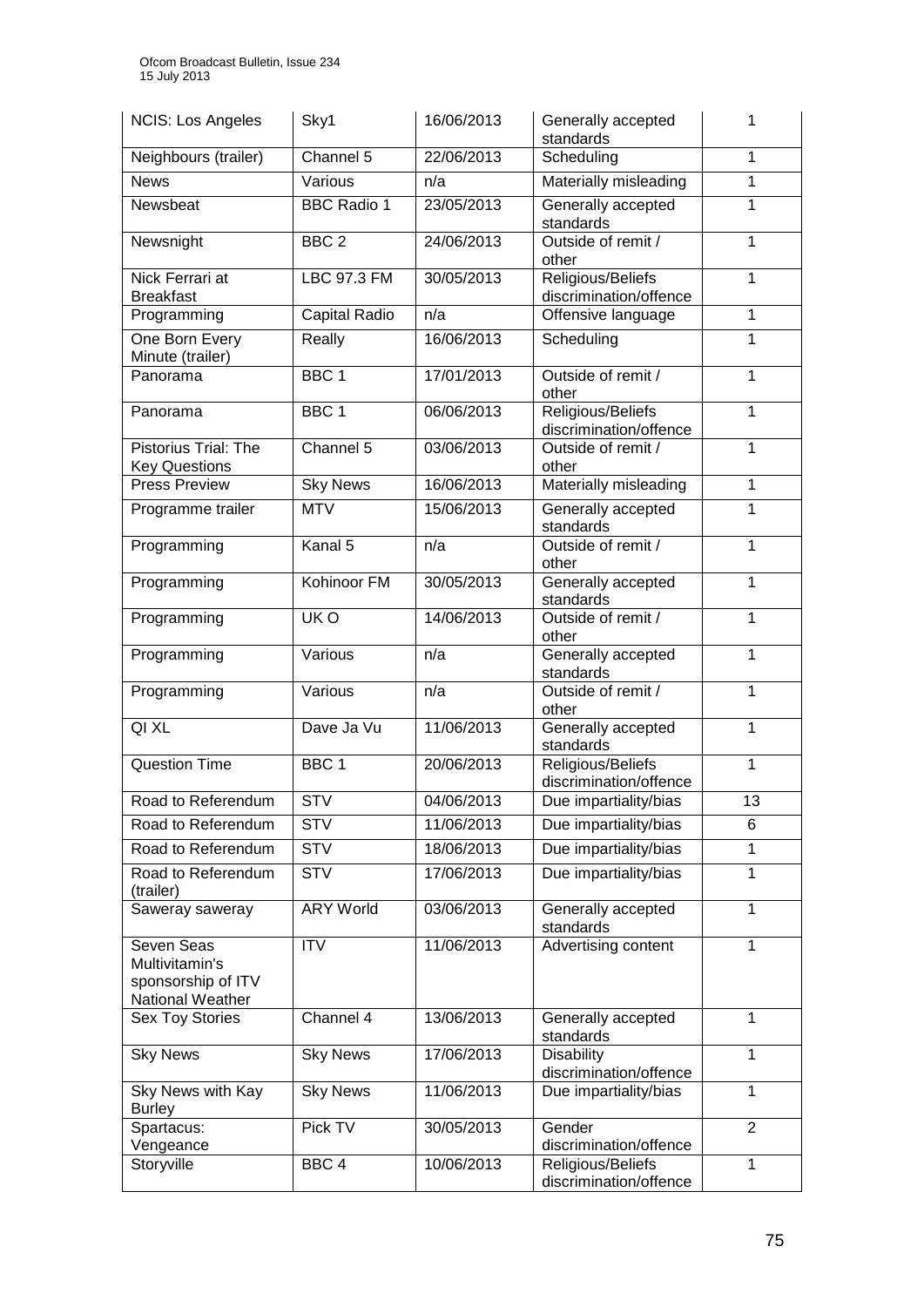| | | | | |
|---|---|---|---|---|
| NCIS: Los Angeles | Sky1 | 16/06/2013 | Generally accepted standards | 1 |
| Neighbours (trailer) | Channel 5 | 22/06/2013 | Scheduling | 1 |
| News | Various | n/a | Materially misleading | 1 |
| Newsbeat | BBC Radio 1 | 23/05/2013 | Generally accepted standards | 1 |
| Newsnight | BBC 2 | 24/06/2013 | Outside of remit / other | 1 |
| Nick Ferrari at Breakfast | LBC 97.3 FM | 30/05/2013 | Religious/Beliefs discrimination/offence | 1 |
| Programming | Capital Radio | n/a | Offensive language | 1 |
| One Born Every Minute (trailer) | Really | 16/06/2013 | Scheduling | 1 |
| Panorama | BBC 1 | 17/01/2013 | Outside of remit / other | 1 |
| Panorama | BBC 1 | 06/06/2013 | Religious/Beliefs discrimination/offence | 1 |
| Pistorius Trial: The Key Questions | Channel 5 | 03/06/2013 | Outside of remit / other | 1 |
| Press Preview | Sky News | 16/06/2013 | Materially misleading | 1 |
| Programme trailer | MTV | 15/06/2013 | Generally accepted standards | 1 |
| Programming | Kanal 5 | n/a | Outside of remit / other | 1 |
| Programming | Kohinoor FM | 30/05/2013 | Generally accepted standards | 1 |
| Programming | UK O | 14/06/2013 | Outside of remit / other | 1 |
| Programming | Various | n/a | Generally accepted standards | 1 |
| Programming | Various | n/a | Outside of remit / other | 1 |
| QI XL | Dave Ja Vu | 11/06/2013 | Generally accepted standards | 1 |
| Question Time | BBC 1 | 20/06/2013 | Religious/Beliefs discrimination/offence | 1 |
| Road to Referendum | STV | 04/06/2013 | Due impartiality/bias | 13 |
| Road to Referendum | STV | 11/06/2013 | Due impartiality/bias | 6 |
| Road to Referendum | STV | 18/06/2013 | Due impartiality/bias | 1 |
| Road to Referendum (trailer) | STV | 17/06/2013 | Due impartiality/bias | 1 |
| Saweray saweray | ARY World | 03/06/2013 | Generally accepted standards | 1 |
| Seven Seas Multivitamin's sponsorship of ITV National Weather | ITV | 11/06/2013 | Advertising content | 1 |
| Sex Toy Stories | Channel 4 | 13/06/2013 | Generally accepted standards | 1 |
| Sky News | Sky News | 17/06/2013 | Disability discrimination/offence | 1 |
| Sky News with Kay Burley | Sky News | 11/06/2013 | Due impartiality/bias | 1 |
| Spartacus: Vengeance | Pick TV | 30/05/2013 | Gender discrimination/offence | 2 |
| Storyville | BBC 4 | 10/06/2013 | Religious/Beliefs discrimination/offence | 1 |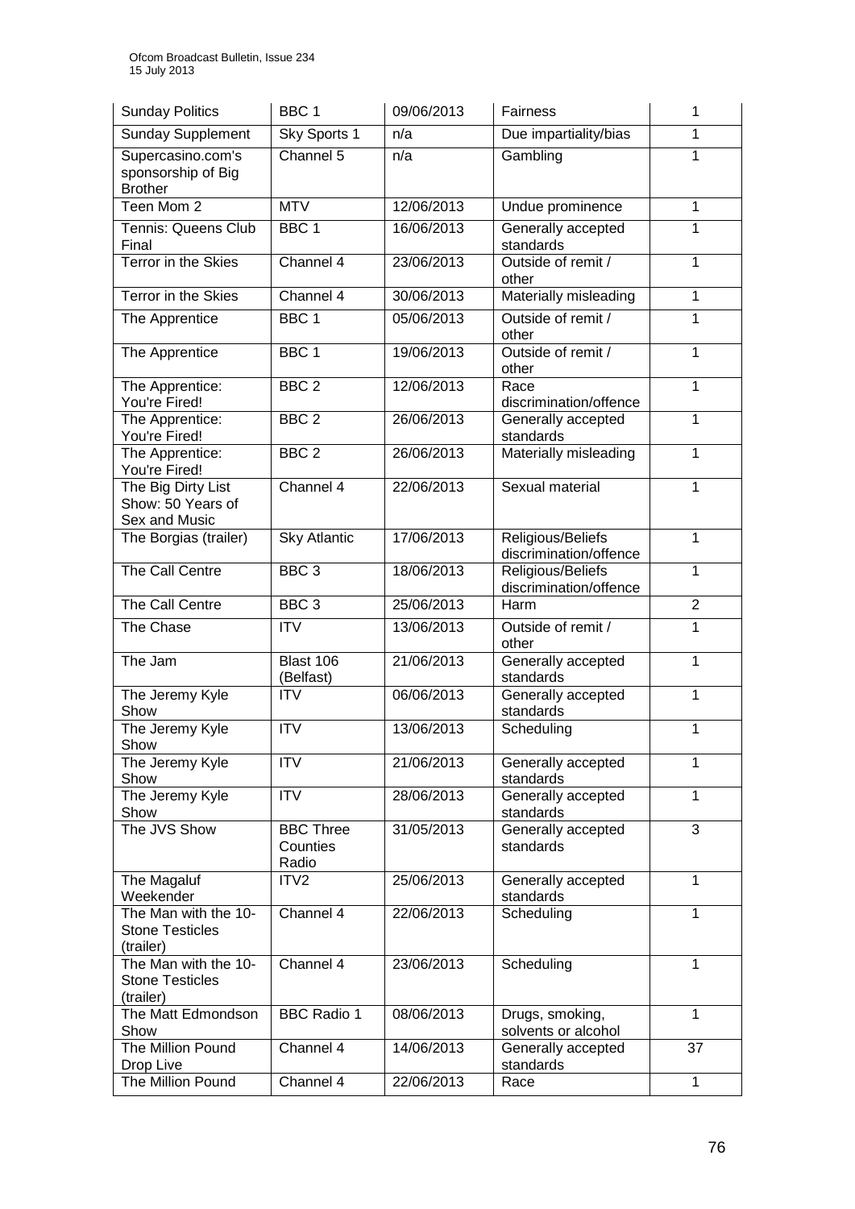| | | | | |
|---|---|---|---|---|
| Sunday Politics | BBC 1 | 09/06/2013 | Fairness | 1 |
| Sunday Supplement | Sky Sports 1 | n/a | Due impartiality/bias | 1 |
| Supercasino.com's sponsorship of Big Brother | Channel 5 | n/a | Gambling | 1 |
| Teen Mom 2 | MTV | 12/06/2013 | Undue prominence | 1 |
| Tennis: Queens Club Final | BBC 1 | 16/06/2013 | Generally accepted standards | 1 |
| Terror in the Skies | Channel 4 | 23/06/2013 | Outside of remit / other | 1 |
| Terror in the Skies | Channel 4 | 30/06/2013 | Materially misleading | 1 |
| The Apprentice | BBC 1 | 05/06/2013 | Outside of remit / other | 1 |
| The Apprentice | BBC 1 | 19/06/2013 | Outside of remit / other | 1 |
| The Apprentice: You're Fired! | BBC 2 | 12/06/2013 | Race discrimination/offence | 1 |
| The Apprentice: You're Fired! | BBC 2 | 26/06/2013 | Generally accepted standards | 1 |
| The Apprentice: You're Fired! | BBC 2 | 26/06/2013 | Materially misleading | 1 |
| The Big Dirty List Show: 50 Years of Sex and Music | Channel 4 | 22/06/2013 | Sexual material | 1 |
| The Borgias (trailer) | Sky Atlantic | 17/06/2013 | Religious/Beliefs discrimination/offence | 1 |
| The Call Centre | BBC 3 | 18/06/2013 | Religious/Beliefs discrimination/offence | 1 |
| The Call Centre | BBC 3 | 25/06/2013 | Harm | 2 |
| The Chase | ITV | 13/06/2013 | Outside of remit / other | 1 |
| The Jam | Blast 106 (Belfast) | 21/06/2013 | Generally accepted standards | 1 |
| The Jeremy Kyle Show | ITV | 06/06/2013 | Generally accepted standards | 1 |
| The Jeremy Kyle Show | ITV | 13/06/2013 | Scheduling | 1 |
| The Jeremy Kyle Show | ITV | 21/06/2013 | Generally accepted standards | 1 |
| The Jeremy Kyle Show | ITV | 28/06/2013 | Generally accepted standards | 1 |
| The JVS Show | BBC Three Counties Radio | 31/05/2013 | Generally accepted standards | 3 |
| The Magaluf Weekender | ITV2 | 25/06/2013 | Generally accepted standards | 1 |
| The Man with the 10-Stone Testicles (trailer) | Channel 4 | 22/06/2013 | Scheduling | 1 |
| The Man with the 10-Stone Testicles (trailer) | Channel 4 | 23/06/2013 | Scheduling | 1 |
| The Matt Edmondson Show | BBC Radio 1 | 08/06/2013 | Drugs, smoking, solvents or alcohol | 1 |
| The Million Pound Drop Live | Channel 4 | 14/06/2013 | Generally accepted standards | 37 |
| The Million Pound | Channel 4 | 22/06/2013 | Race | 1 |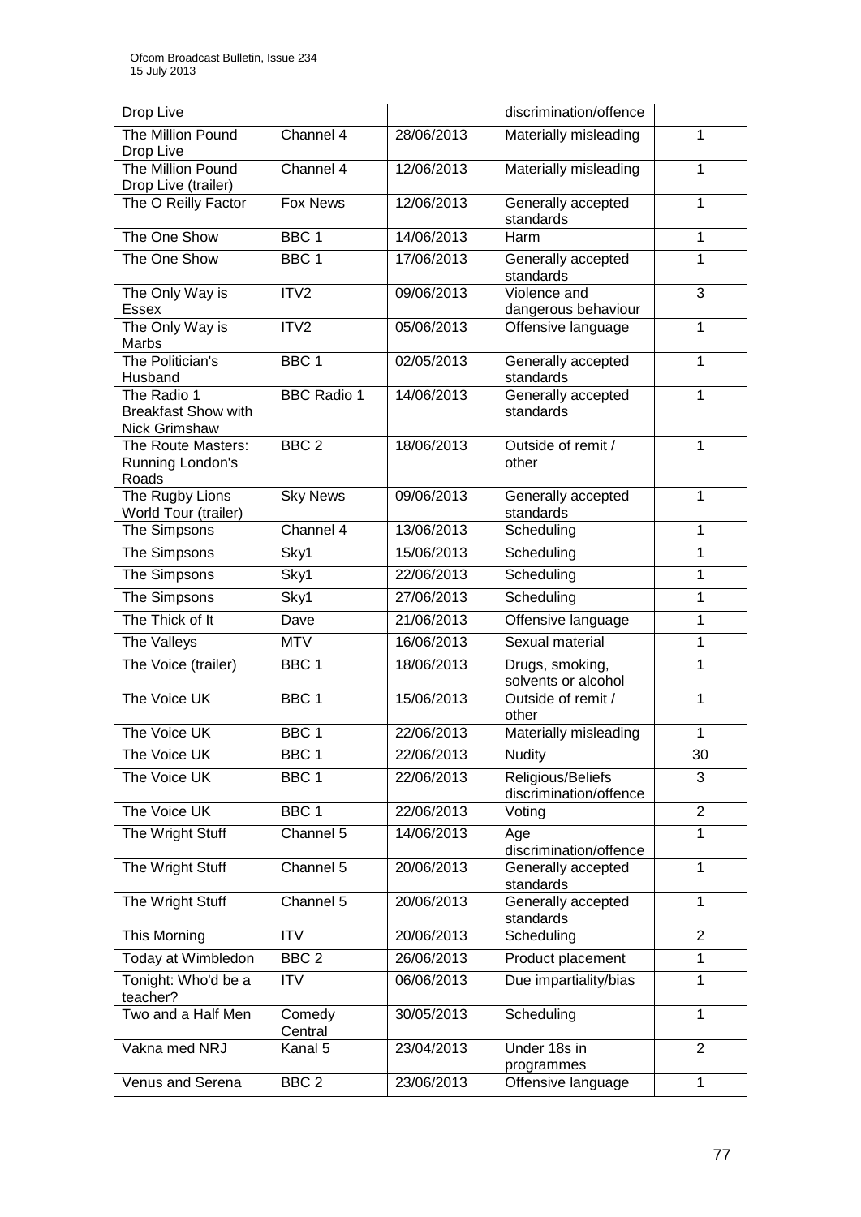| | | | | |
|---|---|---|---|---|
| Drop Live | | | discrimination/offence | |
| The Million Pound Drop Live | Channel 4 | 28/06/2013 | Materially misleading | 1 |
| The Million Pound Drop Live (trailer) | Channel 4 | 12/06/2013 | Materially misleading | 1 |
| The O Reilly Factor | Fox News | 12/06/2013 | Generally accepted standards | 1 |
| The One Show | BBC 1 | 14/06/2013 | Harm | 1 |
| The One Show | BBC 1 | 17/06/2013 | Generally accepted standards | 1 |
| The Only Way is Essex | ITV2 | 09/06/2013 | Violence and dangerous behaviour | 3 |
| The Only Way is Marbs | ITV2 | 05/06/2013 | Offensive language | 1 |
| The Politician's Husband | BBC 1 | 02/05/2013 | Generally accepted standards | 1 |
| The Radio 1 Breakfast Show with Nick Grimshaw | BBC Radio 1 | 14/06/2013 | Generally accepted standards | 1 |
| The Route Masters: Running London's Roads | BBC 2 | 18/06/2013 | Outside of remit / other | 1 |
| The Rugby Lions World Tour (trailer) | Sky News | 09/06/2013 | Generally accepted standards | 1 |
| The Simpsons | Channel 4 | 13/06/2013 | Scheduling | 1 |
| The Simpsons | Sky1 | 15/06/2013 | Scheduling | 1 |
| The Simpsons | Sky1 | 22/06/2013 | Scheduling | 1 |
| The Simpsons | Sky1 | 27/06/2013 | Scheduling | 1 |
| The Thick of It | Dave | 21/06/2013 | Offensive language | 1 |
| The Valleys | MTV | 16/06/2013 | Sexual material | 1 |
| The Voice (trailer) | BBC 1 | 18/06/2013 | Drugs, smoking, solvents or alcohol | 1 |
| The Voice UK | BBC 1 | 15/06/2013 | Outside of remit / other | 1 |
| The Voice UK | BBC 1 | 22/06/2013 | Materially misleading | 1 |
| The Voice UK | BBC 1 | 22/06/2013 | Nudity | 30 |
| The Voice UK | BBC 1 | 22/06/2013 | Religious/Beliefs discrimination/offence | 3 |
| The Voice UK | BBC 1 | 22/06/2013 | Voting | 2 |
| The Wright Stuff | Channel 5 | 14/06/2013 | Age discrimination/offence | 1 |
| The Wright Stuff | Channel 5 | 20/06/2013 | Generally accepted standards | 1 |
| The Wright Stuff | Channel 5 | 20/06/2013 | Generally accepted standards | 1 |
| This Morning | ITV | 20/06/2013 | Scheduling | 2 |
| Today at Wimbledon | BBC 2 | 26/06/2013 | Product placement | 1 |
| Tonight: Who'd be a teacher? | ITV | 06/06/2013 | Due impartiality/bias | 1 |
| Two and a Half Men | Comedy Central | 30/05/2013 | Scheduling | 1 |
| Vakna med NRJ | Kanal 5 | 23/04/2013 | Under 18s in programmes | 2 |
| Venus and Serena | BBC 2 | 23/06/2013 | Offensive language | 1 |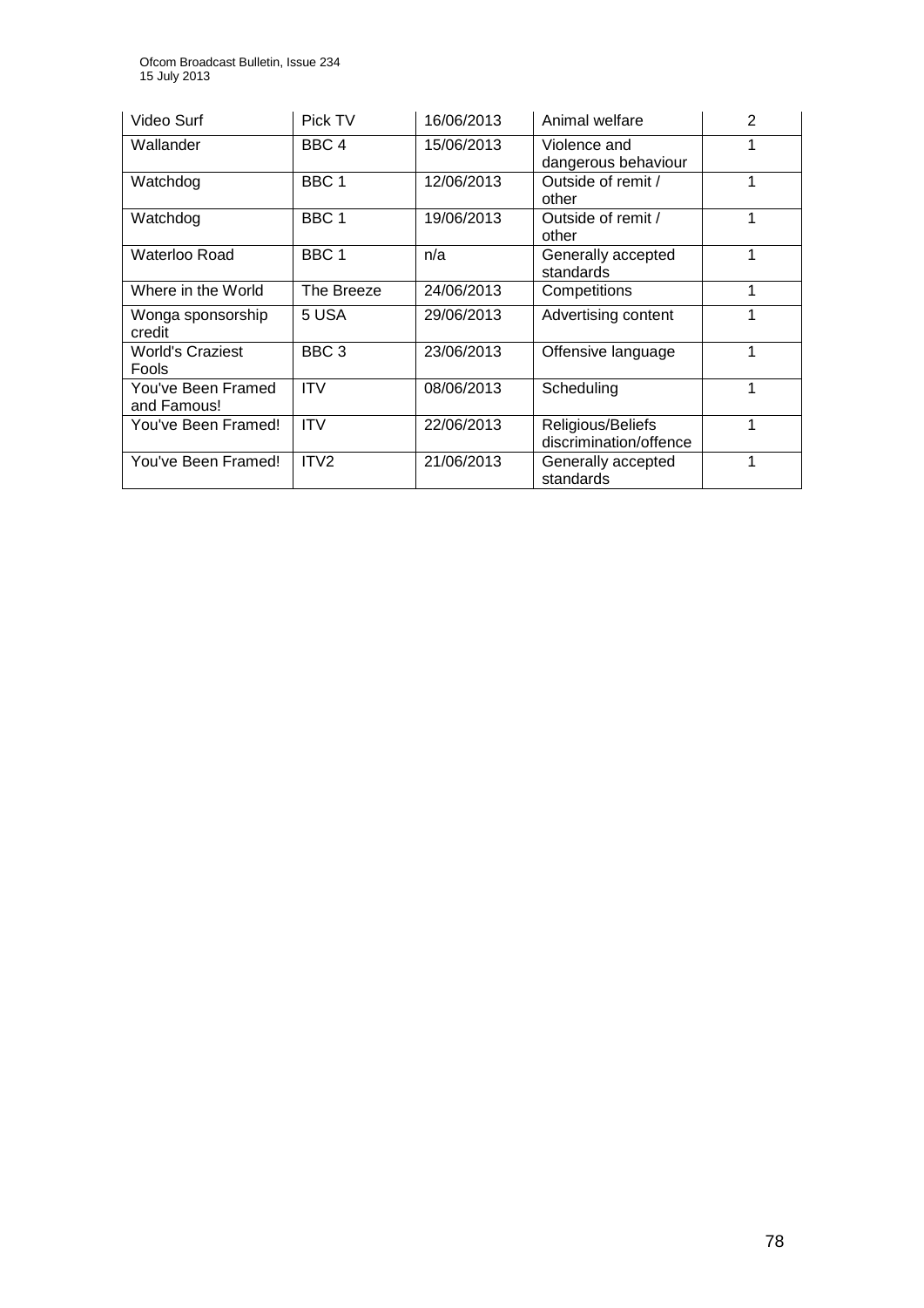| Video Surf | Pick TV | 16/06/2013 | Animal welfare | 2 |
| --- | --- | --- | --- | --- |
| Wallander | BBC 4 | 15/06/2013 | Violence and dangerous behaviour | 1 |
| Watchdog | BBC 1 | 12/06/2013 | Outside of remit / other | 1 |
| Watchdog | BBC 1 | 19/06/2013 | Outside of remit / other | 1 |
| Waterloo Road | BBC 1 | n/a | Generally accepted standards | 1 |
| Where in the World | The Breeze | 24/06/2013 | Competitions | 1 |
| Wonga sponsorship credit | 5 USA | 29/06/2013 | Advertising content | 1 |
| World's Craziest Fools | BBC 3 | 23/06/2013 | Offensive language | 1 |
| You've Been Framed and Famous! | ITV | 08/06/2013 | Scheduling | 1 |
| You've Been Framed! | ITV | 22/06/2013 | Religious/Beliefs discrimination/offence | 1 |
| You've Been Framed! | ITV2 | 21/06/2013 | Generally accepted standards | 1 |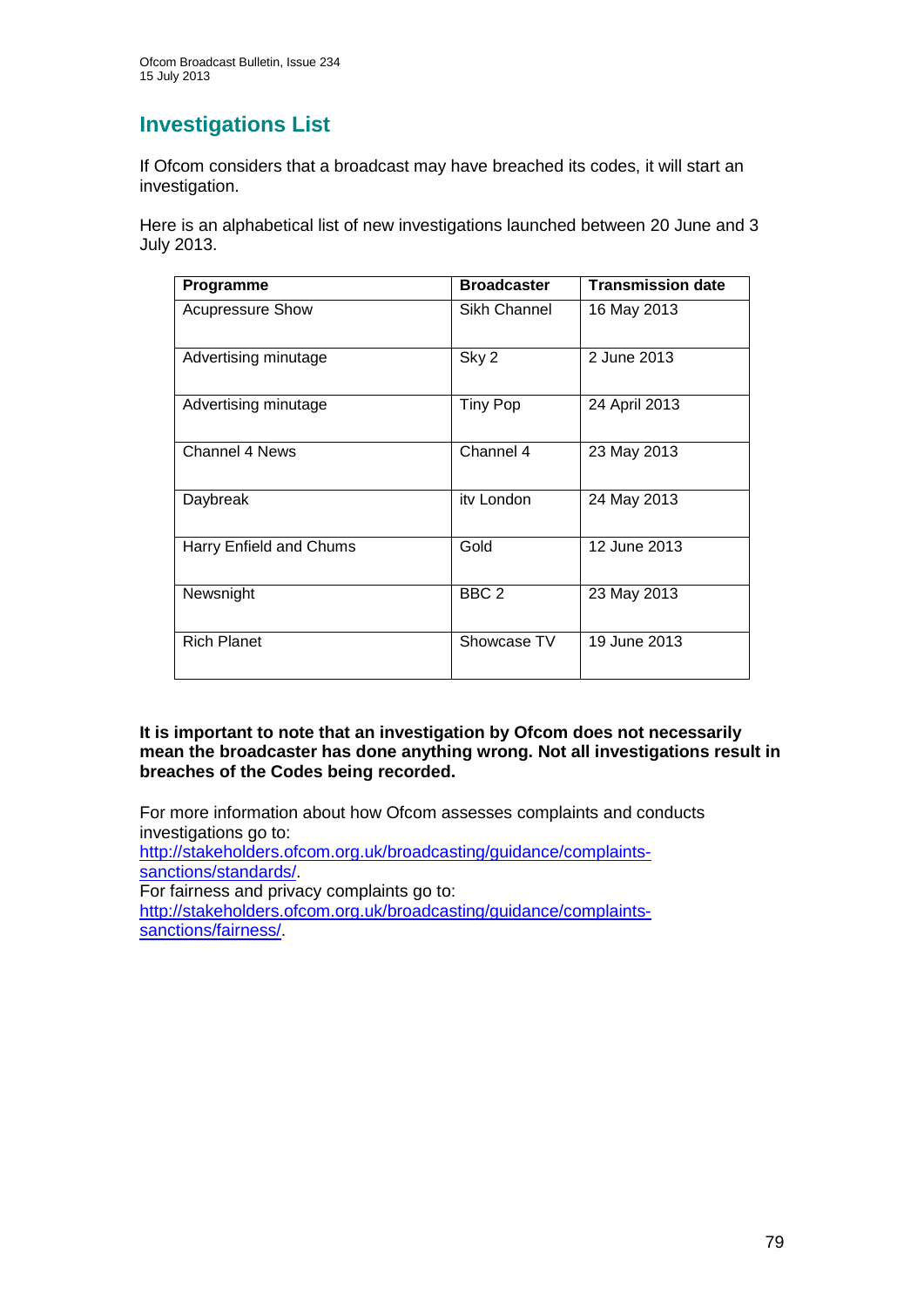## Investigations List

If Ofcom considers that a broadcast may have breached its codes, it will start an investigation.

Here is an alphabetical list of new investigations launched between 20 June and 3 July 2013.

| Programme | Broadcaster | Transmission date |
|---|---|---|
| Acupressure Show | Sikh Channel | 16 May 2013 |
| Advertising minutage | Sky 2 | 2 June 2013 |
| Advertising minutage | Tiny Pop | 24 April 2013 |
| Channel 4 News | Channel 4 | 23 May 2013 |
| Daybreak | itv London | 24 May 2013 |
| Harry Enfield and Chums | Gold | 12 June 2013 |
| Newsnight | BBC 2 | 23 May 2013 |
| Rich Planet | Showcase TV | 19 June 2013 |

**It is important to note that an investigation by Ofcom does not necessarily mean the broadcaster has done anything wrong. Not all investigations result in breaches of the Codes being recorded.**

For more information about how Ofcom assesses complaints and conducts investigations go to:
http://stakeholders.ofcom.org.uk/broadcasting/guidance/complaints-sanctions/standards/.
For fairness and privacy complaints go to:
http://stakeholders.ofcom.org.uk/broadcasting/guidance/complaints-sanctions/fairness/.